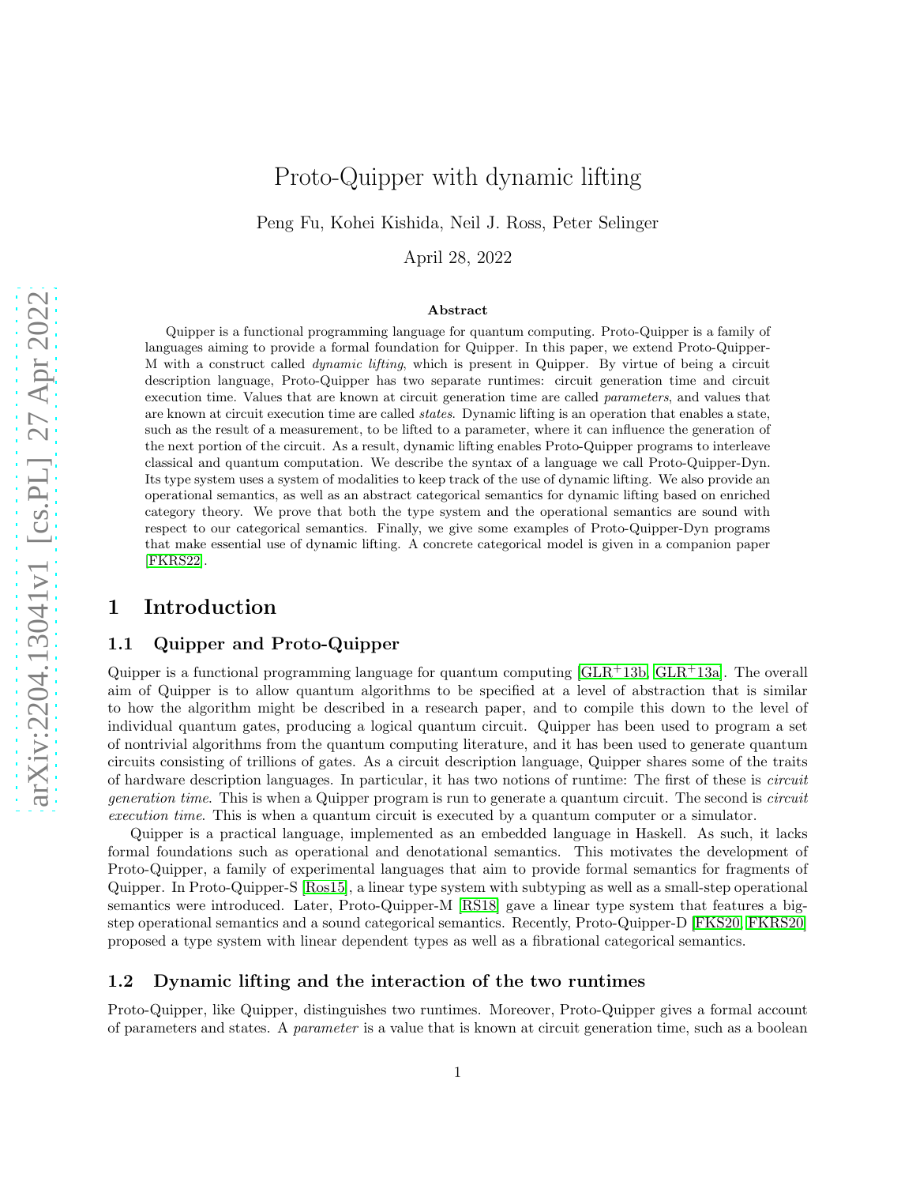# Proto-Quipper with dynamic lifting

Peng Fu, Kohei Kishida, Neil J. Ross, Peter Selinger

April 28, 2022

**Abstract**

Quipper is a functional programming language for quantum computing. Proto-Quipper is a family of languages aiming to provide a formal foundation for Quipper. In this paper, we extend Proto-Quipper-M with a construct called *dynamic lifting*, which is present in Quipper. By virtue of being a circuit description language, Proto-Quipper has two separate runtimes: circuit generation time and circuit execution time. Values that are known at circuit generation time are called *parameters*, and values that are known at circuit execution time are called *states*. Dynamic lifting is an operation that enables a state, such as the result of a measurement, to be lifted to a parameter, where it can influence the generation of the next portion of the circuit. As a result, dynamic lifting enables Proto-Quipper programs to interleave classical and quantum computation. We describe the syntax of a language we call Proto-Quipper-Dyn. Its type system uses a system of modalities to keep track of the use of dynamic lifting. We also provide an operational semantics, as well as an abstract categorical semantics for dynamic lifting based on enriched category theory. We prove that both the type system and the operational semantics are sound with respect to our categorical semantics. Finally, we give some examples of Proto-Quipper-Dyn programs that make essential use of dynamic lifting. A concrete categorical model is given in a companion paper [FKRS22].

## 1 Introduction

### 1.1 Quipper and Proto-Quipper

Quipper is a functional programming language for quantum computing [GLR+13b, GLR+13a]. The overall aim of Quipper is to allow quantum algorithms to be specified at a level of abstraction that is similar to how the algorithm might be described in a research paper, and to compile this down to the level of individual quantum gates, producing a logical quantum circuit. Quipper has been used to program a set of nontrivial algorithms from the quantum computing literature, and it has been used to generate quantum circuits consisting of trillions of gates. As a circuit description language, Quipper shares some of the traits of hardware description languages. In particular, it has two notions of runtime: The first of these is *circuit generation time*. This is when a Quipper program is run to generate a quantum circuit. The second is *circuit execution time*. This is when a quantum circuit is executed by a quantum computer or a simulator.

Quipper is a practical language, implemented as an embedded language in Haskell. As such, it lacks formal foundations such as operational and denotational semantics. This motivates the development of Proto-Quipper, a family of experimental languages that aim to provide formal semantics for fragments of Quipper. In Proto-Quipper-S [Ros15], a linear type system with subtyping as well as a small-step operational semantics were introduced. Later, Proto-Quipper-M [RS18] gave a linear type system that features a big-step operational semantics and a sound categorical semantics. Recently, Proto-Quipper-D [FKS20, FKRS20] proposed a type system with linear dependent types as well as a fibrational categorical semantics.

### 1.2 Dynamic lifting and the interaction of the two runtimes

Proto-Quipper, like Quipper, distinguishes two runtimes. Moreover, Proto-Quipper gives a formal account of parameters and states. A *parameter* is a value that is known at circuit generation time, such as a boolean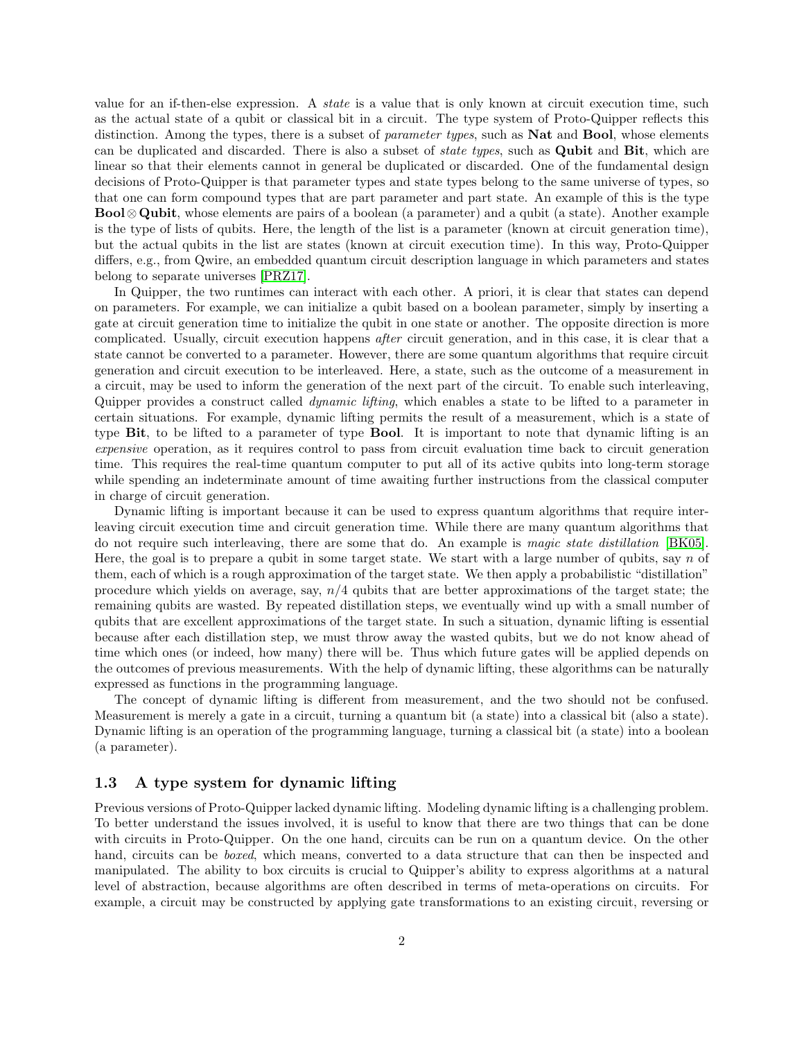value for an if-then-else expression. A *state* is a value that is only known at circuit execution time, such as the actual state of a qubit or classical bit in a circuit. The type system of Proto-Quipper reflects this distinction. Among the types, there is a subset of *parameter types*, such as **Nat** and **Bool**, whose elements can be duplicated and discarded. There is also a subset of *state types*, such as **Qubit** and **Bit**, which are linear so that their elements cannot in general be duplicated or discarded. One of the fundamental design decisions of Proto-Quipper is that parameter types and state types belong to the same universe of types, so that one can form compound types that are part parameter and part state. An example of this is the type **Bool** $\otimes$ **Qubit**, whose elements are pairs of a boolean (a parameter) and a qubit (a state). Another example is the type of lists of qubits. Here, the length of the list is a parameter (known at circuit generation time), but the actual qubits in the list are states (known at circuit execution time). In this way, Proto-Quipper differs, e.g., from Qwire, an embedded quantum circuit description language in which parameters and states belong to separate universes [PRZ17].

In Quipper, the two runtimes can interact with each other. A priori, it is clear that states can depend on parameters. For example, we can initialize a qubit based on a boolean parameter, simply by inserting a gate at circuit generation time to initialize the qubit in one state or another. The opposite direction is more complicated. Usually, circuit execution happens *after* circuit generation, and in this case, it is clear that a state cannot be converted to a parameter. However, there are some quantum algorithms that require circuit generation and circuit execution to be interleaved. Here, a state, such as the outcome of a measurement in a circuit, may be used to inform the generation of the next part of the circuit. To enable such interleaving, Quipper provides a construct called *dynamic lifting*, which enables a state to be lifted to a parameter in certain situations. For example, dynamic lifting permits the result of a measurement, which is a state of type **Bit**, to be lifted to a parameter of type **Bool**. It is important to note that dynamic lifting is an *expensive* operation, as it requires control to pass from circuit evaluation time back to circuit generation time. This requires the real-time quantum computer to put all of its active qubits into long-term storage while spending an indeterminate amount of time awaiting further instructions from the classical computer in charge of circuit generation.

Dynamic lifting is important because it can be used to express quantum algorithms that require interleaving circuit execution time and circuit generation time. While there are many quantum algorithms that do not require such interleaving, there are some that do. An example is *magic state distillation* [BK05]. Here, the goal is to prepare a qubit in some target state. We start with a large number of qubits, say $n$ of them, each of which is a rough approximation of the target state. We then apply a probabilistic "distillation" procedure which yields on average, say, $n/4$ qubits that are better approximations of the target state; the remaining qubits are wasted. By repeated distillation steps, we eventually wind up with a small number of qubits that are excellent approximations of the target state. In such a situation, dynamic lifting is essential because after each distillation step, we must throw away the wasted qubits, but we do not know ahead of time which ones (or indeed, how many) there will be. Thus which future gates will be applied depends on the outcomes of previous measurements. With the help of dynamic lifting, these algorithms can be naturally expressed as functions in the programming language.

The concept of dynamic lifting is different from measurement, and the two should not be confused. Measurement is merely a gate in a circuit, turning a quantum bit (a state) into a classical bit (also a state). Dynamic lifting is an operation of the programming language, turning a classical bit (a state) into a boolean (a parameter).

### 1.3 A type system for dynamic lifting

Previous versions of Proto-Quipper lacked dynamic lifting. Modeling dynamic lifting is a challenging problem. To better understand the issues involved, it is useful to know that there are two things that can be done with circuits in Proto-Quipper. On the one hand, circuits can be run on a quantum device. On the other hand, circuits can be *boxed*, which means, converted to a data structure that can then be inspected and manipulated. The ability to box circuits is crucial to Quipper's ability to express algorithms at a natural level of abstraction, because algorithms are often described in terms of meta-operations on circuits. For example, a circuit may be constructed by applying gate transformations to an existing circuit, reversing or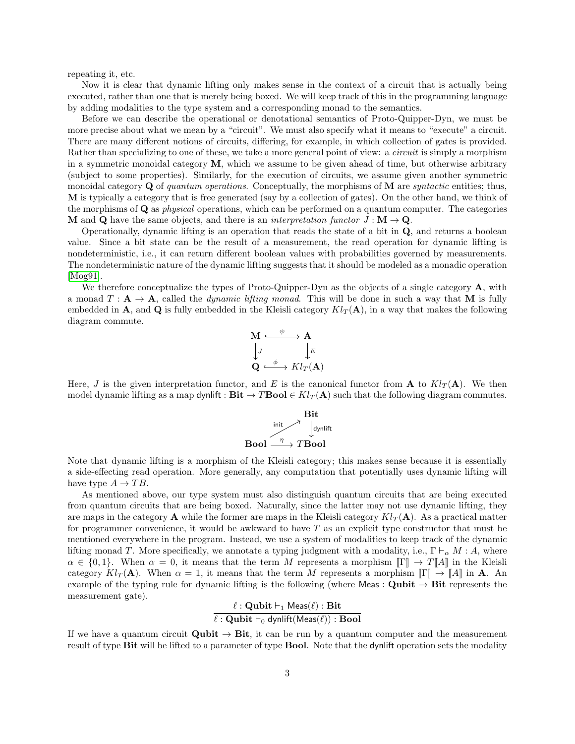repeating it, etc.

Now it is clear that dynamic lifting only makes sense in the context of a circuit that is actually being executed, rather than one that is merely being boxed. We will keep track of this in the programming language by adding modalities to the type system and a corresponding monad to the semantics.

Before we can describe the operational or denotational semantics of Proto-Quipper-Dyn, we must be more precise about what we mean by a "circuit". We must also specify what it means to "execute" a circuit. There are many different notions of circuits, differing, for example, in which collection of gates is provided. Rather than specializing to one of these, we take a more general point of view: a *circuit* is simply a morphism in a symmetric monoidal category $\mathbf{M}$, which we assume to be given ahead of time, but otherwise arbitrary (subject to some properties). Similarly, for the execution of circuits, we assume given another symmetric monoidal category $\mathbf{Q}$ of *quantum operations*. Conceptually, the morphisms of $\mathbf{M}$ are *syntactic* entities; thus, $\mathbf{M}$ is typically a category that is free generated (say by a collection of gates). On the other hand, we think of the morphisms of $\mathbf{Q}$ as *physical* operations, which can be performed on a quantum computer. The categories $\mathbf{M}$ and $\mathbf{Q}$ have the same objects, and there is an *interpretation functor* $J : \mathbf{M} \to \mathbf{Q}$.

Operationally, dynamic lifting is an operation that reads the state of a bit in $\mathbf{Q}$, and returns a boolean value. Since a bit state can be the result of a measurement, the read operation for dynamic lifting is nondeterministic, i.e., it can return different boolean values with probabilities governed by measurements. The nondeterministic nature of the dynamic lifting suggests that it should be modeled as a monadic operation [Mog91].

We therefore conceptualize the types of Proto-Quipper-Dyn as the objects of a single category $\mathbf{A}$, with a monad $T : \mathbf{A} \to \mathbf{A}$, called the *dynamic lifting monad*. This will be done in such a way that $\mathbf{M}$ is fully embedded in $\mathbf{A}$, and $\mathbf{Q}$ is fully embedded in the Kleisli category $Kl_T(\mathbf{A})$, in a way that makes the following diagram commute.

$$\begin{array}{ccc} \mathbf{M} & \xhookrightarrow{\ \psi\ } & \mathbf{A} \\ \downarrow{\scriptstyle J} & & \downarrow{\scriptstyle E} \\ \mathbf{Q} & \xhookrightarrow{\ \phi\ } & Kl_T(\mathbf{A}) \end{array}$$

Here, $J$ is the given interpretation functor, and $E$ is the canonical functor from $\mathbf{A}$ to $Kl_T(\mathbf{A})$. We then model dynamic lifting as a map $\mathsf{dynlift} : \mathbf{Bit} \to T\mathbf{Bool} \in Kl_T(\mathbf{A})$ such that the following diagram commutes.

$$\begin{array}{ccc} & & \mathbf{Bit} \\ & \overset{\mathsf{init}}{\nearrow} & \downarrow{\scriptstyle \mathsf{dynlift}} \\ \mathbf{Bool} & \xrightarrow{\ \eta\ } & T\mathbf{Bool} \end{array}$$

Note that dynamic lifting is a morphism of the Kleisli category; this makes sense because it is essentially a side-effecting read operation. More generally, any computation that potentially uses dynamic lifting will have type $A \to TB$.

As mentioned above, our type system must also distinguish quantum circuits that are being executed from quantum circuits that are being boxed. Naturally, since the latter may not use dynamic lifting, they are maps in the category $\mathbf{A}$ while the former are maps in the Kleisli category $Kl_T(\mathbf{A})$. As a practical matter for programmer convenience, it would be awkward to have $T$ as an explicit type constructor that must be mentioned everywhere in the program. Instead, we use a system of modalities to keep track of the dynamic lifting monad $T$. More specifically, we annotate a typing judgment with a modality, i.e., $\Gamma \vdash_\alpha M : A$, where $\alpha \in \{0, 1\}$. When $\alpha = 0$, it means that the term $M$ represents a morphism $[\![\Gamma]\!] \to T[\![A]\!]$ in the Kleisli category $Kl_T(\mathbf{A})$. When $\alpha = 1$, it means that the term $M$ represents a morphism $[\![\Gamma]\!] \to [\![A]\!]$ in $\mathbf{A}$. An example of the typing rule for dynamic lifting is the following (where $\mathsf{Meas} : \mathbf{Qubit} \to \mathbf{Bit}$ represents the measurement gate).

$$\frac{\ell : \mathbf{Qubit} \vdash_1 \mathsf{Meas}(\ell) : \mathbf{Bit}}{\ell : \mathbf{Qubit} \vdash_0 \mathsf{dynlift}(\mathsf{Meas}(\ell)) : \mathbf{Bool}}$$

If we have a quantum circuit $\mathbf{Qubit} \to \mathbf{Bit}$, it can be run by a quantum computer and the measurement result of type $\mathbf{Bit}$ will be lifted to a parameter of type $\mathbf{Bool}$. Note that the $\mathsf{dynlift}$ operation sets the modality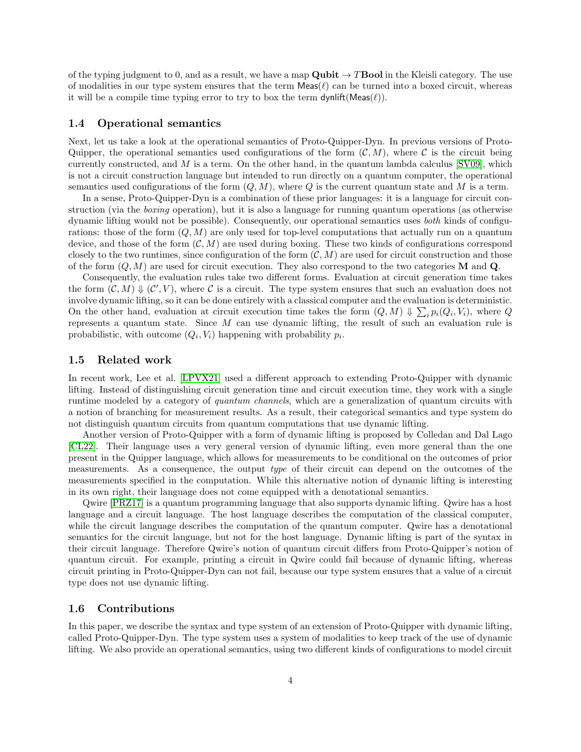of the typing judgment to 0, and as a result, we have a map $\mathbf{Qubit} \to T\mathbf{Bool}$ in the Kleisli category. The use of modalities in our type system ensures that the term $\mathsf{Meas}(\ell)$ can be turned into a boxed circuit, whereas it will be a compile time typing error to try to box the term $\mathsf{dynlift}(\mathsf{Meas}(\ell))$.

## 1.4 Operational semantics

Next, let us take a look at the operational semantics of Proto-Quipper-Dyn. In previous versions of Proto-Quipper, the operational semantics used configurations of the form $(\mathcal{C}, M)$, where $\mathcal{C}$ is the circuit being currently constructed, and $M$ is a term. On the other hand, in the quantum lambda calculus [SV09], which is not a circuit construction language but intended to run directly on a quantum computer, the operational semantics used configurations of the form $(Q, M)$, where $Q$ is the current quantum state and $M$ is a term.

In a sense, Proto-Quipper-Dyn is a combination of these prior languages: it is a language for circuit construction (via the *boxing* operation), but it is also a language for running quantum operations (as otherwise dynamic lifting would not be possible). Consequently, our operational semantics uses *both* kinds of configurations: those of the form $(Q, M)$ are only used for top-level computations that actually run on a quantum device, and those of the form $(\mathcal{C}, M)$ are used during boxing. These two kinds of configurations correspond closely to the two runtimes, since configuration of the form $(\mathcal{C}, M)$ are used for circuit construction and those of the form $(Q, M)$ are used for circuit execution. They also correspond to the two categories $\mathbf{M}$ and $\mathbf{Q}$.

Consequently, the evaluation rules take two different forms. Evaluation at circuit generation time takes the form $(\mathcal{C}, M) \Downarrow (\mathcal{C}', V)$, where $\mathcal{C}$ is a circuit. The type system ensures that such an evaluation does not involve dynamic lifting, so it can be done entirely with a classical computer and the evaluation is deterministic. On the other hand, evaluation at circuit execution time takes the form $(Q, M) \Downarrow \sum_i p_i(Q_i, V_i)$, where $Q$ represents a quantum state. Since $M$ can use dynamic lifting, the result of such an evaluation rule is probabilistic, with outcome $(Q_i, V_i)$ happening with probability $p_i$.

## 1.5 Related work

In recent work, Lee et al. [LPVX21] used a different approach to extending Proto-Quipper with dynamic lifting. Instead of distinguishing circuit generation time and circuit execution time, they work with a single runtime modeled by a category of *quantum channels*, which are a generalization of quantum circuits with a notion of branching for measurement results. As a result, their categorical semantics and type system do not distinguish quantum circuits from quantum computations that use dynamic lifting.

Another version of Proto-Quipper with a form of dynamic lifting is proposed by Colledan and Dal Lago [CL22]. Their language uses a very general version of dynamic lifting, even more general than the one present in the Quipper language, which allows for measurements to be conditional on the outcomes of prior measurements. As a consequence, the output *type* of their circuit can depend on the outcomes of the measurements specified in the computation. While this alternative notion of dynamic lifting is interesting in its own right, their language does not come equipped with a denotational semantics.

Qwire [PRZ17] is a quantum programming language that also supports dynamic lifting. Qwire has a host language and a circuit language. The host language describes the computation of the classical computer, while the circuit language describes the computation of the quantum computer. Qwire has a denotational semantics for the circuit language, but not for the host language. Dynamic lifting is part of the syntax in their circuit language. Therefore Qwire's notion of quantum circuit differs from Proto-Quipper's notion of quantum circuit. For example, printing a circuit in Qwire could fail because of dynamic lifting, whereas circuit printing in Proto-Quipper-Dyn can not fail, because our type system ensures that a value of a circuit type does not use dynamic lifting.

## 1.6 Contributions

In this paper, we describe the syntax and type system of an extension of Proto-Quipper with dynamic lifting, called Proto-Quipper-Dyn. The type system uses a system of modalities to keep track of the use of dynamic lifting. We also provide an operational semantics, using two different kinds of configurations to model circuit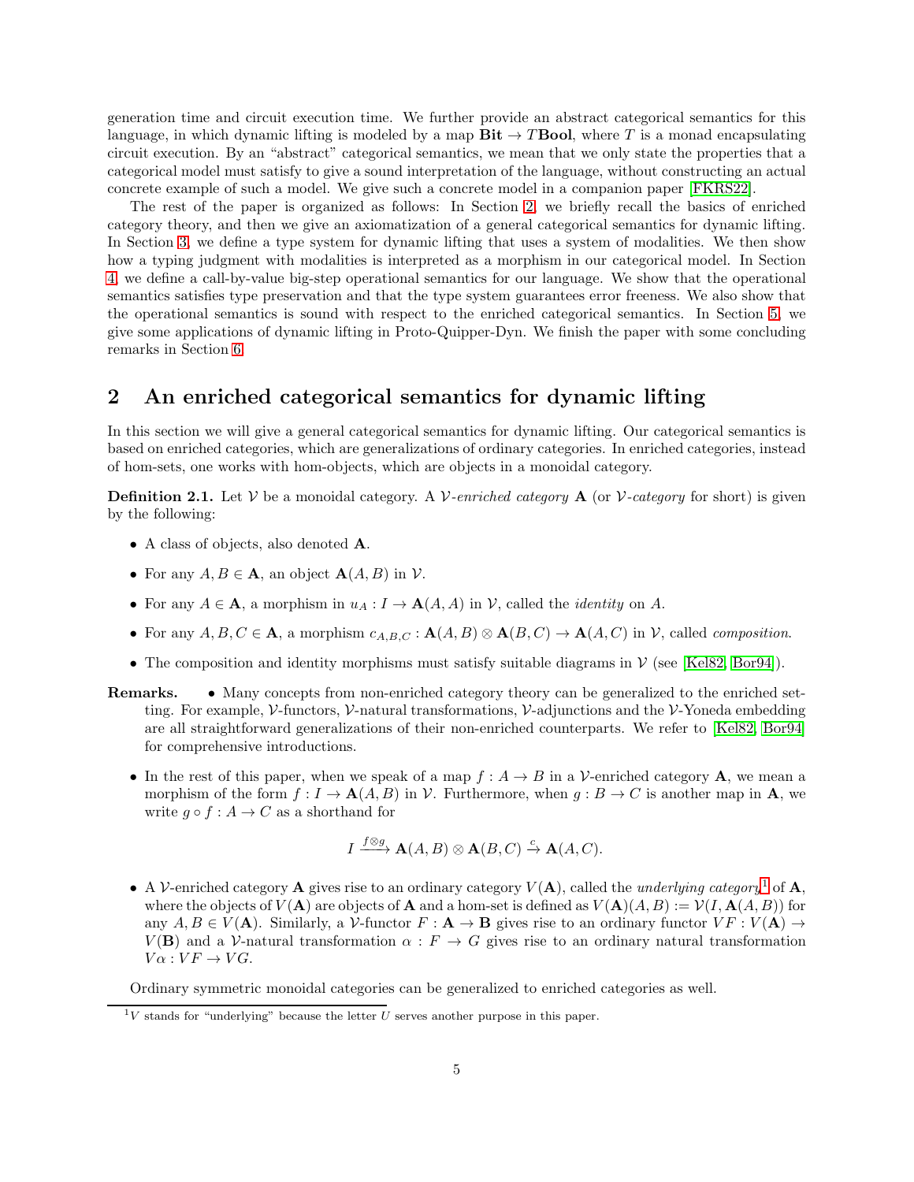generation time and circuit execution time. We further provide an abstract categorical semantics for this language, in which dynamic lifting is modeled by a map $\mathbf{Bit} \to T\mathbf{Bool}$, where $T$ is a monad encapsulating circuit execution. By an "abstract" categorical semantics, we mean that we only state the properties that a categorical model must satisfy to give a sound interpretation of the language, without constructing an actual concrete example of such a model. We give such a concrete model in a companion paper [FKRS22].

The rest of the paper is organized as follows: In Section 2, we briefly recall the basics of enriched category theory, and then we give an axiomatization of a general categorical semantics for dynamic lifting. In Section 3, we define a type system for dynamic lifting that uses a system of modalities. We then show how a typing judgment with modalities is interpreted as a morphism in our categorical model. In Section 4, we define a call-by-value big-step operational semantics for our language. We show that the operational semantics satisfies type preservation and that the type system guarantees error freeness. We also show that the operational semantics is sound with respect to the enriched categorical semantics. In Section 5, we give some applications of dynamic lifting in Proto-Quipper-Dyn. We finish the paper with some concluding remarks in Section 6.

## 2 An enriched categorical semantics for dynamic lifting

In this section we will give a general categorical semantics for dynamic lifting. Our categorical semantics is based on enriched categories, which are generalizations of ordinary categories. In enriched categories, instead of hom-sets, one works with hom-objects, which are objects in a monoidal category.

**Definition 2.1.** Let $\mathcal{V}$ be a monoidal category. A *$\mathcal{V}$-enriched category* $\mathbf{A}$ (or *$\mathcal{V}$-category* for short) is given by the following:

- A class of objects, also denoted $\mathbf{A}$.
- For any $A, B \in \mathbf{A}$, an object $\mathbf{A}(A, B)$ in $\mathcal{V}$.
- For any $A \in \mathbf{A}$, a morphism in $u_A : I \to \mathbf{A}(A, A)$ in $\mathcal{V}$, called the *identity* on $A$.
- For any $A, B, C \in \mathbf{A}$, a morphism $c_{A,B,C} : \mathbf{A}(A, B) \otimes \mathbf{A}(B, C) \to \mathbf{A}(A, C)$ in $\mathcal{V}$, called *composition*.
- The composition and identity morphisms must satisfy suitable diagrams in $\mathcal{V}$ (see [Kel82, Bor94]).

**Remarks.**

- Many concepts from non-enriched category theory can be generalized to the enriched setting. For example, $\mathcal{V}$-functors, $\mathcal{V}$-natural transformations, $\mathcal{V}$-adjunctions and the $\mathcal{V}$-Yoneda embedding are all straightforward generalizations of their non-enriched counterparts. We refer to [Kel82, Bor94] for comprehensive introductions.
- In the rest of this paper, when we speak of a map $f : A \to B$ in a $\mathcal{V}$-enriched category $\mathbf{A}$, we mean a morphism of the form $f : I \to \mathbf{A}(A, B)$ in $\mathcal{V}$. Furthermore, when $g : B \to C$ is another map in $\mathbf{A}$, we write $g \circ f : A \to C$ as a shorthand for

$$I \xrightarrow{f \otimes g} \mathbf{A}(A, B) \otimes \mathbf{A}(B, C) \xrightarrow{c} \mathbf{A}(A, C).$$

- A $\mathcal{V}$-enriched category $\mathbf{A}$ gives rise to an ordinary category $V(\mathbf{A})$, called the *underlying category*[1] of $\mathbf{A}$, where the objects of $V(\mathbf{A})$ are objects of $\mathbf{A}$ and a hom-set is defined as $V(\mathbf{A})(A, B) := \mathcal{V}(I, \mathbf{A}(A, B))$ for any $A, B \in V(\mathbf{A})$. Similarly, a $\mathcal{V}$-functor $F : \mathbf{A} \to \mathbf{B}$ gives rise to an ordinary functor $VF : V(\mathbf{A}) \to V(\mathbf{B})$ and a $\mathcal{V}$-natural transformation $\alpha : F \to G$ gives rise to an ordinary natural transformation $V\alpha : VF \to VG$.

Ordinary symmetric monoidal categories can be generalized to enriched categories as well.

[1] $V$ stands for "underlying" because the letter $U$ serves another purpose in this paper.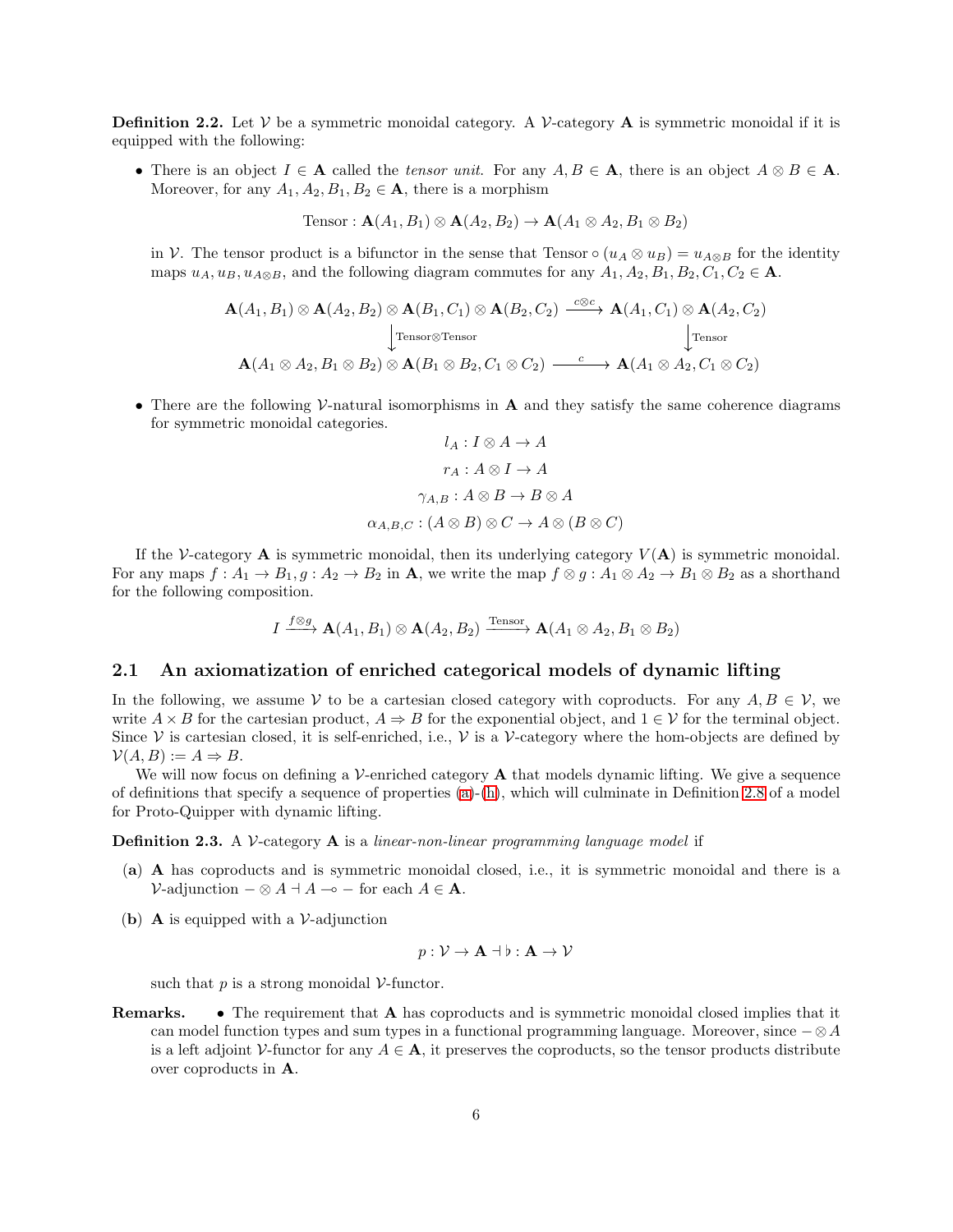**Definition 2.2.** Let $\mathcal{V}$ be a symmetric monoidal category. A $\mathcal{V}$-category $\mathbf{A}$ is symmetric monoidal if it is equipped with the following:

- There is an object $I \in \mathbf{A}$ called the *tensor unit*. For any $A, B \in \mathbf{A}$, there is an object $A \otimes B \in \mathbf{A}$. Moreover, for any $A_1, A_2, B_1, B_2 \in \mathbf{A}$, there is a morphism

$$\text{Tensor} : \mathbf{A}(A_1, B_1) \otimes \mathbf{A}(A_2, B_2) \to \mathbf{A}(A_1 \otimes A_2, B_1 \otimes B_2)$$

  in $\mathcal{V}$. The tensor product is a bifunctor in the sense that $\text{Tensor} \circ (u_A \otimes u_B) = u_{A \otimes B}$ for the identity maps $u_A, u_B, u_{A\otimes B}$, and the following diagram commutes for any $A_1, A_2, B_1, B_2, C_1, C_2 \in \mathbf{A}$.

$$\begin{array}{ccc}
\mathbf{A}(A_1, B_1) \otimes \mathbf{A}(A_2, B_2) \otimes \mathbf{A}(B_1, C_1) \otimes \mathbf{A}(B_2, C_2) & \xrightarrow{c \otimes c} & \mathbf{A}(A_1, C_1) \otimes \mathbf{A}(A_2, C_2) \\
\downarrow{\scriptstyle \text{Tensor}\otimes\text{Tensor}} & & \downarrow{\scriptstyle \text{Tensor}} \\
\mathbf{A}(A_1 \otimes A_2, B_1 \otimes B_2) \otimes \mathbf{A}(B_1 \otimes B_2, C_1 \otimes C_2) & \xrightarrow{c} & \mathbf{A}(A_1 \otimes A_2, C_1 \otimes C_2)
\end{array}$$

- There are the following $\mathcal{V}$-natural isomorphisms in $\mathbf{A}$ and they satisfy the same coherence diagrams for symmetric monoidal categories.

$$l_A : I \otimes A \to A$$
$$r_A : A \otimes I \to A$$
$$\gamma_{A,B} : A \otimes B \to B \otimes A$$
$$\alpha_{A,B,C} : (A \otimes B) \otimes C \to A \otimes (B \otimes C)$$

If the $\mathcal{V}$-category $\mathbf{A}$ is symmetric monoidal, then its underlying category $V(\mathbf{A})$ is symmetric monoidal. For any maps $f : A_1 \to B_1, g : A_2 \to B_2$ in $\mathbf{A}$, we write the map $f \otimes g : A_1 \otimes A_2 \to B_1 \otimes B_2$ as a shorthand for the following composition.

$$I \xrightarrow{f \otimes g} \mathbf{A}(A_1, B_1) \otimes \mathbf{A}(A_2, B_2) \xrightarrow{\text{Tensor}} \mathbf{A}(A_1 \otimes A_2, B_1 \otimes B_2)$$

## 2.1 An axiomatization of enriched categorical models of dynamic lifting

In the following, we assume $\mathcal{V}$ to be a cartesian closed category with coproducts. For any $A, B \in \mathcal{V}$, we write $A \times B$ for the cartesian product, $A \Rightarrow B$ for the exponential object, and $1 \in \mathcal{V}$ for the terminal object. Since $\mathcal{V}$ is cartesian closed, it is self-enriched, i.e., $\mathcal{V}$ is a $\mathcal{V}$-category where the hom-objects are defined by $\mathcal{V}(A, B) := A \Rightarrow B$.

We will now focus on defining a $\mathcal{V}$-enriched category $\mathbf{A}$ that models dynamic lifting. We give a sequence of definitions that specify a sequence of properties (a)-(h), which will culminate in Definition 2.8 of a model for Proto-Quipper with dynamic lifting.

**Definition 2.3.** A $\mathcal{V}$-category $\mathbf{A}$ is a *linear-non-linear programming language model* if

**(a)** $\mathbf{A}$ has coproducts and is symmetric monoidal closed, i.e., it is symmetric monoidal and there is a $\mathcal{V}$-adjunction $- \otimes A \dashv A \multimap -$ for each $A \in \mathbf{A}$.

**(b)** $\mathbf{A}$ is equipped with a $\mathcal{V}$-adjunction

$$p : \mathcal{V} \to \mathbf{A} \dashv \flat : \mathbf{A} \to \mathcal{V}$$

such that $p$ is a strong monoidal $\mathcal{V}$-functor.

**Remarks.**

- The requirement that $\mathbf{A}$ has coproducts and is symmetric monoidal closed implies that it can model function types and sum types in a functional programming language. Moreover, since $- \otimes A$ is a left adjoint $\mathcal{V}$-functor for any $A \in \mathbf{A}$, it preserves the coproducts, so the tensor products distribute over coproducts in $\mathbf{A}$.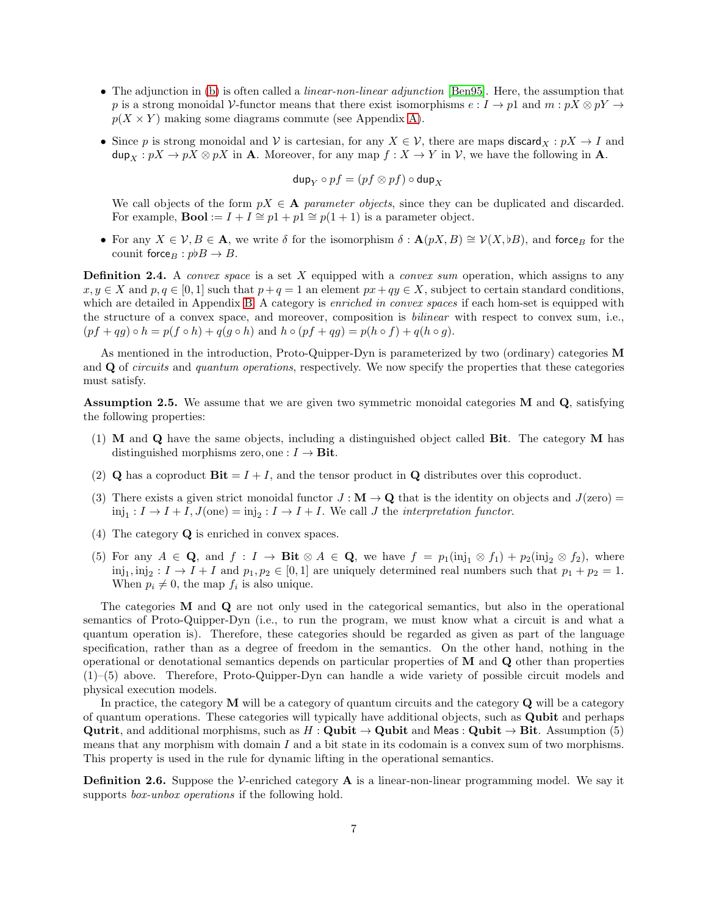- The adjunction in (b) is often called a *linear-non-linear adjunction* [Ben95]. Here, the assumption that $p$ is a strong monoidal $\mathcal{V}$-functor means that there exist isomorphisms $e : I \to p1$ and $m : pX \otimes pY \to p(X \times Y)$ making some diagrams commute (see Appendix A).

- Since $p$ is strong monoidal and $\mathcal{V}$ is cartesian, for any $X \in \mathcal{V}$, there are maps $\mathsf{discard}_X : pX \to I$ and $\mathsf{dup}_X : pX \to pX \otimes pX$ in $\mathbf{A}$. Moreover, for any map $f : X \to Y$ in $\mathcal{V}$, we have the following in $\mathbf{A}$.

$$\mathsf{dup}_Y \circ pf = (pf \otimes pf) \circ \mathsf{dup}_X$$

We call objects of the form $pX \in \mathbf{A}$ *parameter objects*, since they can be duplicated and discarded. For example, $\mathbf{Bool} := I + I \cong p1 + p1 \cong p(1 + 1)$ is a parameter object.

- For any $X \in \mathcal{V}, B \in \mathbf{A}$, we write $\delta$ for the isomorphism $\delta : \mathbf{A}(pX, B) \cong \mathcal{V}(X, \flat B)$, and $\mathsf{force}_B$ for the counit $\mathsf{force}_B : p\flat B \to B$.

**Definition 2.4.** A *convex space* is a set $X$ equipped with a *convex sum* operation, which assigns to any $x, y \in X$ and $p, q \in [0, 1]$ such that $p + q = 1$ an element $px + qy \in X$, subject to certain standard conditions, which are detailed in Appendix B. A category is *enriched in convex spaces* if each hom-set is equipped with the structure of a convex space, and moreover, composition is *bilinear* with respect to convex sum, i.e., $(pf + qg) \circ h = p(f \circ h) + q(g \circ h)$ and $h \circ (pf + qg) = p(h \circ f) + q(h \circ g)$.

As mentioned in the introduction, Proto-Quipper-Dyn is parameterized by two (ordinary) categories $\mathbf{M}$ and $\mathbf{Q}$ of *circuits* and *quantum operations*, respectively. We now specify the properties that these categories must satisfy.

**Assumption 2.5.** We assume that we are given two symmetric monoidal categories $\mathbf{M}$ and $\mathbf{Q}$, satisfying the following properties:

(1) $\mathbf{M}$ and $\mathbf{Q}$ have the same objects, including a distinguished object called $\mathbf{Bit}$. The category $\mathbf{M}$ has distinguished morphisms $\mathrm{zero}, \mathrm{one} : I \to \mathbf{Bit}$.

(2) $\mathbf{Q}$ has a coproduct $\mathbf{Bit} = I + I$, and the tensor product in $\mathbf{Q}$ distributes over this coproduct.

(3) There exists a given strict monoidal functor $J : \mathbf{M} \to \mathbf{Q}$ that is the identity on objects and $J(\mathrm{zero}) = \mathrm{inj}_1 : I \to I + I, J(\mathrm{one}) = \mathrm{inj}_2 : I \to I + I$. We call $J$ the *interpretation functor*.

(4) The category $\mathbf{Q}$ is enriched in convex spaces.

(5) For any $A \in \mathbf{Q}$, and $f : I \to \mathbf{Bit} \otimes A \in \mathbf{Q}$, we have $f = p_1(\mathrm{inj}_1 \otimes f_1) + p_2(\mathrm{inj}_2 \otimes f_2)$, where $\mathrm{inj}_1, \mathrm{inj}_2 : I \to I + I$ and $p_1, p_2 \in [0, 1]$ are uniquely determined real numbers such that $p_1 + p_2 = 1$. When $p_i \neq 0$, the map $f_i$ is also unique.

The categories $\mathbf{M}$ and $\mathbf{Q}$ are not only used in the categorical semantics, but also in the operational semantics of Proto-Quipper-Dyn (i.e., to run the program, we must know what a circuit is and what a quantum operation is). Therefore, these categories should be regarded as given as part of the language specification, rather than as a degree of freedom in the semantics. On the other hand, nothing in the operational or denotational semantics depends on particular properties of $\mathbf{M}$ and $\mathbf{Q}$ other than properties (1)–(5) above. Therefore, Proto-Quipper-Dyn can handle a wide variety of possible circuit models and physical execution models.

In practice, the category $\mathbf{M}$ will be a category of quantum circuits and the category $\mathbf{Q}$ will be a category of quantum operations. These categories will typically have additional objects, such as $\mathbf{Qubit}$ and perhaps $\mathbf{Qutrit}$, and additional morphisms, such as $H : \mathbf{Qubit} \to \mathbf{Qubit}$ and $\mathsf{Meas} : \mathbf{Qubit} \to \mathbf{Bit}$. Assumption (5) means that any morphism with domain $I$ and a bit state in its codomain is a convex sum of two morphisms. This property is used in the rule for dynamic lifting in the operational semantics.

**Definition 2.6.** Suppose the $\mathcal{V}$-enriched category $\mathbf{A}$ is a linear-non-linear programming model. We say it supports *box-unbox operations* if the following hold.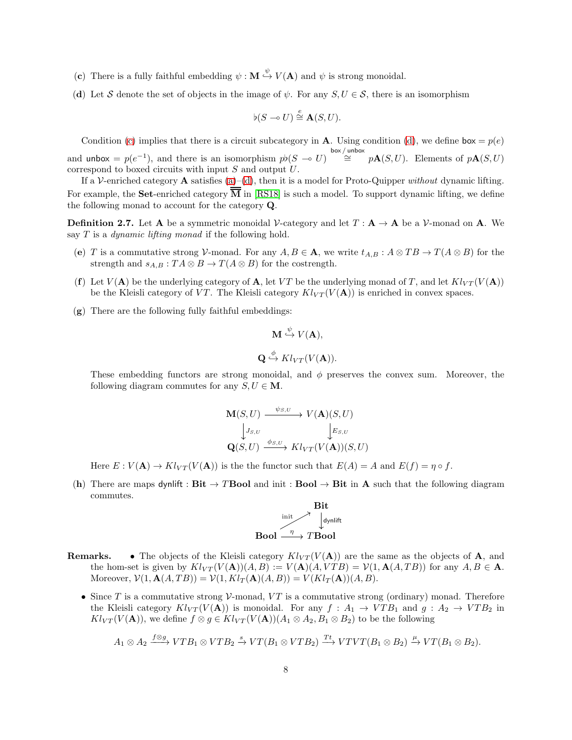(**c**) There is a fully faithful embedding $\psi : \mathbf{M} \overset{\psi}{\hookrightarrow} V(\mathbf{A})$ and $\psi$ is strong monoidal.

(**d**) Let $\mathcal{S}$ denote the set of objects in the image of $\psi$. For any $S, U \in \mathcal{S}$, there is an isomorphism

$$\flat(S \multimap U) \overset{e}{\cong} \mathbf{A}(S, U).$$

Condition (c) implies that there is a circuit subcategory in $\mathbf{A}$. Using condition (d), we define $\mathsf{box} = p(e)$ and $\mathsf{unbox} = p(e^{-1})$, and there is an isomorphism $p\flat(S \multimap U) \overset{\mathsf{box}\,/\,\mathsf{unbox}}{\cong} p\mathbf{A}(S, U)$. Elements of $p\mathbf{A}(S, U)$ correspond to boxed circuits with input $S$ and output $U$.

If a $\mathcal{V}$-enriched category $\mathbf{A}$ satisfies (a)–(d), then it is a model for Proto-Quipper *without* dynamic lifting. For example, the $\mathbf{Set}$-enriched category $\overline{\overline{\mathbf{M}}}$ in [RS18] is such a model. To support dynamic lifting, we define the following monad to account for the category $\mathbf{Q}$.

**Definition 2.7.** Let $\mathbf{A}$ be a symmetric monoidal $\mathcal{V}$-category and let $T : \mathbf{A} \to \mathbf{A}$ be a $\mathcal{V}$-monad on $\mathbf{A}$. We say $T$ is a *dynamic lifting monad* if the following hold.

(**e**) $T$ is a commutative strong $\mathcal{V}$-monad. For any $A, B \in \mathbf{A}$, we write $t_{A,B} : A \otimes TB \to T(A \otimes B)$ for the strength and $s_{A,B} : TA \otimes B \to T(A \otimes B)$ for the costrength.

(**f**) Let $V(\mathbf{A})$ be the underlying category of $\mathbf{A}$, let $VT$ be the underlying monad of $T$, and let $Kl_{VT}(V(\mathbf{A}))$ be the Kleisli category of $VT$. The Kleisli category $Kl_{VT}(V(\mathbf{A}))$ is enriched in convex spaces.

(**g**) There are the following fully faithful embeddings:

$$\mathbf{M} \overset{\psi}{\hookrightarrow} V(\mathbf{A}),$$

$$\mathbf{Q} \overset{\phi}{\hookrightarrow} Kl_{VT}(V(\mathbf{A})).$$

These embedding functors are strong monoidal, and $\phi$ preserves the convex sum. Moreover, the following diagram commutes for any $S, U \in \mathbf{M}$.

$$\begin{array}{ccc} \mathbf{M}(S,U) & \xrightarrow{\psi_{S,U}} & V(\mathbf{A})(S,U) \\ \downarrow{\scriptstyle J_{S,U}} & & \downarrow{\scriptstyle E_{S,U}} \\ \mathbf{Q}(S,U) & \xrightarrow{\phi_{S,U}} & Kl_{VT}(V(\mathbf{A}))(S,U) \end{array}$$

Here $E : V(\mathbf{A}) \to Kl_{VT}(V(\mathbf{A}))$ is the the functor such that $E(A) = A$ and $E(f) = \eta \circ f$.

(**h**) There are maps $\mathsf{dynlift} : \mathbf{Bit} \to T\mathbf{Bool}$ and $\mathrm{init} : \mathbf{Bool} \to \mathbf{Bit}$ in $\mathbf{A}$ such that the following diagram commutes.

$$\begin{array}{ccc} & & \mathbf{Bit} \\ & \overset{\mathrm{init}}{\nearrow} & \downarrow{\scriptstyle \mathsf{dynlift}} \\ \mathbf{Bool} & \xrightarrow{\eta} & T\mathbf{Bool} \end{array}$$

**Remarks.**

- The objects of the Kleisli category $Kl_{VT}(V(\mathbf{A}))$ are the same as the objects of $\mathbf{A}$, and the hom-set is given by $Kl_{VT}(V(\mathbf{A}))(A, B) := V(\mathbf{A})(A, VTB) = \mathcal{V}(1, \mathbf{A}(A, TB))$ for any $A, B \in \mathbf{A}$. Moreover, $\mathcal{V}(1, \mathbf{A}(A, TB)) = \mathcal{V}(1, Kl_T(\mathbf{A})(A, B)) = V(Kl_T(\mathbf{A}))(A, B)$.
- Since $T$ is a commutative strong $\mathcal{V}$-monad, $VT$ is a commutative strong (ordinary) monad. Therefore the Kleisli category $Kl_{VT}(V(\mathbf{A}))$ is monoidal. For any $f : A_1 \to VTB_1$ and $g : A_2 \to VTB_2$ in $Kl_{VT}(V(\mathbf{A}))$, we define $f \otimes g \in Kl_{VT}(V(\mathbf{A}))(A_1 \otimes A_2, B_1 \otimes B_2)$ to be the following

$$A_1 \otimes A_2 \xrightarrow{f \otimes g} VTB_1 \otimes VTB_2 \xrightarrow{s} VT(B_1 \otimes VTB_2) \xrightarrow{Tt} VTVT(B_1 \otimes B_2) \xrightarrow{\mu} VT(B_1 \otimes B_2).$$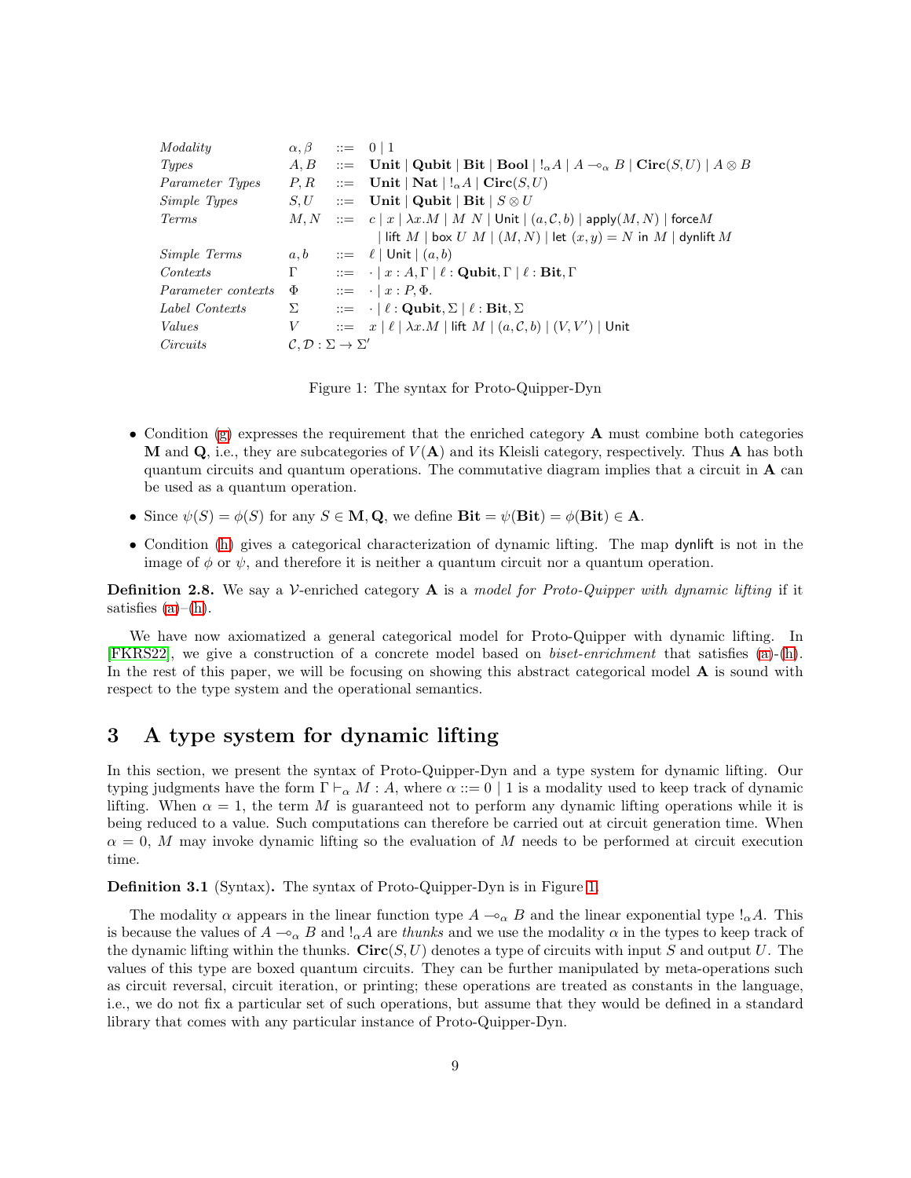| | | | |
|---|---|---|---|
| *Modality* | $\alpha, \beta$ | $::=$ | $0 \mid 1$ |
| *Types* | $A, B$ | $::=$ | $\mathbf{Unit} \mid \mathbf{Qubit} \mid \mathbf{Bit} \mid \mathbf{Bool} \mid !_\alpha A \mid A \multimap_\alpha B \mid \mathbf{Circ}(S, U) \mid A \otimes B$ |
| *Parameter Types* | $P, R$ | $::=$ | $\mathbf{Unit} \mid \mathbf{Nat} \mid !_\alpha A \mid \mathbf{Circ}(S, U)$ |
| *Simple Types* | $S, U$ | $::=$ | $\mathbf{Unit} \mid \mathbf{Qubit} \mid \mathbf{Bit} \mid S \otimes U$ |
| *Terms* | $M, N$ | $::=$ | $c \mid x \mid \lambda x.M \mid M\ N \mid \mathsf{Unit} \mid (a, \mathcal{C}, b) \mid \mathsf{apply}(M, N) \mid \mathsf{force} M$ |
| | | | $\mid \mathsf{lift}\ M \mid \mathsf{box}\ U\ M \mid (M, N) \mid \mathsf{let}\ (x, y) = N\ \mathsf{in}\ M \mid \mathsf{dynlift}\ M$ |
| *Simple Terms* | $a, b$ | $::=$ | $\ell \mid \mathsf{Unit} \mid (a, b)$ |
| *Contexts* | $\Gamma$ | $::=$ | $\cdot \mid x : A, \Gamma \mid \ell : \mathbf{Qubit}, \Gamma \mid \ell : \mathbf{Bit}, \Gamma$ |
| *Parameter contexts* | $\Phi$ | $::=$ | $\cdot \mid x : P, \Phi.$ |
| *Label Contexts* | $\Sigma$ | $::=$ | $\cdot \mid \ell : \mathbf{Qubit}, \Sigma \mid \ell : \mathbf{Bit}, \Sigma$ |
| *Values* | $V$ | $::=$ | $x \mid \ell \mid \lambda x.M \mid \mathsf{lift}\ M \mid (a, \mathcal{C}, b) \mid (V, V') \mid \mathsf{Unit}$ |
| *Circuits* | $\mathcal{C}, \mathcal{D} : \Sigma \to \Sigma'$ | | |

Figure 1: The syntax for Proto-Quipper-Dyn

- Condition (g) expresses the requirement that the enriched category $\mathbf{A}$ must combine both categories $\mathbf{M}$ and $\mathbf{Q}$, i.e., they are subcategories of $V(\mathbf{A})$ and its Kleisli category, respectively. Thus $\mathbf{A}$ has both quantum circuits and quantum operations. The commutative diagram implies that a circuit in $\mathbf{A}$ can be used as a quantum operation.
- Since $\psi(S) = \phi(S)$ for any $S \in \mathbf{M}, \mathbf{Q}$, we define $\mathbf{Bit} = \psi(\mathbf{Bit}) = \phi(\mathbf{Bit}) \in \mathbf{A}$.
- Condition (h) gives a categorical characterization of dynamic lifting. The map $\mathsf{dynlift}$ is not in the image of $\phi$ or $\psi$, and therefore it is neither a quantum circuit nor a quantum operation.

**Definition 2.8.** We say a $\mathcal{V}$-enriched category $\mathbf{A}$ is a *model for Proto-Quipper with dynamic lifting* if it satisfies (a)–(h).

We have now axiomatized a general categorical model for Proto-Quipper with dynamic lifting. In [FKRS22], we give a construction of a concrete model based on *biset-enrichment* that satisfies (a)-(h). In the rest of this paper, we will be focusing on showing this abstract categorical model $\mathbf{A}$ is sound with respect to the type system and the operational semantics.

# 3 A type system for dynamic lifting

In this section, we present the syntax of Proto-Quipper-Dyn and a type system for dynamic lifting. Our typing judgments have the form $\Gamma \vdash_\alpha M : A$, where $\alpha ::= 0 \mid 1$ is a modality used to keep track of dynamic lifting. When $\alpha = 1$, the term $M$ is guaranteed not to perform any dynamic lifting operations while it is being reduced to a value. Such computations can therefore be carried out at circuit generation time. When $\alpha = 0$, $M$ may invoke dynamic lifting so the evaluation of $M$ needs to be performed at circuit execution time.

**Definition 3.1** (Syntax)**.** The syntax of Proto-Quipper-Dyn is in Figure 1.

The modality $\alpha$ appears in the linear function type $A \multimap_\alpha B$ and the linear exponential type $!_\alpha A$. This is because the values of $A \multimap_\alpha B$ and $!_\alpha A$ are *thunks* and we use the modality $\alpha$ in the types to keep track of the dynamic lifting within the thunks. $\mathbf{Circ}(S, U)$ denotes a type of circuits with input $S$ and output $U$. The values of this type are boxed quantum circuits. They can be further manipulated by meta-operations such as circuit reversal, circuit iteration, or printing; these operations are treated as constants in the language, i.e., we do not fix a particular set of such operations, but assume that they would be defined in a standard library that comes with any particular instance of Proto-Quipper-Dyn.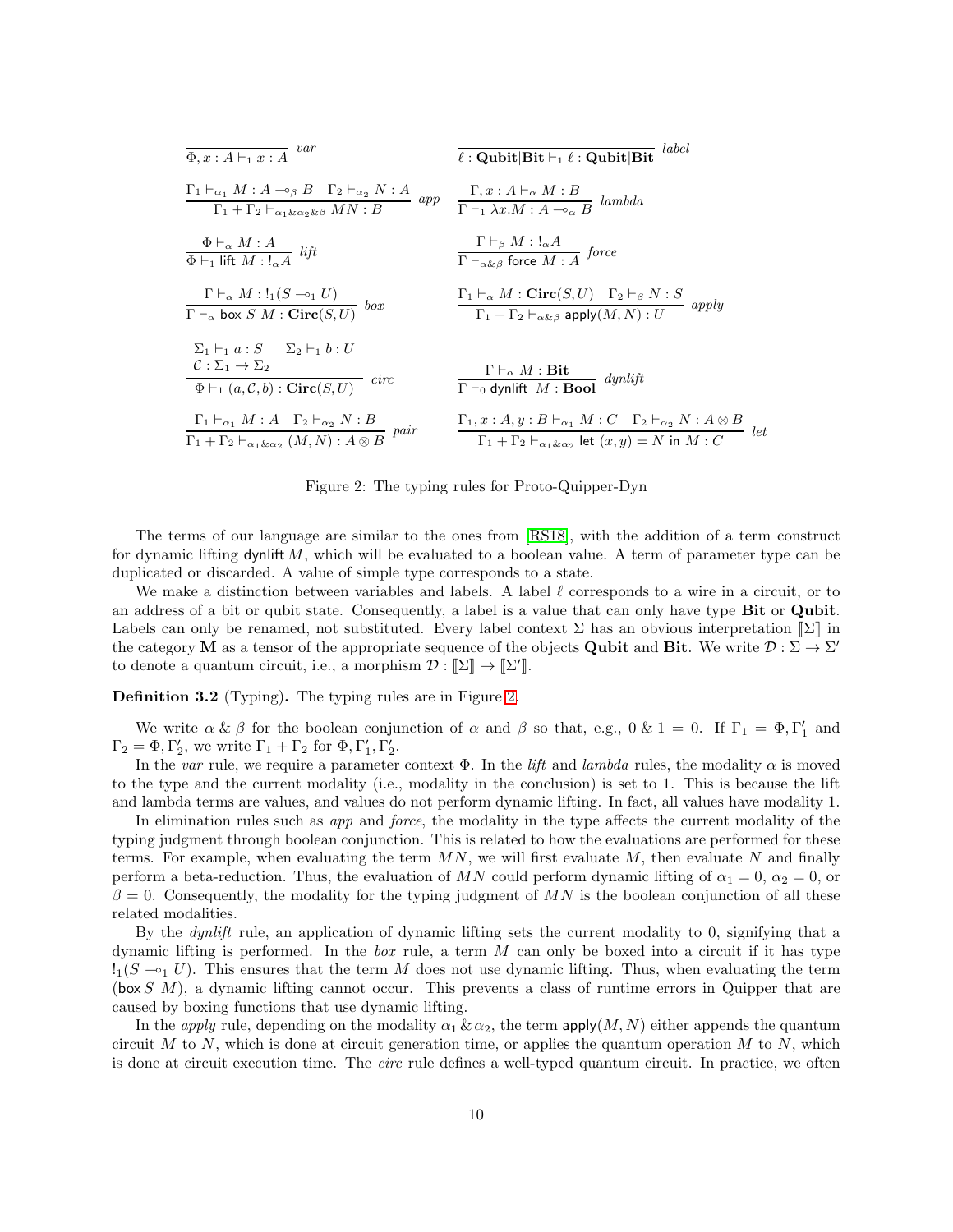$$\frac{}{\Phi, x : A \vdash_1 x : A}\ \mathit{var} \qquad \frac{}{\ell : \mathbf{Qubit}|\mathbf{Bit} \vdash_1 \ell : \mathbf{Qubit}|\mathbf{Bit}}\ \mathit{label}$$

$$\frac{\Gamma_1 \vdash_{\alpha_1} M : A \multimap_\beta B \quad \Gamma_2 \vdash_{\alpha_2} N : A}{\Gamma_1 + \Gamma_2 \vdash_{\alpha_1 \& \alpha_2 \& \beta} MN : B}\ \mathit{app} \qquad \frac{\Gamma, x : A \vdash_\alpha M : B}{\Gamma \vdash_1 \lambda x.M : A \multimap_\alpha B}\ \mathit{lambda}$$

$$\frac{\Phi \vdash_\alpha M : A}{\Phi \vdash_1 \mathsf{lift}\ M : !_\alpha A}\ \mathit{lift} \qquad \frac{\Gamma \vdash_\beta M : !_\alpha A}{\Gamma \vdash_{\alpha \& \beta} \mathsf{force}\ M : A}\ \mathit{force}$$

$$\frac{\Gamma \vdash_\alpha M : !_1(S \multimap_1 U)}{\Gamma \vdash_\alpha \mathsf{box}\ S\ M : \mathbf{Circ}(S, U)}\ \mathit{box} \qquad \frac{\Gamma_1 \vdash_\alpha M : \mathbf{Circ}(S, U) \quad \Gamma_2 \vdash_\beta N : S}{\Gamma_1 + \Gamma_2 \vdash_{\alpha \& \beta} \mathsf{apply}(M, N) : U}\ \mathit{apply}$$

$$\frac{\Sigma_1 \vdash_1 a : S \quad \Sigma_2 \vdash_1 b : U \quad \mathcal{C} : \Sigma_1 \to \Sigma_2}{\Phi \vdash_1 (a, \mathcal{C}, b) : \mathbf{Circ}(S, U)}\ \mathit{circ} \qquad \frac{\Gamma \vdash_\alpha M : \mathbf{Bit}}{\Gamma \vdash_0 \mathsf{dynlift}\ M : \mathbf{Bool}}\ \mathit{dynlift}$$

$$\frac{\Gamma_1 \vdash_{\alpha_1} M : A \quad \Gamma_2 \vdash_{\alpha_2} N : B}{\Gamma_1 + \Gamma_2 \vdash_{\alpha_1 \& \alpha_2} (M, N) : A \otimes B}\ \mathit{pair} \qquad \frac{\Gamma_1, x : A, y : B \vdash_{\alpha_1} M : C \quad \Gamma_2 \vdash_{\alpha_2} N : A \otimes B}{\Gamma_1 + \Gamma_2 \vdash_{\alpha_1 \& \alpha_2} \mathsf{let}\ (x, y) = N\ \mathsf{in}\ M : C}\ \mathit{let}$$

Figure 2: The typing rules for Proto-Quipper-Dyn

The terms of our language are similar to the ones from [RS18], with the addition of a term construct for dynamic lifting $\mathsf{dynlift}\, M$, which will be evaluated to a boolean value. A term of parameter type can be duplicated or discarded. A value of simple type corresponds to a state.

We make a distinction between variables and labels. A label $\ell$ corresponds to a wire in a circuit, or to an address of a bit or qubit state. Consequently, a label is a value that can only have type **Bit** or **Qubit**. Labels can only be renamed, not substituted. Every label context $\Sigma$ has an obvious interpretation $[\![\Sigma]\!]$ in the category $\mathbf{M}$ as a tensor of the appropriate sequence of the objects **Qubit** and **Bit**. We write $\mathcal{D} : \Sigma \to \Sigma'$ to denote a quantum circuit, i.e., a morphism $\mathcal{D} : [\![\Sigma]\!] \to [\![\Sigma']\!]$.

**Definition 3.2** (Typing)**.** The typing rules are in Figure 2.

We write $\alpha \,\&\, \beta$ for the boolean conjunction of $\alpha$ and $\beta$ so that, e.g., $0 \,\&\, 1 = 0$. If $\Gamma_1 = \Phi, \Gamma_1'$ and $\Gamma_2 = \Phi, \Gamma_2'$, we write $\Gamma_1 + \Gamma_2$ for $\Phi, \Gamma_1', \Gamma_2'$.

In the *var* rule, we require a parameter context $\Phi$. In the *lift* and *lambda* rules, the modality $\alpha$ is moved to the type and the current modality (i.e., modality in the conclusion) is set to 1. This is because the lift and lambda terms are values, and values do not perform dynamic lifting. In fact, all values have modality 1.

In elimination rules such as *app* and *force*, the modality in the type affects the current modality of the typing judgment through boolean conjunction. This is related to how the evaluations are performed for these terms. For example, when evaluating the term $MN$, we will first evaluate $M$, then evaluate $N$ and finally perform a beta-reduction. Thus, the evaluation of $MN$ could perform dynamic lifting of $\alpha_1 = 0$, $\alpha_2 = 0$, or $\beta = 0$. Consequently, the modality for the typing judgment of $MN$ is the boolean conjunction of all these related modalities.

By the *dynlift* rule, an application of dynamic lifting sets the current modality to 0, signifying that a dynamic lifting is performed. In the *box* rule, a term $M$ can only be boxed into a circuit if it has type $!_1(S \multimap_1 U)$. This ensures that the term $M$ does not use dynamic lifting. Thus, when evaluating the term $(\mathsf{box}\, S\ M)$, a dynamic lifting cannot occur. This prevents a class of runtime errors in Quipper that are caused by boxing functions that use dynamic lifting.

In the *apply* rule, depending on the modality $\alpha_1 \,\&\, \alpha_2$, the term $\mathsf{apply}(M, N)$ either appends the quantum circuit $M$ to $N$, which is done at circuit generation time, or applies the quantum operation $M$ to $N$, which is done at circuit execution time. The *circ* rule defines a well-typed quantum circuit. In practice, we often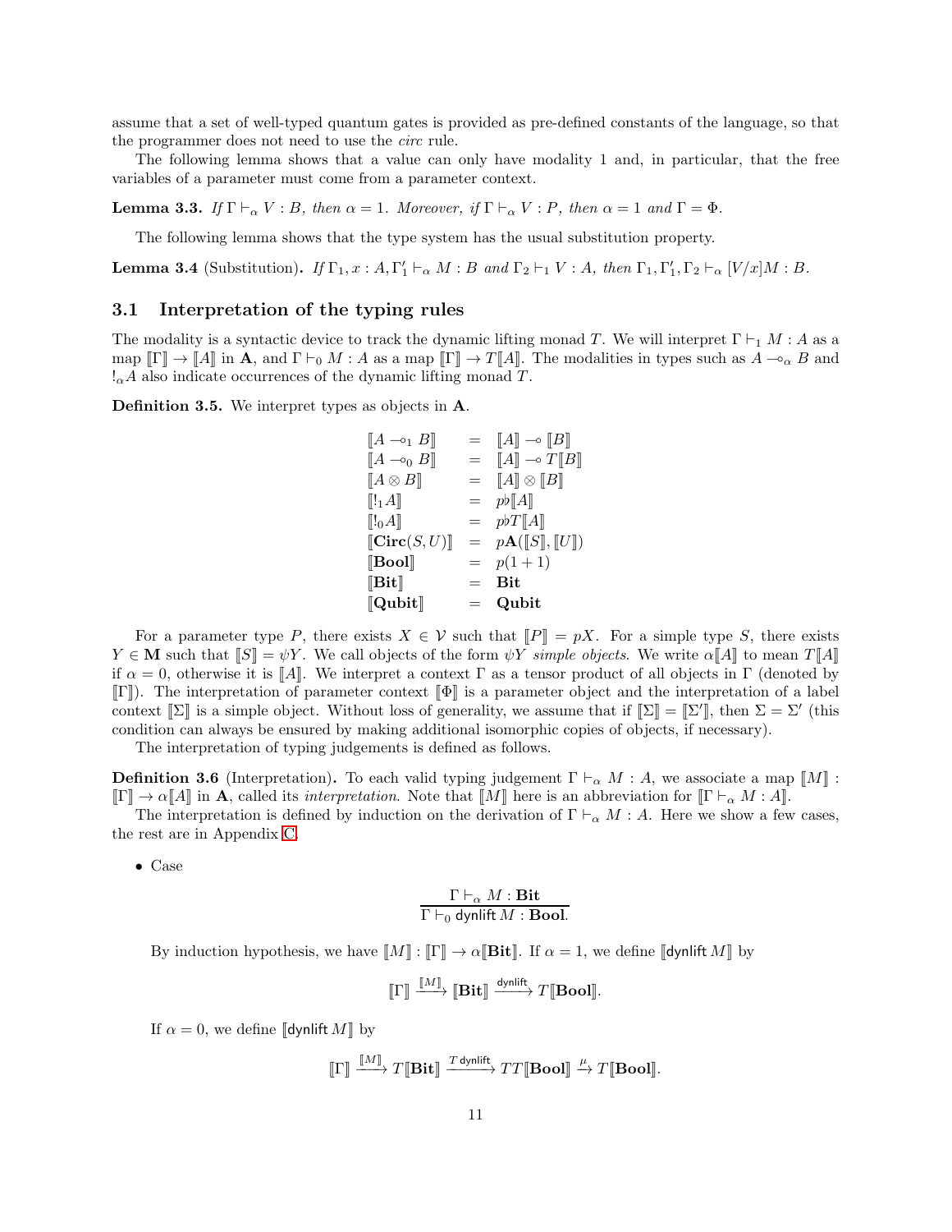assume that a set of well-typed quantum gates is provided as pre-defined constants of the language, so that the programmer does not need to use the *circ* rule.

The following lemma shows that a value can only have modality 1 and, in particular, that the free variables of a parameter must come from a parameter context.

**Lemma 3.3.** *If $\Gamma \vdash_\alpha V : B$, then $\alpha = 1$. Moreover, if $\Gamma \vdash_\alpha V : P$, then $\alpha = 1$ and $\Gamma = \Phi$.*

The following lemma shows that the type system has the usual substitution property.

**Lemma 3.4** (Substitution)**.** *If $\Gamma_1, x : A, \Gamma_1' \vdash_\alpha M : B$ and $\Gamma_2 \vdash_1 V : A$, then $\Gamma_1, \Gamma_1', \Gamma_2 \vdash_\alpha [V/x]M : B$.*

### 3.1 Interpretation of the typing rules

The modality is a syntactic device to track the dynamic lifting monad $T$. We will interpret $\Gamma \vdash_1 M : A$ as a map $[\![\Gamma]\!] \to [\![A]\!]$ in $\mathbf{A}$, and $\Gamma \vdash_0 M : A$ as a map $[\![\Gamma]\!] \to T[\![A]\!]$. The modalities in types such as $A \multimap_\alpha B$ and $!_\alpha A$ also indicate occurrences of the dynamic lifting monad $T$.

**Definition 3.5.** We interpret types as objects in $\mathbf{A}$.

$$
\begin{array}{lcl}
[\![A \multimap_1 B]\!] & = & [\![A]\!] \multimap [\![B]\!] \\
[\![A \multimap_0 B]\!] & = & [\![A]\!] \multimap T[\![B]\!] \\
[\![A \otimes B]\!] & = & [\![A]\!] \otimes [\![B]\!] \\
[\![!_1 A]\!] & = & p\flat[\![A]\!] \\
[\![!_0 A]\!] & = & p\flat T[\![A]\!] \\
[\![\mathbf{Circ}(S, U)]\!] & = & p\mathbf{A}([\![S]\!], [\![U]\!]) \\
[\![\mathbf{Bool}]\!] & = & p(1+1) \\
[\![\mathbf{Bit}]\!] & = & \mathbf{Bit} \\
[\![\mathbf{Qubit}]\!] & = & \mathbf{Qubit}
\end{array}
$$

For a parameter type $P$, there exists $X \in \mathcal{V}$ such that $[\![P]\!] = pX$. For a simple type $S$, there exists $Y \in \mathbf{M}$ such that $[\![S]\!] = \psi Y$. We call objects of the form $\psi Y$ *simple objects*. We write $\alpha[\![A]\!]$ to mean $T[\![A]\!]$ if $\alpha = 0$, otherwise it is $[\![A]\!]$. We interpret a context $\Gamma$ as a tensor product of all objects in $\Gamma$ (denoted by $[\![\Gamma]\!]$). The interpretation of parameter context $[\![\Phi]\!]$ is a parameter object and the interpretation of a label context $[\![\Sigma]\!]$ is a simple object. Without loss of generality, we assume that if $[\![\Sigma]\!] = [\![\Sigma']\!]$, then $\Sigma = \Sigma'$ (this condition can always be ensured by making additional isomorphic copies of objects, if necessary).

The interpretation of typing judgements is defined as follows.

**Definition 3.6** (Interpretation)**.** To each valid typing judgement $\Gamma \vdash_\alpha M : A$, we associate a map $[\![M]\!] : [\![\Gamma]\!] \to \alpha[\![A]\!]$ in $\mathbf{A}$, called its *interpretation*. Note that $[\![M]\!]$ here is an abbreviation for $[\![\Gamma \vdash_\alpha M : A]\!]$.

The interpretation is defined by induction on the derivation of $\Gamma \vdash_\alpha M : A$. Here we show a few cases, the rest are in Appendix C.

- Case

$$
\frac{\Gamma \vdash_\alpha M : \mathbf{Bit}}{\Gamma \vdash_0 \mathsf{dynlift}\, M : \mathbf{Bool}.}
$$

By induction hypothesis, we have $[\![M]\!] : [\![\Gamma]\!] \to \alpha[\![\mathbf{Bit}]\!]$. If $\alpha = 1$, we define $[\![\mathsf{dynlift}\, M]\!]$ by

$$
[\![\Gamma]\!] \xrightarrow{[\![M]\!]} [\![\mathbf{Bit}]\!] \xrightarrow{\mathsf{dynlift}} T[\![\mathbf{Bool}]\!].
$$

If $\alpha = 0$, we define $[\![\mathsf{dynlift}\, M]\!]$ by

$$
[\![\Gamma]\!] \xrightarrow{[\![M]\!]} T[\![\mathbf{Bit}]\!] \xrightarrow{T\,\mathsf{dynlift}} TT[\![\mathbf{Bool}]\!] \xrightarrow{\mu} T[\![\mathbf{Bool}]\!].
$$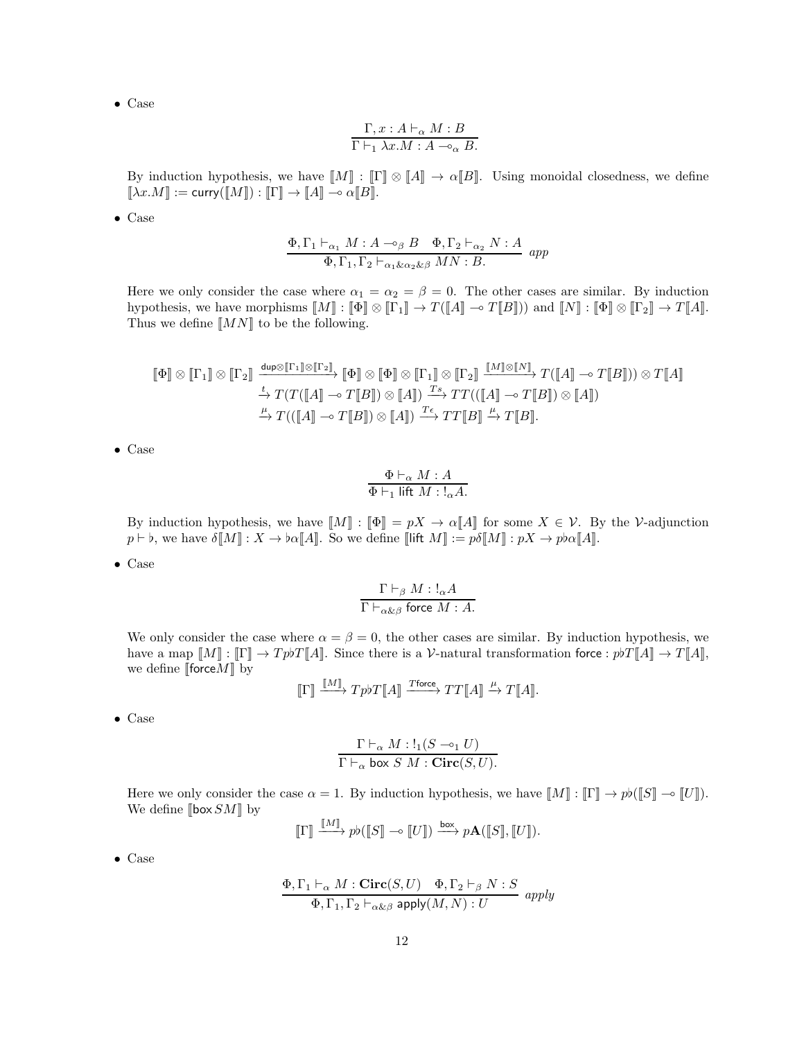- Case

$$\frac{\Gamma, x : A \vdash_\alpha M : B}{\Gamma \vdash_1 \lambda x.M : A \multimap_\alpha B.}$$

By induction hypothesis, we have $[\![M]\!] : [\![\Gamma]\!] \otimes [\![A]\!] \to \alpha[\![B]\!]$. Using monoidal closedness, we define $[\![\lambda x.M]\!] := \mathsf{curry}([\![M]\!]) : [\![\Gamma]\!] \to [\![A]\!] \multimap \alpha[\![B]\!]$.

- Case

$$\frac{\Phi, \Gamma_1 \vdash_{\alpha_1} M : A \multimap_\beta B \quad \Phi, \Gamma_2 \vdash_{\alpha_2} N : A}{\Phi, \Gamma_1, \Gamma_2 \vdash_{\alpha_1 \& \alpha_2 \& \beta} MN : B.} \; app$$

Here we only consider the case where $\alpha_1 = \alpha_2 = \beta = 0$. The other cases are similar. By induction hypothesis, we have morphisms $[\![M]\!] : [\![\Phi]\!] \otimes [\![\Gamma_1]\!] \to T([\![A]\!] \multimap T[\![B]\!])$ and $[\![N]\!] : [\![\Phi]\!] \otimes [\![\Gamma_2]\!] \to T[\![A]\!]$. Thus we define $[\![MN]\!]$ to be the following.

$$\begin{aligned}
[\![\Phi]\!] \otimes [\![\Gamma_1]\!] \otimes [\![\Gamma_2]\!] &\xrightarrow{\mathsf{dup} \otimes [\![\Gamma_1]\!] \otimes [\![\Gamma_2]\!]} [\![\Phi]\!] \otimes [\![\Phi]\!] \otimes [\![\Gamma_1]\!] \otimes [\![\Gamma_2]\!] \xrightarrow{[\![M]\!] \otimes [\![N]\!]} T([\![A]\!] \multimap T[\![B]\!])) \otimes T[\![A]\!] \\
&\xrightarrow{t} T(T([\![A]\!] \multimap T[\![B]\!]) \otimes [\![A]\!]) \xrightarrow{Ts} TT(([\![A]\!] \multimap T[\![B]\!]) \otimes [\![A]\!]) \\
&\xrightarrow{\mu} T(([\![A]\!] \multimap T[\![B]\!]) \otimes [\![A]\!]) \xrightarrow{T\epsilon} TT[\![B]\!] \xrightarrow{\mu} T[\![B]\!].
\end{aligned}$$

- Case

$$\frac{\Phi \vdash_\alpha M : A}{\Phi \vdash_1 \mathsf{lift}\ M : !_\alpha A.}$$

By induction hypothesis, we have $[\![M]\!] : [\![\Phi]\!] = pX \to \alpha[\![A]\!]$ for some $X \in \mathcal{V}$. By the $\mathcal{V}$-adjunction $p \vdash \flat$, we have $\delta[\![M]\!] : X \to \flat\alpha[\![A]\!]$. So we define $[\![\mathsf{lift}\ M]\!] := p\delta[\![M]\!] : pX \to p\flat\alpha[\![A]\!]$.

- Case

$$\frac{\Gamma \vdash_\beta M : !_\alpha A}{\Gamma \vdash_{\alpha \& \beta} \mathsf{force}\ M : A.}$$

We only consider the case where $\alpha = \beta = 0$, the other cases are similar. By induction hypothesis, we have a map $[\![M]\!] : [\![\Gamma]\!] \to Tp\flat T[\![A]\!]$. Since there is a $\mathcal{V}$-natural transformation $\mathsf{force} : p\flat T[\![A]\!] \to T[\![A]\!]$, we define $[\![\mathsf{force} M]\!]$ by

$$[\![\Gamma]\!] \xrightarrow{[\![M]\!]} Tp\flat T[\![A]\!] \xrightarrow{T\mathsf{force}} TT[\![A]\!] \xrightarrow{\mu} T[\![A]\!].$$

- Case

$$\frac{\Gamma \vdash_\alpha M : !_1(S \multimap_1 U)}{\Gamma \vdash_\alpha \mathsf{box}\ S\ M : \mathbf{Circ}(S, U).}$$

Here we only consider the case $\alpha = 1$. By induction hypothesis, we have $[\![M]\!] : [\![\Gamma]\!] \to p\flat([\![S]\!] \multimap [\![U]\!])$. We define $[\![\mathsf{box}\, S M]\!]$ by

$$[\![\Gamma]\!] \xrightarrow{[\![M]\!]} p\flat([\![S]\!] \multimap [\![U]\!]) \xrightarrow{\mathsf{box}} p\mathbf{A}([\![S]\!], [\![U]\!]).$$

- Case

$$\frac{\Phi, \Gamma_1 \vdash_\alpha M : \mathbf{Circ}(S, U) \quad \Phi, \Gamma_2 \vdash_\beta N : S}{\Phi, \Gamma_1, \Gamma_2 \vdash_{\alpha \& \beta} \mathsf{apply}(M, N) : U} \; apply$$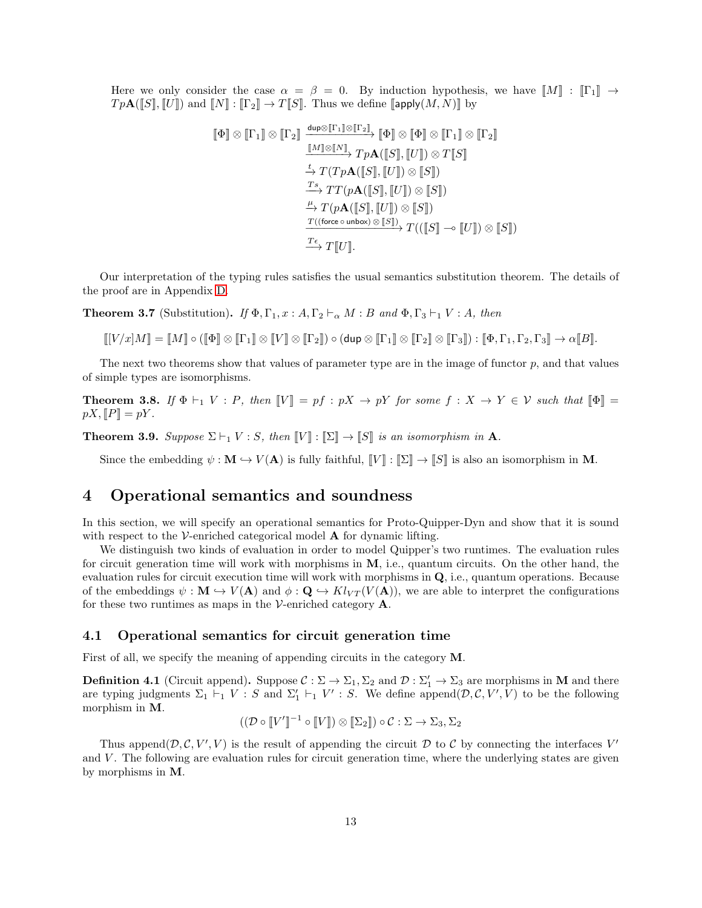Here we only consider the case $\alpha = \beta = 0$. By induction hypothesis, we have $[\![M]\!] : [\![\Gamma_1]\!] \to Tp\mathbf{A}([\![S]\!], [\![U]\!])$ and $[\![N]\!] : [\![\Gamma_2]\!] \to T[\![S]\!]$. Thus we define $[\![\mathsf{apply}(M, N)]\!]$ by

$$
\begin{aligned}
[\![\Phi]\!] \otimes [\![\Gamma_1]\!] \otimes [\![\Gamma_2]\!] &\xrightarrow{\mathsf{dup} \otimes [\![\Gamma_1]\!] \otimes [\![\Gamma_2]\!]} [\![\Phi]\!] \otimes [\![\Phi]\!] \otimes [\![\Gamma_1]\!] \otimes [\![\Gamma_2]\!] \\
&\xrightarrow{[\![M]\!] \otimes [\![N]\!]} Tp\mathbf{A}([\![S]\!], [\![U]\!]) \otimes T[\![S]\!] \\
&\xrightarrow{t} T(Tp\mathbf{A}([\![S]\!], [\![U]\!]) \otimes [\![S]\!]) \\
&\xrightarrow{Ts} TT(p\mathbf{A}([\![S]\!], [\![U]\!]) \otimes [\![S]\!]) \\
&\xrightarrow{\mu} T(p\mathbf{A}([\![S]\!], [\![U]\!]) \otimes [\![S]\!]) \\
&\xrightarrow{T((\mathsf{force} \circ \mathsf{unbox}) \otimes [\![S]\!])} T(([\![S]\!] \multimap [\![U]\!]) \otimes [\![S]\!]) \\
&\xrightarrow{T\epsilon} T[\![U]\!].
\end{aligned}
$$

Our interpretation of the typing rules satisfies the usual semantics substitution theorem. The details of the proof are in Appendix D.

**Theorem 3.7** (Substitution)**.** *If $\Phi, \Gamma_1, x : A, \Gamma_2 \vdash_\alpha M : B$ and $\Phi, \Gamma_3 \vdash_1 V : A$, then*

$$[\![[V/x]M]\!] = [\![M]\!] \circ ([\![\Phi]\!] \otimes [\![\Gamma_1]\!] \otimes [\![V]\!] \otimes [\![\Gamma_2]\!]) \circ (\mathsf{dup} \otimes [\![\Gamma_1]\!] \otimes [\![\Gamma_2]\!] \otimes [\![\Gamma_3]\!]) : [\![\Phi, \Gamma_1, \Gamma_2, \Gamma_3]\!] \to \alpha[\![B]\!].$$

The next two theorems show that values of parameter type are in the image of functor $p$, and that values of simple types are isomorphisms.

**Theorem 3.8.** *If $\Phi \vdash_1 V : P$, then $[\![V]\!] = pf : pX \to pY$ for some $f : X \to Y \in \mathcal{V}$ such that $[\![\Phi]\!] = pX, [\![P]\!] = pY$.*

**Theorem 3.9.** *Suppose $\Sigma \vdash_1 V : S$, then $[\![V]\!] : [\![\Sigma]\!] \to [\![S]\!]$ is an isomorphism in $\mathbf{A}$.*

Since the embedding $\psi : \mathbf{M} \hookrightarrow V(\mathbf{A})$ is fully faithful, $[\![V]\!] : [\![\Sigma]\!] \to [\![S]\!]$ is also an isomorphism in $\mathbf{M}$.

# 4 Operational semantics and soundness

In this section, we will specify an operational semantics for Proto-Quipper-Dyn and show that it is sound with respect to the $\mathcal{V}$-enriched categorical model $\mathbf{A}$ for dynamic lifting.

We distinguish two kinds of evaluation in order to model Quipper's two runtimes. The evaluation rules for circuit generation time will work with morphisms in $\mathbf{M}$, i.e., quantum circuits. On the other hand, the evaluation rules for circuit execution time will work with morphisms in $\mathbf{Q}$, i.e., quantum operations. Because of the embeddings $\psi : \mathbf{M} \hookrightarrow V(\mathbf{A})$ and $\phi : \mathbf{Q} \hookrightarrow Kl_{VT}(V(\mathbf{A}))$, we are able to interpret the configurations for these two runtimes as maps in the $\mathcal{V}$-enriched category $\mathbf{A}$.

## 4.1 Operational semantics for circuit generation time

First of all, we specify the meaning of appending circuits in the category $\mathbf{M}$.

**Definition 4.1** (Circuit append)**.** Suppose $\mathcal{C} : \Sigma \to \Sigma_1, \Sigma_2$ and $\mathcal{D} : \Sigma_1' \to \Sigma_3$ are morphisms in $\mathbf{M}$ and there are typing judgments $\Sigma_1 \vdash_1 V : S$ and $\Sigma_1' \vdash_1 V' : S$. We define append$(\mathcal{D}, \mathcal{C}, V', V)$ to be the following morphism in $\mathbf{M}$.

$$((\mathcal{D} \circ [\![V']\!]^{-1} \circ [\![V]\!]) \otimes [\![\Sigma_2]\!]) \circ \mathcal{C} : \Sigma \to \Sigma_3, \Sigma_2$$

Thus append$(\mathcal{D}, \mathcal{C}, V', V)$ is the result of appending the circuit $\mathcal{D}$ to $\mathcal{C}$ by connecting the interfaces $V'$ and $V$. The following are evaluation rules for circuit generation time, where the underlying states are given by morphisms in $\mathbf{M}$.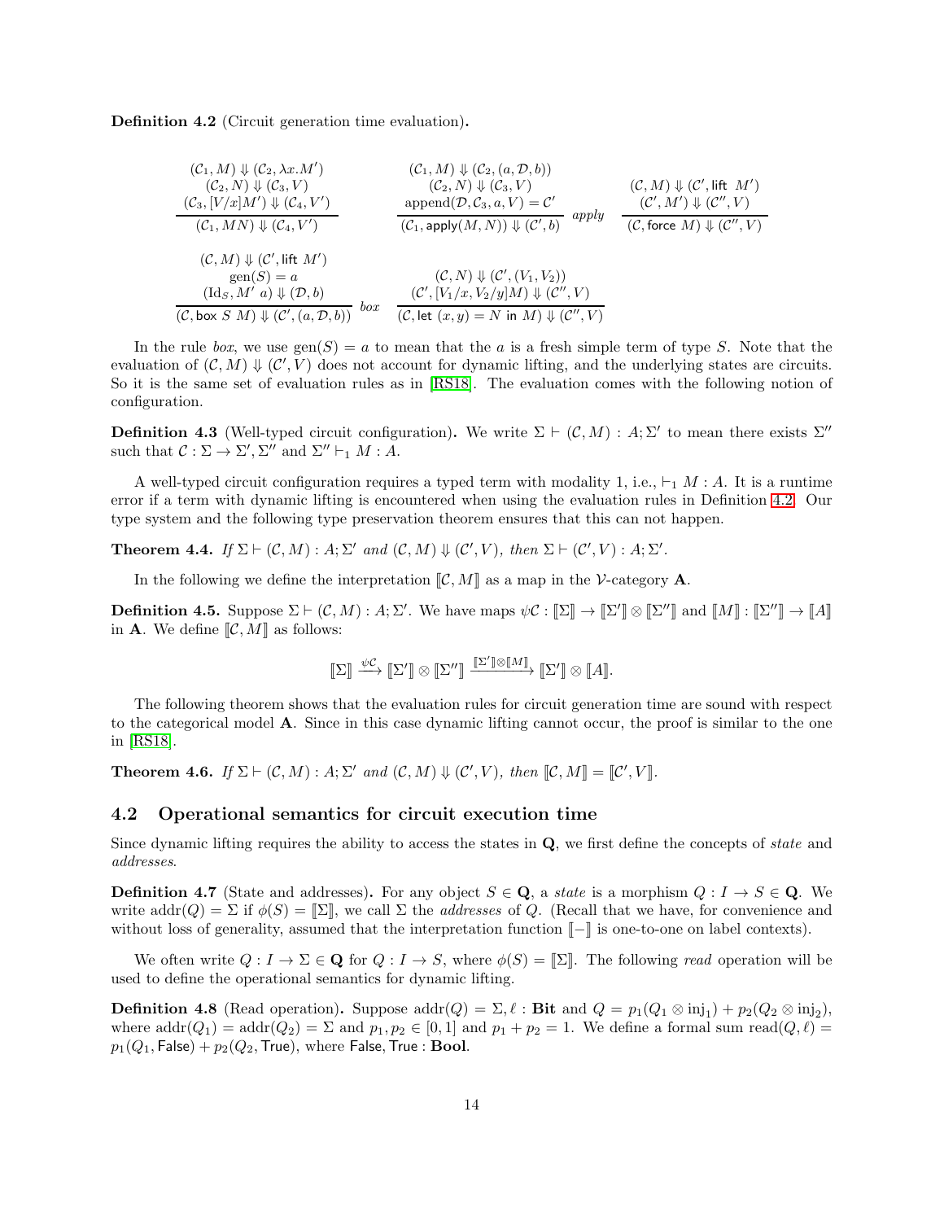**Definition 4.2** (Circuit generation time evaluation)**.**

$$
\frac{(\mathcal{C}_1, M) \Downarrow (\mathcal{C}_2, \lambda x.M') \quad (\mathcal{C}_2, N) \Downarrow (\mathcal{C}_3, V) \quad (\mathcal{C}_3, [V/x]M') \Downarrow (\mathcal{C}_4, V')}{(\mathcal{C}_1, MN) \Downarrow (\mathcal{C}_4, V')}
$$

$$
\frac{(\mathcal{C}_1, M) \Downarrow (\mathcal{C}_2, (a, \mathcal{D}, b)) \quad (\mathcal{C}_2, N) \Downarrow (\mathcal{C}_3, V) \quad \mathrm{append}(\mathcal{D}, \mathcal{C}_3, a, V) = \mathcal{C}'}{(\mathcal{C}_1, \mathsf{apply}(M, N)) \Downarrow (\mathcal{C}', b)}\ \mathit{apply}
\qquad
\frac{(\mathcal{C}, M) \Downarrow (\mathcal{C}', \mathsf{lift}\ M') \quad (\mathcal{C}', M') \Downarrow (\mathcal{C}'', V)}{(\mathcal{C}, \mathsf{force}\ M) \Downarrow (\mathcal{C}'', V)}
$$

$$
\frac{(\mathcal{C}, M) \Downarrow (\mathcal{C}', \mathsf{lift}\ M') \quad \mathrm{gen}(S) = a \quad (\mathrm{Id}_S, M'\ a) \Downarrow (\mathcal{D}, b)}{(\mathcal{C}, \mathsf{box}\ S\ M) \Downarrow (\mathcal{C}', (a, \mathcal{D}, b))}\ \mathit{box}
\qquad
\frac{(\mathcal{C}, N) \Downarrow (\mathcal{C}', (V_1, V_2)) \quad (\mathcal{C}', [V_1/x, V_2/y]M) \Downarrow (\mathcal{C}'', V)}{(\mathcal{C}, \mathsf{let}\ (x, y) = N\ \mathsf{in}\ M) \Downarrow (\mathcal{C}'', V)}
$$

In the rule *box*, we use $\mathrm{gen}(S) = a$ to mean that the $a$ is a fresh simple term of type $S$. Note that the evaluation of $(\mathcal{C}, M) \Downarrow (\mathcal{C}', V)$ does not account for dynamic lifting, and the underlying states are circuits. So it is the same set of evaluation rules as in [RS18]. The evaluation comes with the following notion of configuration.

**Definition 4.3** (Well-typed circuit configuration)**.** We write $\Sigma \vdash (\mathcal{C}, M) : A; \Sigma'$ to mean there exists $\Sigma''$ such that $\mathcal{C} : \Sigma \to \Sigma', \Sigma''$ and $\Sigma'' \vdash_1 M : A$.

A well-typed circuit configuration requires a typed term with modality 1, i.e., $\vdash_1 M : A$. It is a runtime error if a term with dynamic lifting is encountered when using the evaluation rules in Definition 4.2. Our type system and the following type preservation theorem ensures that this can not happen.

**Theorem 4.4.** *If $\Sigma \vdash (\mathcal{C}, M) : A; \Sigma'$ and $(\mathcal{C}, M) \Downarrow (\mathcal{C}', V)$, then $\Sigma \vdash (\mathcal{C}', V) : A; \Sigma'$.*

In the following we define the interpretation $[\![\mathcal{C}, M]\!]$ as a map in the $\mathcal{V}$-category $\mathbf{A}$.

**Definition 4.5.** Suppose $\Sigma \vdash (\mathcal{C}, M) : A; \Sigma'$. We have maps $\psi\mathcal{C} : [\![\Sigma]\!] \to [\![\Sigma']\!] \otimes [\![\Sigma'']\!]$ and $[\![M]\!] : [\![\Sigma'']\!] \to [\![A]\!]$ in $\mathbf{A}$. We define $[\![\mathcal{C}, M]\!]$ as follows:

$$
[\![\Sigma]\!] \xrightarrow{\psi\mathcal{C}} [\![\Sigma']\!] \otimes [\![\Sigma'']\!] \xrightarrow{[\![\Sigma']\!] \otimes [\![M]\!]} [\![\Sigma']\!] \otimes [\![A]\!].
$$

The following theorem shows that the evaluation rules for circuit generation time are sound with respect to the categorical model $\mathbf{A}$. Since in this case dynamic lifting cannot occur, the proof is similar to the one in [RS18].

**Theorem 4.6.** *If $\Sigma \vdash (\mathcal{C}, M) : A; \Sigma'$ and $(\mathcal{C}, M) \Downarrow (\mathcal{C}', V)$, then $[\![\mathcal{C}, M]\!] = [\![\mathcal{C}', V]\!]$.*

## 4.2 Operational semantics for circuit execution time

Since dynamic lifting requires the ability to access the states in $\mathbf{Q}$, we first define the concepts of *state* and *addresses*.

**Definition 4.7** (State and addresses)**.** For any object $S \in \mathbf{Q}$, a *state* is a morphism $Q : I \to S \in \mathbf{Q}$. We write $\mathrm{addr}(Q) = \Sigma$ if $\phi(S) = [\![\Sigma]\!]$, we call $\Sigma$ the *addresses* of $Q$. (Recall that we have, for convenience and without loss of generality, assumed that the interpretation function $[\![-]\!]$ is one-to-one on label contexts).

We often write $Q : I \to \Sigma \in \mathbf{Q}$ for $Q : I \to S$, where $\phi(S) = [\![\Sigma]\!]$. The following *read* operation will be used to define the operational semantics for dynamic lifting.

**Definition 4.8** (Read operation)**.** Suppose $\mathrm{addr}(Q) = \Sigma, \ell : \mathbf{Bit}$ and $Q = p_1(Q_1 \otimes \mathrm{inj}_1) + p_2(Q_2 \otimes \mathrm{inj}_2)$, where $\mathrm{addr}(Q_1) = \mathrm{addr}(Q_2) = \Sigma$ and $p_1, p_2 \in [0, 1]$ and $p_1 + p_2 = 1$. We define a formal sum $\mathrm{read}(Q, \ell) = p_1(Q_1, \mathsf{False}) + p_2(Q_2, \mathsf{True})$, where $\mathsf{False}, \mathsf{True} : \mathbf{Bool}$.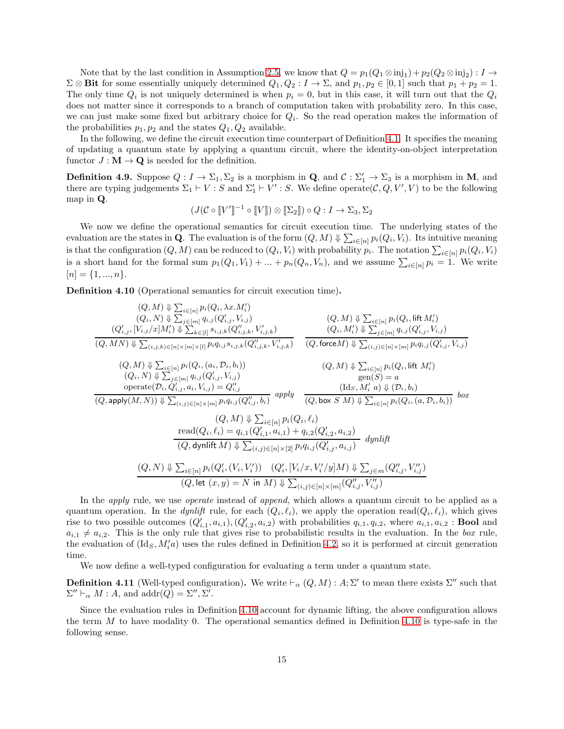Note that by the last condition in Assumption 2.5, we know that $Q = p_1(Q_1 \otimes \mathrm{inj}_1) + p_2(Q_2 \otimes \mathrm{inj}_2) : I \to \Sigma \otimes \mathbf{Bit}$ for some essentially uniquely determined $Q_1, Q_2 : I \to \Sigma$, and $p_1, p_2 \in [0,1]$ such that $p_1 + p_2 = 1$. The only time $Q_i$ is not uniquely determined is when $p_i = 0$, but in this case, it will turn out that the $Q_i$ does not matter since it corresponds to a branch of computation taken with probability zero. In this case, we can just make some fixed but arbitrary choice for $Q_i$. So the read operation makes the information of the probabilities $p_1, p_2$ and the states $Q_1, Q_2$ available.

In the following, we define the circuit execution time counterpart of Definition 4.1. It specifies the meaning of updating a quantum state by applying a quantum circuit, where the identity-on-object interpretation functor $J : \mathbf{M} \to \mathbf{Q}$ is needed for the definition.

**Definition 4.9.** Suppose $Q : I \to \Sigma_1, \Sigma_2$ is a morphism in $\mathbf{Q}$, and $\mathcal{C} : \Sigma_1' \to \Sigma_3$ is a morphism in $\mathbf{M}$, and there are typing judgements $\Sigma_1 \vdash V : S$ and $\Sigma_1' \vdash V' : S$. We define $\mathrm{operate}(\mathcal{C}, Q, V', V)$ to be the following map in $\mathbf{Q}$.

$$(J(\mathcal{C} \circ [\![V']\!]^{-1} \circ [\![V]\!]) \otimes [\![\Sigma_2]\!]) \circ Q : I \to \Sigma_3, \Sigma_2$$

We now we define the operational semantics for circuit execution time. The underlying states of the evaluation are the states in $\mathbf{Q}$. The evaluation is of the form $(Q, M) \Downarrow \sum_{i \in [n]} p_i(Q_i, V_i)$. Its intuitive meaning is that the configuration $(Q, M)$ can be reduced to $(Q_i, V_i)$ with probability $p_i$. The notation $\sum_{i \in [n]} p_i(Q_i, V_i)$ is a short hand for the formal sum $p_1(Q_1, V_1) + ... + p_n(Q_n, V_n)$, and we assume $\sum_{i \in [n]} p_i = 1$. We write $[n] = \{1, ..., n\}$.

**Definition 4.10** (Operational semantics for circuit execution time)**.**

$$\frac{\begin{array}{c}(Q, M) \Downarrow \sum_{i \in [n]} p_i(Q_i, \lambda x. M_i') \\ (Q_i, N) \Downarrow \sum_{j \in [m]} q_{i,j}(Q_{i,j}', V_{i,j}) \\ (Q_{i,j}', [V_{i,j}/x]M_i') \Downarrow \sum_{k \in [l]} s_{i,j,k}(Q_{i,j,k}'', V_{i,j,k}')\end{array}}{(Q, MN) \Downarrow \sum_{(i,j,k) \in [n] \times [m] \times [l]} p_i q_{i,j} s_{i,j,k}(Q_{i,j,k}'', V_{i,j,k}')}
\qquad
\frac{\begin{array}{c}(Q, M) \Downarrow \sum_{i \in [n]} p_i(Q_i, \mathsf{lift}\, M_i') \\ (Q_i, M_i') \Downarrow \sum_{j \in [m]} q_{i,j}(Q_{i,j}', V_{i,j})\end{array}}{(Q, \mathsf{force} M) \Downarrow \sum_{(i,j) \in [n] \times [m]} p_i q_{i,j}(Q_{i,j}', V_{i,j})}$$

$$\frac{\begin{array}{c}(Q, M) \Downarrow \sum_{i \in [n]} p_i(Q_i, (a_i, \mathcal{D}_i, b_i)) \\ (Q_i, N) \Downarrow \sum_{j \in [m]} q_{i,j}(Q_{i,j}', V_{i,j}) \\ \mathrm{operate}(\mathcal{D}_i, Q_{i,j}', a_i, V_{i,j}) = Q_{i,j}''\end{array}}{(Q, \mathsf{apply}(M, N)) \Downarrow \sum_{(i,j) \in [n] \times [m]} p_i q_{i,j}(Q_{i,j}'', b_i)}\ \textit{apply}
\qquad
\frac{\begin{array}{c}(Q, M) \Downarrow \sum_{i \in [n]} p_i(Q_i, \mathsf{lift}\ M_i') \\ \mathrm{gen}(S) = a \\ (\mathrm{Id}_S, M_i'\ a) \Downarrow (\mathcal{D}_i, b_i)\end{array}}{(Q, \mathsf{box}\ S\ M) \Downarrow \sum_{i \in [n]} p_i(Q_i, (a, \mathcal{D}_i, b_i))}\ \textit{box}$$

$$\frac{\begin{array}{c}(Q, M) \Downarrow \sum_{i \in [n]} p_i(Q_i, \ell_i) \\ \mathrm{read}(Q_i, \ell_i) = q_{i,1}(Q_{i,1}', a_{i,1}) + q_{i,2}(Q_{i,2}', a_{i,2})\end{array}}{(Q, \mathsf{dynlift}\, M) \Downarrow \sum_{(i,j) \in [n] \times [2]} p_i q_{i,j}(Q_{i,j}', a_{i,j})}\ \textit{dynlift}$$

$$\frac{(Q, N) \Downarrow \sum_{i \in [n]} p_i(Q_i', (V_i, V_i')) \quad (Q_i', [V_i/x, V_i'/y]M) \Downarrow \sum_{j \in m}(Q_{i,j}'', V_{i,j}'')}{(Q, \mathsf{let}\ (x, y) = N\ \mathsf{in}\ M) \Downarrow \sum_{(i,j) \in [n] \times [m]}(Q_{i,j}'', V_{i,j}'')}$$

In the *apply* rule, we use *operate* instead of *append*, which allows a quantum circuit to be applied as a quantum operation. In the *dynlift* rule, for each $(Q_i, \ell_i)$, we apply the operation $\mathrm{read}(Q_i, \ell_i)$, which gives rise to two possible outcomes $(Q_{i,1}', a_{i,1}), (Q_{i,2}', a_{i,2})$ with probabilities $q_{i,1}, q_{i,2}$, where $a_{i,1}, a_{i,2} : \mathbf{Bool}$ and $a_{i,1} \neq a_{i,2}$. This is the only rule that gives rise to probabilistic results in the evaluation. In the *box* rule, the evaluation of $(\mathrm{Id}_S, M_i' a)$ uses the rules defined in Definition 4.2, so it is performed at circuit generation time.

We now define a well-typed configuration for evaluating a term under a quantum state.

**Definition 4.11** (Well-typed configuration)**.** We write $\vdash_\alpha (Q, M) : A; \Sigma'$ to mean there exists $\Sigma''$ such that $\Sigma'' \vdash_\alpha M : A$, and $\mathrm{addr}(Q) = \Sigma'', \Sigma'$.

Since the evaluation rules in Definition 4.10 account for dynamic lifting, the above configuration allows the term $M$ to have modality 0. The operational semantics defined in Definition 4.10 is type-safe in the following sense.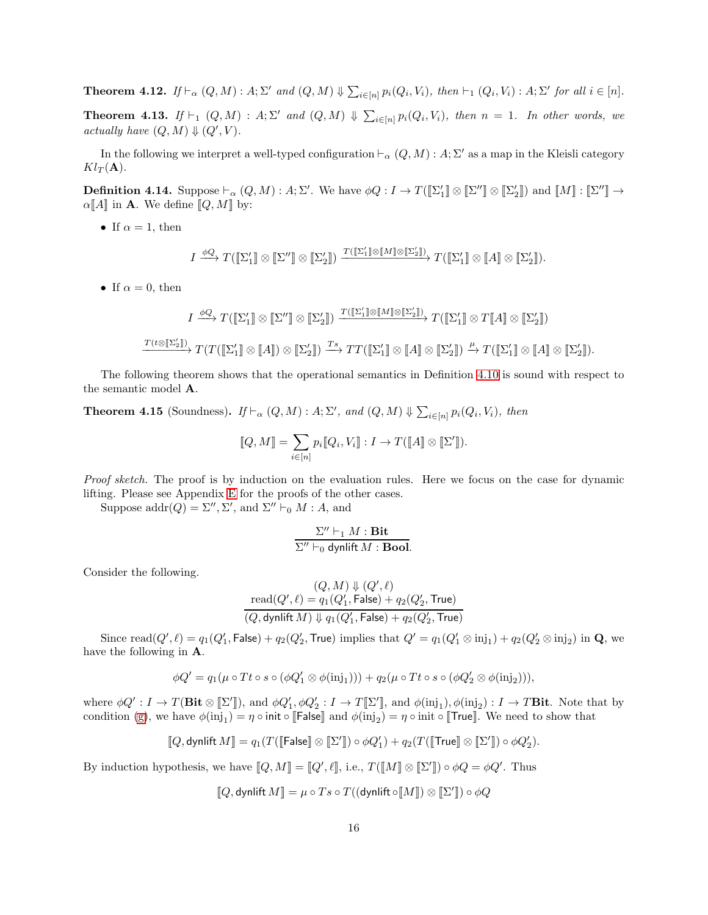**Theorem 4.12.** *If $\vdash_\alpha (Q, M) : A; \Sigma'$ and $(Q, M) \Downarrow \sum_{i\in[n]} p_i(Q_i, V_i)$, then $\vdash_1 (Q_i, V_i) : A; \Sigma'$ for all $i \in [n]$.*

**Theorem 4.13.** *If $\vdash_1 (Q, M) : A; \Sigma'$ and $(Q, M) \Downarrow \sum_{i\in[n]} p_i(Q_i, V_i)$, then $n = 1$. In other words, we actually have $(Q, M) \Downarrow (Q', V)$.*

In the following we interpret a well-typed configuration $\vdash_\alpha (Q, M) : A; \Sigma'$ as a map in the Kleisli category $Kl_T(\mathbf{A})$.

**Definition 4.14.** Suppose $\vdash_\alpha (Q, M) : A; \Sigma'$. We have $\phi Q : I \to T(\llbracket\Sigma'_1\rrbracket \otimes \llbracket\Sigma''\rrbracket \otimes \llbracket\Sigma'_2\rrbracket)$ and $\llbracket M\rrbracket : \llbracket\Sigma''\rrbracket \to \alpha\llbracket A\rrbracket$ in $\mathbf{A}$. We define $\llbracket Q, M\rrbracket$ by:

- If $\alpha = 1$, then

$$I \xrightarrow{\phi Q} T(\llbracket\Sigma'_1\rrbracket \otimes \llbracket\Sigma''\rrbracket \otimes \llbracket\Sigma'_2\rrbracket) \xrightarrow{T(\llbracket\Sigma'_1\rrbracket\otimes\llbracket M\rrbracket\otimes\llbracket\Sigma'_2\rrbracket)} T(\llbracket\Sigma'_1\rrbracket \otimes \llbracket A\rrbracket \otimes \llbracket\Sigma'_2\rrbracket).$$

- If $\alpha = 0$, then

$$I \xrightarrow{\phi Q} T(\llbracket\Sigma'_1\rrbracket \otimes \llbracket\Sigma''\rrbracket \otimes \llbracket\Sigma'_2\rrbracket) \xrightarrow{T(\llbracket\Sigma'_1\rrbracket\otimes\llbracket M\rrbracket\otimes\llbracket\Sigma'_2\rrbracket)} T(\llbracket\Sigma'_1\rrbracket \otimes T\llbracket A\rrbracket \otimes \llbracket\Sigma'_2\rrbracket)$$

$$\xrightarrow{T(t\otimes\llbracket\Sigma'_2\rrbracket)} T(T(\llbracket\Sigma'_1\rrbracket \otimes \llbracket A\rrbracket) \otimes \llbracket\Sigma'_2\rrbracket) \xrightarrow{Ts} TT(\llbracket\Sigma'_1\rrbracket \otimes \llbracket A\rrbracket \otimes \llbracket\Sigma'_2\rrbracket) \xrightarrow{\mu} T(\llbracket\Sigma'_1\rrbracket \otimes \llbracket A\rrbracket \otimes \llbracket\Sigma'_2\rrbracket).$$

The following theorem shows that the operational semantics in Definition 4.10 is sound with respect to the semantic model $\mathbf{A}$.

**Theorem 4.15** (Soundness)**.** *If $\vdash_\alpha (Q, M) : A; \Sigma'$, and $(Q, M) \Downarrow \sum_{i\in[n]} p_i(Q_i, V_i)$, then*

$$\llbracket Q, M\rrbracket = \sum_{i\in[n]} p_i\llbracket Q_i, V_i\rrbracket : I \to T(\llbracket A\rrbracket \otimes \llbracket\Sigma'\rrbracket).$$

*Proof sketch.* The proof is by induction on the evaluation rules. Here we focus on the case for dynamic lifting. Please see Appendix E for the proofs of the other cases.

Suppose $\mathrm{addr}(Q) = \Sigma'', \Sigma'$, and $\Sigma'' \vdash_0 M : A$, and

$$\frac{\Sigma'' \vdash_1 M : \mathbf{Bit}}{\Sigma'' \vdash_0 \mathsf{dynlift}\, M : \mathbf{Bool}}.$$

Consider the following.

$$\frac{\begin{array}{c}(Q, M) \Downarrow (Q', \ell) \\ \mathrm{read}(Q', \ell) = q_1(Q'_1, \mathsf{False}) + q_2(Q'_2, \mathsf{True})\end{array}}{(Q, \mathsf{dynlift}\, M) \Downarrow q_1(Q'_1, \mathsf{False}) + q_2(Q'_2, \mathsf{True})}$$

Since $\mathrm{read}(Q', \ell) = q_1(Q'_1, \mathsf{False}) + q_2(Q'_2, \mathsf{True})$ implies that $Q' = q_1(Q'_1 \otimes \mathrm{inj}_1) + q_2(Q'_2 \otimes \mathrm{inj}_2)$ in $\mathbf{Q}$, we have the following in $\mathbf{A}$.

$$\phi Q' = q_1(\mu \circ Tt \circ s \circ (\phi Q'_1 \otimes \phi(\mathrm{inj}_1))) + q_2(\mu \circ Tt \circ s \circ (\phi Q'_2 \otimes \phi(\mathrm{inj}_2))),$$

where $\phi Q' : I \to T(\mathbf{Bit} \otimes \llbracket\Sigma'\rrbracket)$, and $\phi Q'_1, \phi Q'_2 : I \to T\llbracket\Sigma'\rrbracket$, and $\phi(\mathrm{inj}_1), \phi(\mathrm{inj}_2) : I \to T\mathbf{Bit}$. Note that by condition (g), we have $\phi(\mathrm{inj}_1) = \eta \circ \mathsf{init} \circ \llbracket\mathsf{False}\rrbracket$ and $\phi(\mathrm{inj}_2) = \eta \circ \mathsf{init} \circ \llbracket\mathsf{True}\rrbracket$. We need to show that

$$\llbracket Q, \mathsf{dynlift}\, M\rrbracket = q_1(T(\llbracket\mathsf{False}\rrbracket \otimes \llbracket\Sigma'\rrbracket) \circ \phi Q'_1) + q_2(T(\llbracket\mathsf{True}\rrbracket \otimes \llbracket\Sigma'\rrbracket) \circ \phi Q'_2).$$

By induction hypothesis, we have $\llbracket Q, M\rrbracket = \llbracket Q', \ell\rrbracket$, i.e., $T(\llbracket M\rrbracket \otimes \llbracket\Sigma'\rrbracket) \circ \phi Q = \phi Q'$. Thus

$$\llbracket Q, \mathsf{dynlift}\, M\rrbracket = \mu \circ Ts \circ T((\mathsf{dynlift} \circ \llbracket M\rrbracket) \otimes \llbracket\Sigma'\rrbracket) \circ \phi Q$$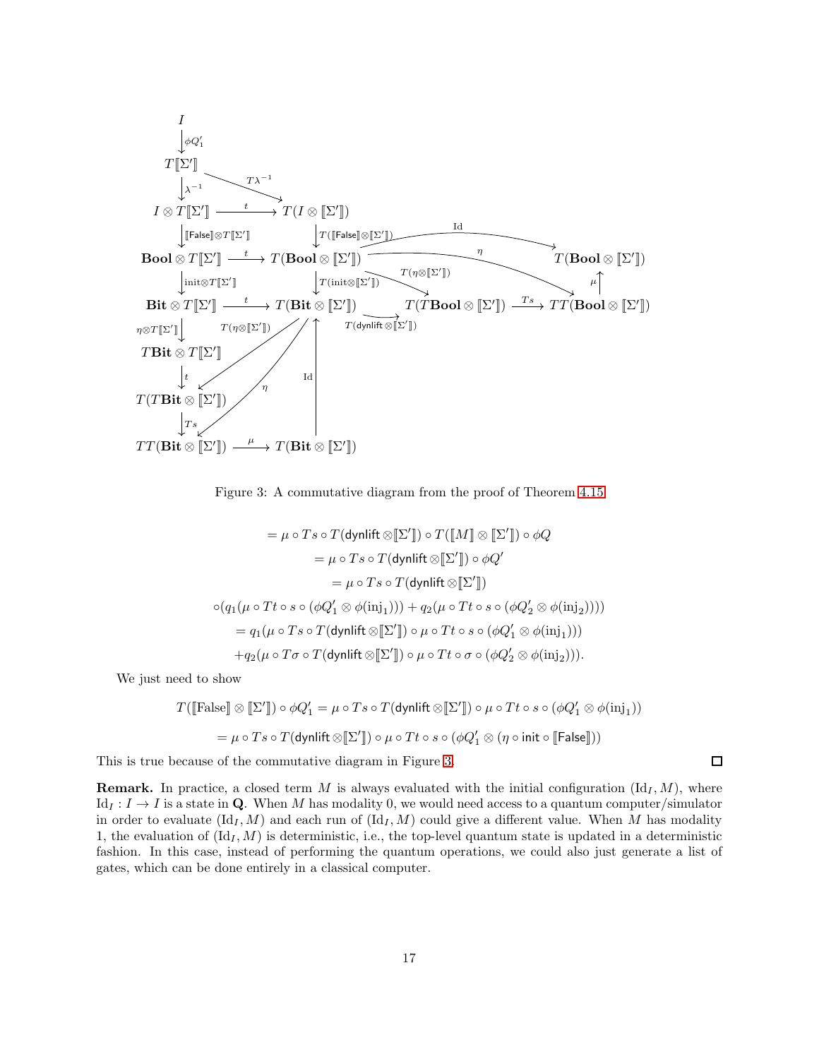$$
\begin{array}{c}
I \\
\downarrow \phi Q_1' \\
T[\![\Sigma']\!] \\
\downarrow \lambda^{-1} \quad \searrow T\lambda^{-1} \\
I \otimes T[\![\Sigma']\!] \xrightarrow{t} T(I \otimes [\![\Sigma']\!]) \\
\downarrow [\![\mathsf{False}]\!] \otimes T[\![\Sigma']\!] \qquad \downarrow T([\![\mathsf{False}]\!] \otimes [\![\Sigma']\!]) \\
\mathbf{Bool} \otimes T[\![\Sigma']\!] \xrightarrow{t} T(\mathbf{Bool} \otimes [\![\Sigma']\!]) \xrightarrow{\mathrm{Id}} T(\mathbf{Bool} \otimes [\![\Sigma']\!]) \\
\downarrow \mathrm{init} \otimes T[\![\Sigma']\!] \qquad \downarrow T(\mathrm{init} \otimes [\![\Sigma']\!]) \\
\mathbf{Bit} \otimes T[\![\Sigma']\!] \xrightarrow{t} T(\mathbf{Bit} \otimes [\![\Sigma']\!]) \xrightarrow{T(\mathsf{dynlift} \otimes [\![\Sigma']\!])} T(T\mathbf{Bool} \otimes [\![\Sigma']\!]) \xrightarrow{Ts} TT(\mathbf{Bool} \otimes [\![\Sigma']\!]) \\
\downarrow \eta \otimes T[\![\Sigma']\!] \\
T\mathbf{Bit} \otimes T[\![\Sigma']\!] \\
\downarrow t \\
T(T\mathbf{Bit} \otimes [\![\Sigma']\!]) \\
\downarrow Ts \\
TT(\mathbf{Bit} \otimes [\![\Sigma']\!]) \xrightarrow{\mu} T(\mathbf{Bit} \otimes [\![\Sigma']\!])
\end{array}
$$

(Additional arrows: $T(\mathbf{Bool} \otimes [\![\Sigma']\!]) \xrightarrow{\eta} TT(\mathbf{Bool} \otimes [\![\Sigma']\!])$; $T(\mathbf{Bool} \otimes [\![\Sigma']\!]) \xrightarrow{T(\eta \otimes [\![\Sigma']\!])} T(T\mathbf{Bool} \otimes [\![\Sigma']\!])$; $TT(\mathbf{Bool} \otimes [\![\Sigma']\!]) \xrightarrow{\mu} T(\mathbf{Bool} \otimes [\![\Sigma']\!])$; $T(\mathbf{Bit} \otimes [\![\Sigma']\!]) \xrightarrow{T(\eta \otimes [\![\Sigma']\!])} T(T\mathbf{Bit} \otimes [\![\Sigma']\!])$; $T(\mathbf{Bit} \otimes [\![\Sigma']\!]) \xrightarrow{\eta} TT(\mathbf{Bit} \otimes [\![\Sigma']\!])$; $T(\mathbf{Bit} \otimes [\![\Sigma']\!]) \xrightarrow{\mathrm{Id}} T(\mathbf{Bit} \otimes [\![\Sigma']\!])$.)

Figure 3: A commutative diagram from the proof of Theorem 4.15

$$
\begin{aligned}
&= \mu \circ Ts \circ T(\mathsf{dynlift} \otimes [\![\Sigma']\!]) \circ T([\![M]\!] \otimes [\![\Sigma']\!]) \circ \phi Q \\
&= \mu \circ Ts \circ T(\mathsf{dynlift} \otimes [\![\Sigma']\!]) \circ \phi Q' \\
&= \mu \circ Ts \circ T(\mathsf{dynlift} \otimes [\![\Sigma']\!]) \\
&\circ (q_1(\mu \circ Tt \circ s \circ (\phi Q_1' \otimes \phi(\mathrm{inj}_1))) + q_2(\mu \circ Tt \circ s \circ (\phi Q_2' \otimes \phi(\mathrm{inj}_2)))) \\
&= q_1(\mu \circ Ts \circ T(\mathsf{dynlift} \otimes [\![\Sigma']\!]) \circ \mu \circ Tt \circ s \circ (\phi Q_1' \otimes \phi(\mathrm{inj}_1))) \\
&+ q_2(\mu \circ T\sigma \circ T(\mathsf{dynlift} \otimes [\![\Sigma']\!]) \circ \mu \circ Tt \circ \sigma \circ (\phi Q_2' \otimes \phi(\mathrm{inj}_2))).
\end{aligned}
$$

We just need to show

$$
\begin{aligned}
T([\![\mathrm{False}]\!] \otimes [\![\Sigma']\!]) \circ \phi Q_1' &= \mu \circ Ts \circ T(\mathsf{dynlift} \otimes [\![\Sigma']\!]) \circ \mu \circ Tt \circ s \circ (\phi Q_1' \otimes \phi(\mathrm{inj}_1)) \\
&= \mu \circ Ts \circ T(\mathsf{dynlift} \otimes [\![\Sigma']\!]) \circ \mu \circ Tt \circ s \circ (\phi Q_1' \otimes (\eta \circ \mathsf{init} \circ [\![\mathsf{False}]\!]))
\end{aligned}
$$

This is true because of the commutative diagram in Figure 3. □

**Remark.** In practice, a closed term $M$ is always evaluated with the initial configuration $(\mathrm{Id}_I, M)$, where $\mathrm{Id}_I : I \to I$ is a state in $\mathbf{Q}$. When $M$ has modality 0, we would need access to a quantum computer/simulator in order to evaluate $(\mathrm{Id}_I, M)$ and each run of $(\mathrm{Id}_I, M)$ could give a different value. When $M$ has modality 1, the evaluation of $(\mathrm{Id}_I, M)$ is deterministic, i.e., the top-level quantum state is updated in a deterministic fashion. In this case, instead of performing the quantum operations, we could also just generate a list of gates, which can be done entirely in a classical computer.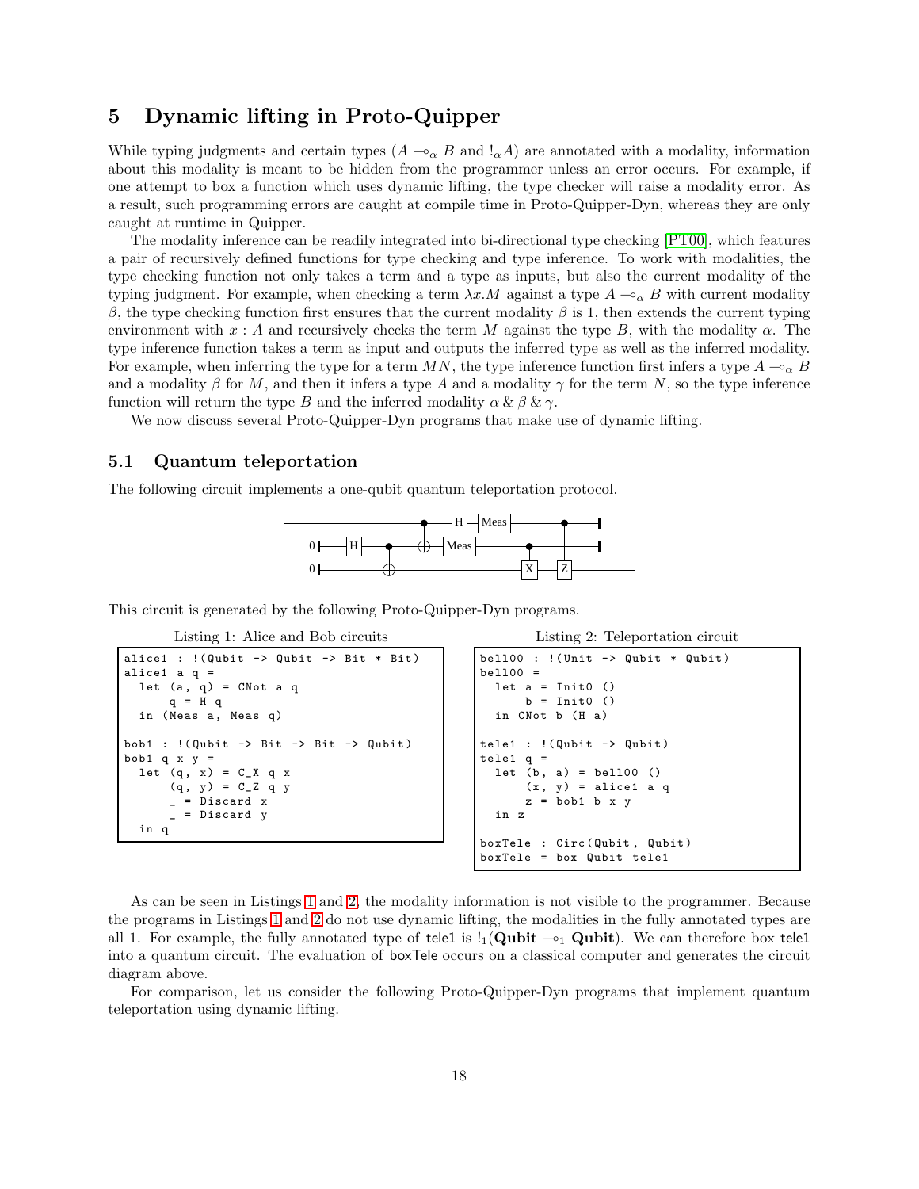## 5 Dynamic lifting in Proto-Quipper

While typing judgments and certain types ($A \multimap_\alpha B$ and $!_\alpha A$) are annotated with a modality, information about this modality is meant to be hidden from the programmer unless an error occurs. For example, if one attempt to box a function which uses dynamic lifting, the type checker will raise a modality error. As a result, such programming errors are caught at compile time in Proto-Quipper-Dyn, whereas they are only caught at runtime in Quipper.

The modality inference can be readily integrated into bi-directional type checking [PT00], which features a pair of recursively defined functions for type checking and type inference. To work with modalities, the type checking function not only takes a term and a type as inputs, but also the current modality of the typing judgment. For example, when checking a term $\lambda x.M$ against a type $A \multimap_\alpha B$ with current modality $\beta$, the type checking function first ensures that the current modality $\beta$ is 1, then extends the current typing environment with $x : A$ and recursively checks the term $M$ against the type $B$, with the modality $\alpha$. The type inference function takes a term as input and outputs the inferred type as well as the inferred modality. For example, when inferring the type for a term $MN$, the type inference function first infers a type $A \multimap_\alpha B$ and a modality $\beta$ for $M$, and then it infers a type $A$ and a modality $\gamma$ for the term $N$, so the type inference function will return the type $B$ and the inferred modality $\alpha \,\&\, \beta \,\&\, \gamma$.

We now discuss several Proto-Quipper-Dyn programs that make use of dynamic lifting.

### 5.1 Quantum teleportation

The following circuit implements a one-qubit quantum teleportation protocol.

This circuit is generated by the following Proto-Quipper-Dyn programs.

Listing 1: Alice and Bob circuits

```
alice1 : !(Qubit -> Qubit -> Bit * Bit)
alice1 a q =
  let (a, q) = CNot a q
      q = H q
  in (Meas a, Meas q)

bob1 : !(Qubit -> Bit -> Bit -> Qubit)
bob1 q x y =
  let (q, x) = C_X q x
      (q, y) = C_Z q y
      _ = Discard x
      _ = Discard y
  in q
```

Listing 2: Teleportation circuit

```
bell00 : !(Unit -> Qubit * Qubit)
bell00 =
  let a = Init0 ()
      b = Init0 ()
  in CNot b (H a)

tele1 : !(Qubit -> Qubit)
tele1 q =
  let (b, a) = bell00 ()
      (x, y) = alice1 a q
      z = bob1 b x y
  in z

boxTele : Circ(Qubit, Qubit)
boxTele = box Qubit tele1
```

As can be seen in Listings 1 and 2, the modality information is not visible to the programmer. Because the programs in Listings 1 and 2 do not use dynamic lifting, the modalities in the fully annotated types are all 1. For example, the fully annotated type of tele1 is $!_1(\mathbf{Qubit} \multimap_1 \mathbf{Qubit})$. We can therefore box tele1 into a quantum circuit. The evaluation of boxTele occurs on a classical computer and generates the circuit diagram above.

For comparison, let us consider the following Proto-Quipper-Dyn programs that implement quantum teleportation using dynamic lifting.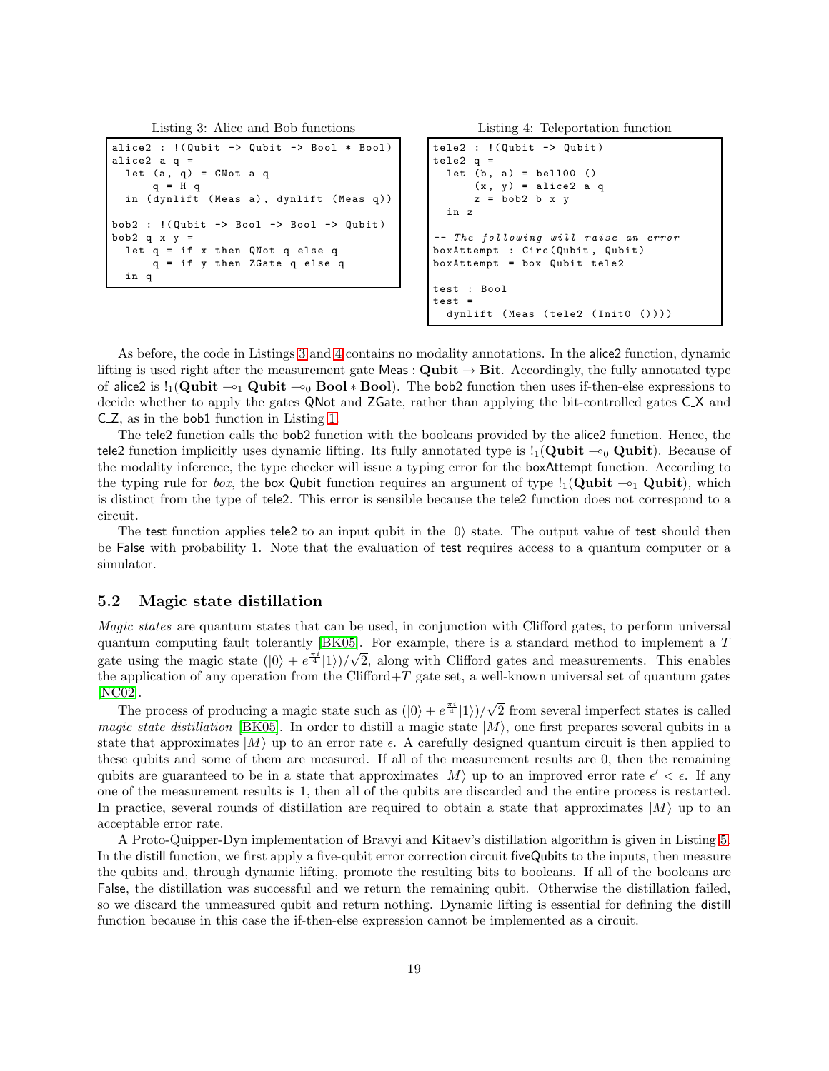Listing 3: Alice and Bob functions

```
alice2 : !(Qubit -> Qubit -> Bool * Bool)
alice2 a q =
  let (a, q) = CNot a q
      q = H q
  in (dynlift (Meas a), dynlift (Meas q))

bob2 : !(Qubit -> Bool -> Bool -> Qubit)
bob2 q x y =
  let q = if x then QNot q else q
      q = if y then ZGate q else q
  in q
```

Listing 4: Teleportation function

```
tele2 : !(Qubit -> Qubit)
tele2 q =
  let (b, a) = bell00 ()
      (x, y) = alice2 a q
      z = bob2 b x y
  in z

-- The following will raise an error
boxAttempt : Circ(Qubit, Qubit)
boxAttempt = box Qubit tele2

test : Bool
test =
  dynlift (Meas (tele2 (Init0 ())))
```

As before, the code in Listings 3 and 4 contains no modality annotations. In the alice2 function, dynamic lifting is used right after the measurement gate Meas : **Qubit** $\to$ **Bit**. Accordingly, the fully annotated type of alice2 is $!_1(\mathbf{Qubit} \multimap_1 \mathbf{Qubit} \multimap_0 \mathbf{Bool} * \mathbf{Bool})$. The bob2 function then uses if-then-else expressions to decide whether to apply the gates QNot and ZGate, rather than applying the bit-controlled gates C_X and C_Z, as in the bob1 function in Listing 1.

The tele2 function calls the bob2 function with the booleans provided by the alice2 function. Hence, the tele2 function implicitly uses dynamic lifting. Its fully annotated type is $!_1(\mathbf{Qubit} \multimap_0 \mathbf{Qubit})$. Because of the modality inference, the type checker will issue a typing error for the boxAttempt function. According to the typing rule for *box*, the box Qubit function requires an argument of type $!_1(\mathbf{Qubit} \multimap_1 \mathbf{Qubit})$, which is distinct from the type of tele2. This error is sensible because the tele2 function does not correspond to a circuit.

The test function applies tele2 to an input qubit in the $|0\rangle$ state. The output value of test should then be False with probability 1. Note that the evaluation of test requires access to a quantum computer or a simulator.

## 5.2 Magic state distillation

*Magic states* are quantum states that can be used, in conjunction with Clifford gates, to perform universal quantum computing fault tolerantly [BK05]. For example, there is a standard method to implement a $T$ gate using the magic state $(|0\rangle + e^{\frac{\pi i}{4}}|1\rangle)/\sqrt{2}$, along with Clifford gates and measurements. This enables the application of any operation from the Clifford+$T$ gate set, a well-known universal set of quantum gates [NC02].

The process of producing a magic state such as $(|0\rangle + e^{\frac{\pi i}{4}}|1\rangle)/\sqrt{2}$ from several imperfect states is called *magic state distillation* [BK05]. In order to distill a magic state $|M\rangle$, one first prepares several qubits in a state that approximates $|M\rangle$ up to an error rate $\epsilon$. A carefully designed quantum circuit is then applied to these qubits and some of them are measured. If all of the measurement results are 0, then the remaining qubits are guaranteed to be in a state that approximates $|M\rangle$ up to an improved error rate $\epsilon' < \epsilon$. If any one of the measurement results is 1, then all of the qubits are discarded and the entire process is restarted. In practice, several rounds of distillation are required to obtain a state that approximates $|M\rangle$ up to an acceptable error rate.

A Proto-Quipper-Dyn implementation of Bravyi and Kitaev's distillation algorithm is given in Listing 5. In the distill function, we first apply a five-qubit error correction circuit fiveQubits to the inputs, then measure the qubits and, through dynamic lifting, promote the resulting bits to booleans. If all of the booleans are False, the distillation was successful and we return the remaining qubit. Otherwise the distillation failed, so we discard the unmeasured qubit and return nothing. Dynamic lifting is essential for defining the distill function because in this case the if-then-else expression cannot be implemented as a circuit.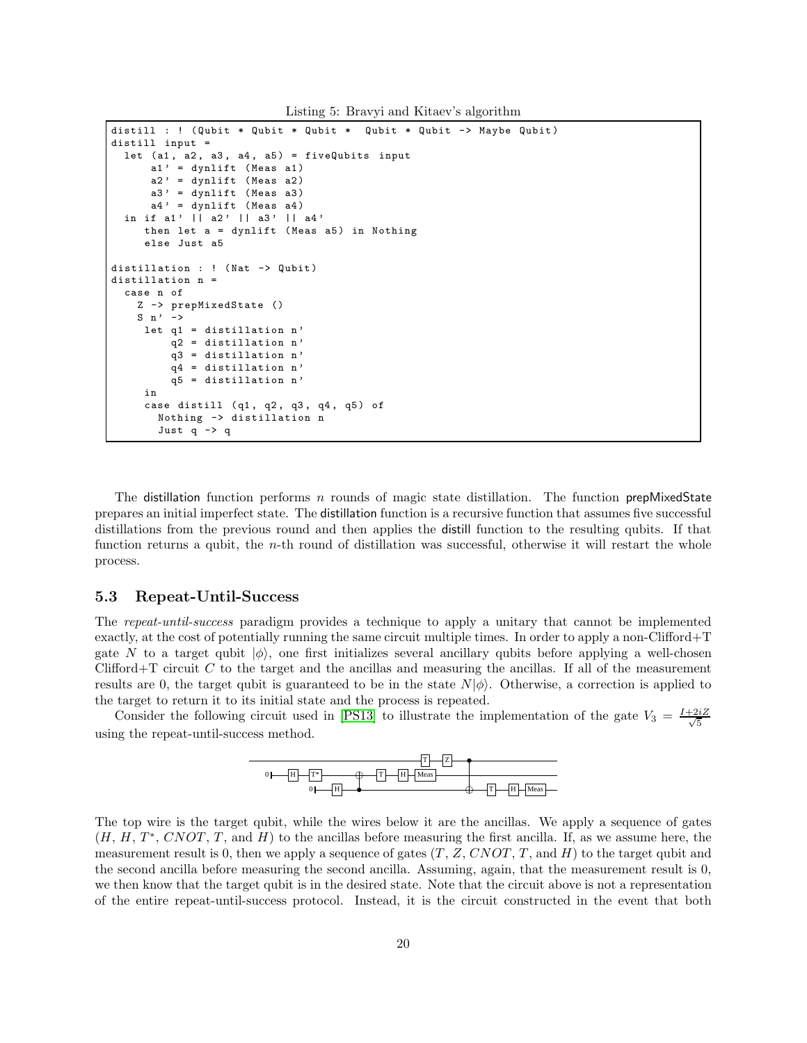Listing 5: Bravyi and Kitaev's algorithm

```
distill : ! (Qubit * Qubit * Qubit *  Qubit * Qubit -> Maybe Qubit)
distill input =
  let (a1, a2, a3, a4, a5) = fiveQubits input
      a1' = dynlift (Meas a1)
      a2' = dynlift (Meas a2)
      a3' = dynlift (Meas a3)
      a4' = dynlift (Meas a4)
  in if a1' || a2' || a3' || a4'
     then let a = dynlift (Meas a5) in Nothing
     else Just a5

distillation : ! (Nat -> Qubit)
distillation n =
  case n of
    Z -> prepMixedState ()
    S n' ->
     let q1 = distillation n'
         q2 = distillation n'
         q3 = distillation n'
         q4 = distillation n'
         q5 = distillation n'
     in
     case distill (q1, q2, q3, q4, q5) of
       Nothing -> distillation n
       Just q -> q
```

The distillation function performs $n$ rounds of magic state distillation. The function prepMixedState prepares an initial imperfect state. The distillation function is a recursive function that assumes five successful distillations from the previous round and then applies the distill function to the resulting qubits. If that function returns a qubit, the $n$-th round of distillation was successful, otherwise it will restart the whole process.

### 5.3 Repeat-Until-Success

The *repeat-until-success* paradigm provides a technique to apply a unitary that cannot be implemented exactly, at the cost of potentially running the same circuit multiple times. In order to apply a non-Clifford+T gate $N$ to a target qubit $|\phi\rangle$, one first initializes several ancillary qubits before applying a well-chosen Clifford+T circuit $C$ to the target and the ancillas and measuring the ancillas. If all of the measurement results are 0, the target qubit is guaranteed to be in the state $N|\phi\rangle$. Otherwise, a correction is applied to the target to return it to its initial state and the process is repeated.

Consider the following circuit used in [PS13] to illustrate the implementation of the gate $V_3 = \frac{I+2iZ}{\sqrt{5}}$ using the repeat-until-success method.

The top wire is the target qubit, while the wires below it are the ancillas. We apply a sequence of gates ($H$, $H$, $T^*$, $CNOT$, $T$, and $H$) to the ancillas before measuring the first ancilla. If, as we assume here, the measurement result is 0, then we apply a sequence of gates ($T$, $Z$, $CNOT$, $T$, and $H$) to the target qubit and the second ancilla before measuring the second ancilla. Assuming, again, that the measurement result is 0, we then know that the target qubit is in the desired state. Note that the circuit above is not a representation of the entire repeat-until-success protocol. Instead, it is the circuit constructed in the event that both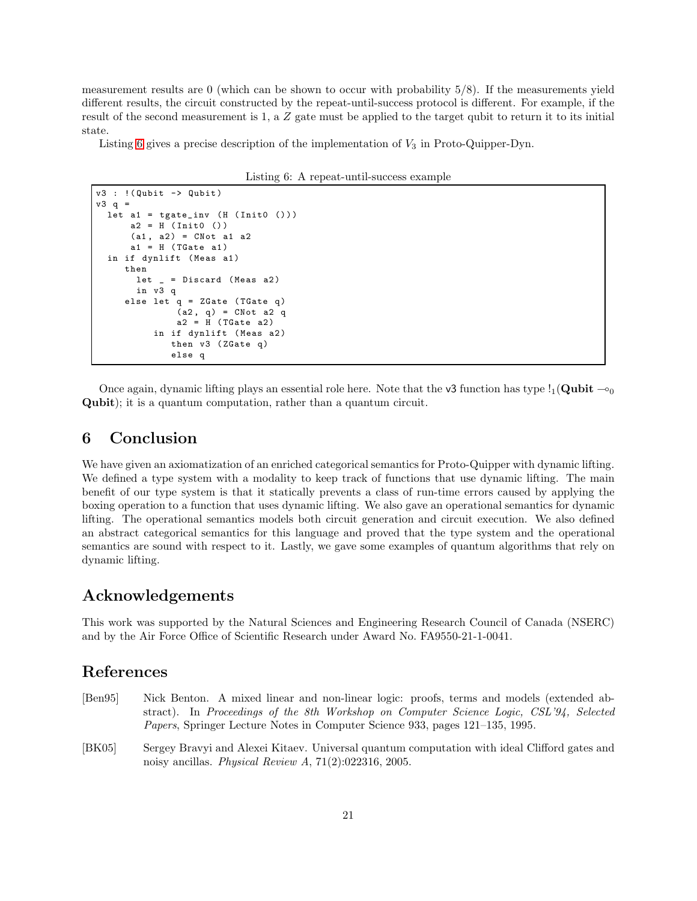measurement results are 0 (which can be shown to occur with probability 5/8). If the measurements yield different results, the circuit constructed by the repeat-until-success protocol is different. For example, if the result of the second measurement is 1, a $Z$ gate must be applied to the target qubit to return it to its initial state.

Listing 6 gives a precise description of the implementation of $V_3$ in Proto-Quipper-Dyn.

Listing 6: A repeat-until-success example

```
v3 : !(Qubit -> Qubit)
v3 q =
  let a1 = tgate_inv (H (Init0 ()))
      a2 = H (Init0 ())
      (a1, a2) = CNot a1 a2
      a1 = H (TGate a1)
  in if dynlift (Meas a1)
     then
       let _ = Discard (Meas a2)
       in v3 q
     else let q = ZGate (TGate q)
              (a2, q) = CNot a2 q
              a2 = H (TGate a2)
          in if dynlift (Meas a2)
             then v3 (ZGate q)
             else q
```

Once again, dynamic lifting plays an essential role here. Note that the v3 function has type $!_1(\mathbf{Qubit} \multimap_0 \mathbf{Qubit})$; it is a quantum computation, rather than a quantum circuit.

## 6 Conclusion

We have given an axiomatization of an enriched categorical semantics for Proto-Quipper with dynamic lifting. We defined a type system with a modality to keep track of functions that use dynamic lifting. The main benefit of our type system is that it statically prevents a class of run-time errors caused by applying the boxing operation to a function that uses dynamic lifting. We also gave an operational semantics for dynamic lifting. The operational semantics models both circuit generation and circuit execution. We also defined an abstract categorical semantics for this language and proved that the type system and the operational semantics are sound with respect to it. Lastly, we gave some examples of quantum algorithms that rely on dynamic lifting.

## Acknowledgements

This work was supported by the Natural Sciences and Engineering Research Council of Canada (NSERC) and by the Air Force Office of Scientific Research under Award No. FA9550-21-1-0041.

## References

[Ben95] Nick Benton. A mixed linear and non-linear logic: proofs, terms and models (extended abstract). In *Proceedings of the 8th Workshop on Computer Science Logic, CSL'94, Selected Papers*, Springer Lecture Notes in Computer Science 933, pages 121–135, 1995.

[BK05] Sergey Bravyi and Alexei Kitaev. Universal quantum computation with ideal Clifford gates and noisy ancillas. *Physical Review A*, 71(2):022316, 2005.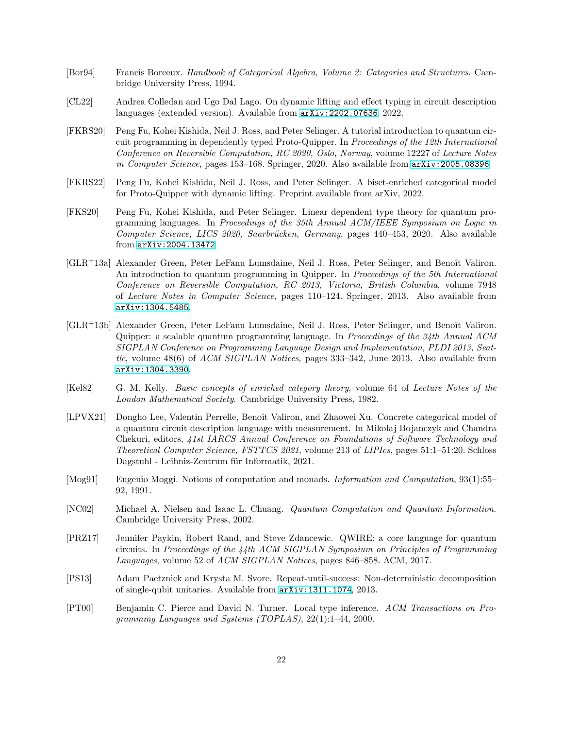[Bor94] Francis Borceux. *Handbook of Categorical Algebra, Volume 2: Categories and Structures*. Cambridge University Press, 1994.

[CL22] Andrea Colledan and Ugo Dal Lago. On dynamic lifting and effect typing in circuit description languages (extended version). Available from `arXiv:2202.07636`, 2022.

[FKRS20] Peng Fu, Kohei Kishida, Neil J. Ross, and Peter Selinger. A tutorial introduction to quantum circuit programming in dependently typed Proto-Quipper. In *Proceedings of the 12th International Conference on Reversible Computation, RC 2020, Oslo, Norway*, volume 12227 of *Lecture Notes in Computer Science*, pages 153–168. Springer, 2020. Also available from `arXiv:2005.08396`.

[FKRS22] Peng Fu, Kohei Kishida, Neil J. Ross, and Peter Selinger. A biset-enriched categorical model for Proto-Quipper with dynamic lifting. Preprint available from arXiv, 2022.

[FKS20] Peng Fu, Kohei Kishida, and Peter Selinger. Linear dependent type theory for quantum programming languages. In *Proceedings of the 35th Annual ACM/IEEE Symposium on Logic in Computer Science, LICS 2020, Saarbrücken, Germany*, pages 440–453, 2020. Also available from `arXiv:2004.13472`.

[GLR+13a] Alexander Green, Peter LeFanu Lumsdaine, Neil J. Ross, Peter Selinger, and Benoît Valiron. An introduction to quantum programming in Quipper. In *Proceedings of the 5th International Conference on Reversible Computation, RC 2013, Victoria, British Columbia*, volume 7948 of *Lecture Notes in Computer Science*, pages 110–124. Springer, 2013. Also available from `arXiv:1304.5485`.

[GLR+13b] Alexander Green, Peter LeFanu Lumsdaine, Neil J. Ross, Peter Selinger, and Benoît Valiron. Quipper: a scalable quantum programming language. In *Proceedings of the 34th Annual ACM SIGPLAN Conference on Programming Language Design and Implementation, PLDI 2013, Seattle*, volume 48(6) of *ACM SIGPLAN Notices*, pages 333–342, June 2013. Also available from `arXiv:1304.3390`.

[Kel82] G. M. Kelly. *Basic concepts of enriched category theory*, volume 64 of *Lecture Notes of the London Mathematical Society*. Cambridge University Press, 1982.

[LPVX21] Dongho Lee, Valentin Perrelle, Benoît Valiron, and Zhaowei Xu. Concrete categorical model of a quantum circuit description language with measurement. In Mikolaj Bojanczyk and Chandra Chekuri, editors, *41st IARCS Annual Conference on Foundations of Software Technology and Theoretical Computer Science, FSTTCS 2021*, volume 213 of *LIPIcs*, pages 51:1–51:20. Schloss Dagstuhl - Leibniz-Zentrum für Informatik, 2021.

[Mog91] Eugenio Moggi. Notions of computation and monads. *Information and Computation*, 93(1):55–92, 1991.

[NC02] Michael A. Nielsen and Isaac L. Chuang. *Quantum Computation and Quantum Information*. Cambridge University Press, 2002.

[PRZ17] Jennifer Paykin, Robert Rand, and Steve Zdancewic. QWIRE: a core language for quantum circuits. In *Proceedings of the 44th ACM SIGPLAN Symposium on Principles of Programming Languages*, volume 52 of *ACM SIGPLAN Notices*, pages 846–858. ACM, 2017.

[PS13] Adam Paetznick and Krysta M. Svore. Repeat-until-success: Non-deterministic decomposition of single-qubit unitaries. Available from `arXiv:1311.1074`, 2013.

[PT00] Benjamin C. Pierce and David N. Turner. Local type inference. *ACM Transactions on Programming Languages and Systems (TOPLAS)*, 22(1):1–44, 2000.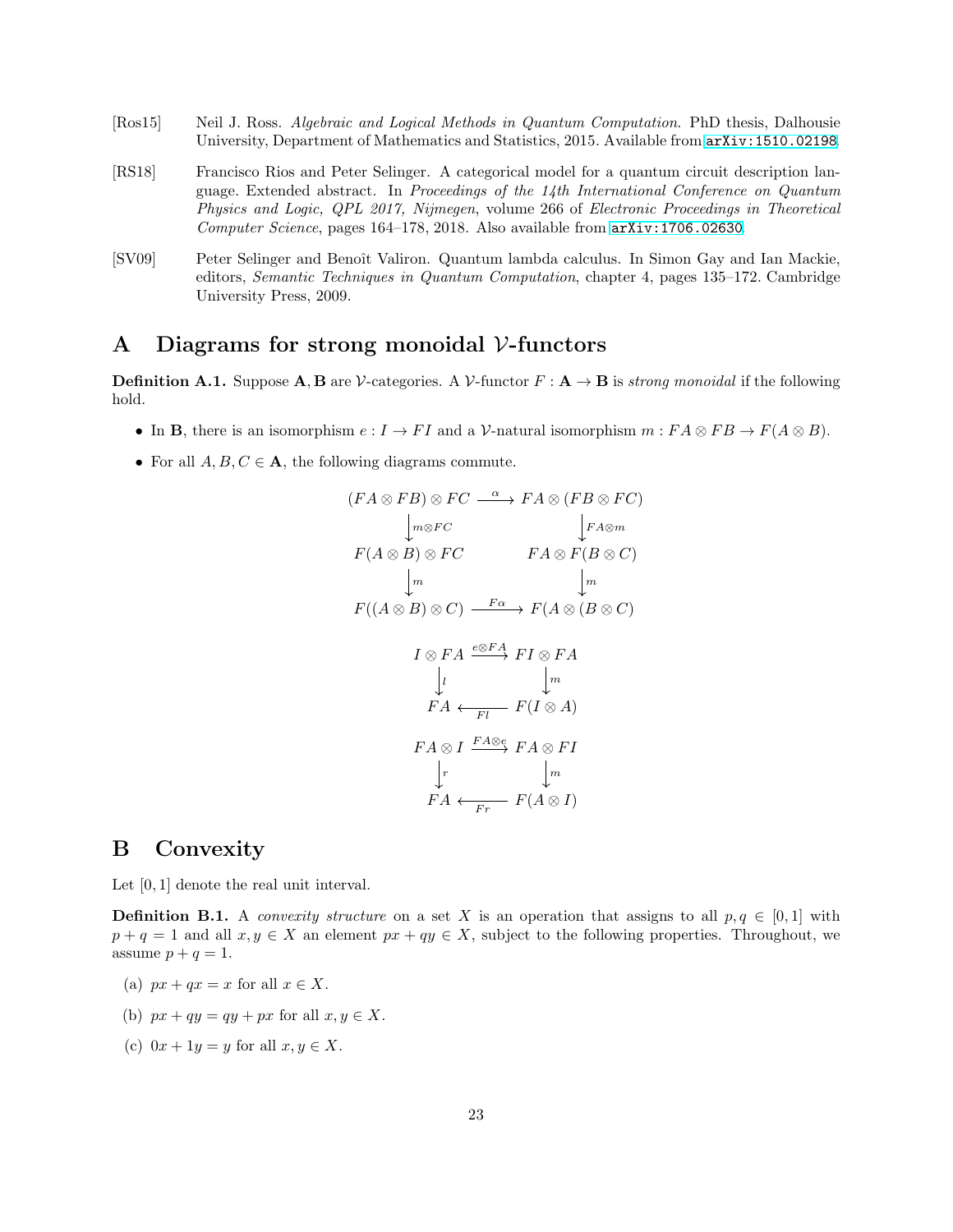[Ros15] Neil J. Ross. *Algebraic and Logical Methods in Quantum Computation.* PhD thesis, Dalhousie University, Department of Mathematics and Statistics, 2015. Available from arXiv:1510.02198.

[RS18] Francisco Rios and Peter Selinger. A categorical model for a quantum circuit description language. Extended abstract. In *Proceedings of the 14th International Conference on Quantum Physics and Logic, QPL 2017, Nijmegen*, volume 266 of *Electronic Proceedings in Theoretical Computer Science*, pages 164–178, 2018. Also available from arXiv:1706.02630.

[SV09] Peter Selinger and Benoît Valiron. Quantum lambda calculus. In Simon Gay and Ian Mackie, editors, *Semantic Techniques in Quantum Computation*, chapter 4, pages 135–172. Cambridge University Press, 2009.

# A Diagrams for strong monoidal $\mathcal{V}$-functors

**Definition A.1.** Suppose $\mathbf{A}, \mathbf{B}$ are $\mathcal{V}$-categories. A $\mathcal{V}$-functor $F : \mathbf{A} \to \mathbf{B}$ is *strong monoidal* if the following hold.

- In $\mathbf{B}$, there is an isomorphism $e : I \to FI$ and a $\mathcal{V}$-natural isomorphism $m : FA \otimes FB \to F(A \otimes B)$.
- For all $A, B, C \in \mathbf{A}$, the following diagrams commute.

$$\begin{array}{ccc}
(FA \otimes FB) \otimes FC & \xrightarrow{\alpha} & FA \otimes (FB \otimes FC) \\
\downarrow{\scriptstyle m \otimes FC} & & \downarrow{\scriptstyle FA \otimes m} \\
F(A \otimes B) \otimes FC & & FA \otimes F(B \otimes C) \\
\downarrow{\scriptstyle m} & & \downarrow{\scriptstyle m} \\
F((A \otimes B) \otimes C) & \xrightarrow{F\alpha} & F(A \otimes (B \otimes C))
\end{array}$$

$$\begin{array}{ccc}
I \otimes FA & \xrightarrow{e \otimes FA} & FI \otimes FA \\
\downarrow{\scriptstyle l} & & \downarrow{\scriptstyle m} \\
FA & \xleftarrow[Fl]{} & F(I \otimes A)
\end{array}$$

$$\begin{array}{ccc}
FA \otimes I & \xrightarrow{FA \otimes e} & FA \otimes FI \\
\downarrow{\scriptstyle r} & & \downarrow{\scriptstyle m} \\
FA & \xleftarrow[Fr]{} & F(A \otimes I)
\end{array}$$

# B Convexity

Let $[0, 1]$ denote the real unit interval.

**Definition B.1.** A *convexity structure* on a set $X$ is an operation that assigns to all $p, q \in [0, 1]$ with $p + q = 1$ and all $x, y \in X$ an element $px + qy \in X$, subject to the following properties. Throughout, we assume $p + q = 1$.

(a) $px + qx = x$ for all $x \in X$.

(b) $px + qy = qy + px$ for all $x, y \in X$.

(c) $0x + 1y = y$ for all $x, y \in X$.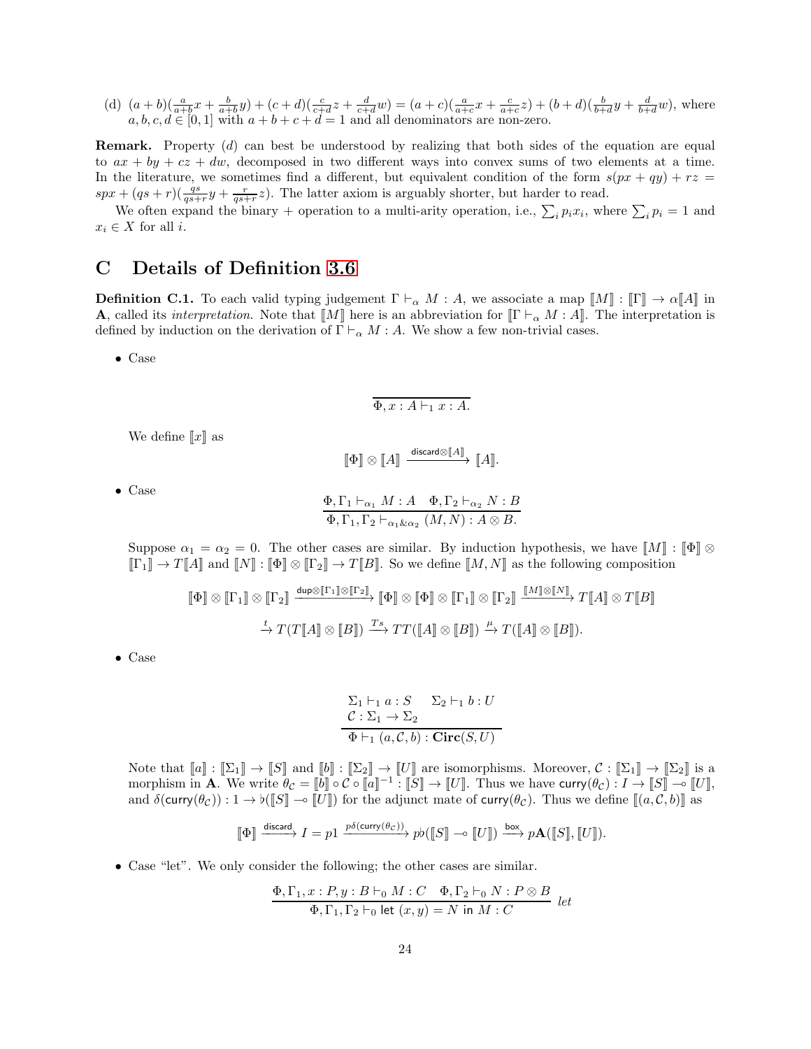(d) $(a+b)(\frac{a}{a+b}x + \frac{b}{a+b}y) + (c+d)(\frac{c}{c+d}z + \frac{d}{c+d}w) = (a+c)(\frac{a}{a+c}x + \frac{c}{a+c}z) + (b+d)(\frac{b}{b+d}y + \frac{d}{b+d}w)$, where $a, b, c, d \in [0,1]$ with $a+b+c+d = 1$ and all denominators are non-zero.

**Remark.** Property $(d)$ can best be understood by realizing that both sides of the equation are equal to $ax + by + cz + dw$, decomposed in two different ways into convex sums of two elements at a time. In the literature, we sometimes find a different, but equivalent condition of the form $s(px + qy) + rz = spx + (qs + r)(\frac{qs}{qs+r}y + \frac{r}{qs+r}z)$. The latter axiom is arguably shorter, but harder to read.

We often expand the binary $+$ operation to a multi-arity operation, i.e., $\sum_i p_i x_i$, where $\sum_i p_i = 1$ and $x_i \in X$ for all $i$.

# C Details of Definition 3.6

**Definition C.1.** To each valid typing judgement $\Gamma \vdash_\alpha M : A$, we associate a map $[\![M]\!] : [\![\Gamma]\!] \to \alpha[\![A]\!]$ in $\mathbf{A}$, called its *interpretation*. Note that $[\![M]\!]$ here is an abbreviation for $[\![\Gamma \vdash_\alpha M : A]\!]$. The interpretation is defined by induction on the derivation of $\Gamma \vdash_\alpha M : A$. We show a few non-trivial cases.

- Case

$$\frac{}{\Phi, x : A \vdash_1 x : A.}$$

We define $[\![x]\!]$ as

$$[\![\Phi]\!] \otimes [\![A]\!] \xrightarrow{\mathsf{discard} \otimes [\![A]\!]} [\![A]\!].$$

- Case

$$\frac{\Phi, \Gamma_1 \vdash_{\alpha_1} M : A \quad \Phi, \Gamma_2 \vdash_{\alpha_2} N : B}{\Phi, \Gamma_1, \Gamma_2 \vdash_{\alpha_1 \& \alpha_2} (M, N) : A \otimes B.}$$

Suppose $\alpha_1 = \alpha_2 = 0$. The other cases are similar. By induction hypothesis, we have $[\![M]\!] : [\![\Phi]\!] \otimes [\![\Gamma_1]\!] \to T[\![A]\!]$ and $[\![N]\!] : [\![\Phi]\!] \otimes [\![\Gamma_2]\!] \to T[\![B]\!]$. So we define $[\![M, N]\!]$ as the following composition

$$[\![\Phi]\!] \otimes [\![\Gamma_1]\!] \otimes [\![\Gamma_2]\!] \xrightarrow{\mathsf{dup} \otimes [\![\Gamma_1]\!] \otimes [\![\Gamma_2]\!]} [\![\Phi]\!] \otimes [\![\Phi]\!] \otimes [\![\Gamma_1]\!] \otimes [\![\Gamma_2]\!] \xrightarrow{[\![M]\!] \otimes [\![N]\!]} T[\![A]\!] \otimes T[\![B]\!]$$

$$\xrightarrow{t} T(T[\![A]\!] \otimes [\![B]\!]) \xrightarrow{Ts} TT([\![A]\!] \otimes [\![B]\!]) \xrightarrow{\mu} T([\![A]\!] \otimes [\![B]\!]).$$

- Case

$$\frac{\Sigma_1 \vdash_1 a : S \quad \Sigma_2 \vdash_1 b : U \quad \mathcal{C} : \Sigma_1 \to \Sigma_2}{\Phi \vdash_1 (a, \mathcal{C}, b) : \mathbf{Circ}(S, U)}$$

Note that $[\![a]\!] : [\![\Sigma_1]\!] \to [\![S]\!]$ and $[\![b]\!] : [\![\Sigma_2]\!] \to [\![U]\!]$ are isomorphisms. Moreover, $\mathcal{C} : [\![\Sigma_1]\!] \to [\![\Sigma_2]\!]$ is a morphism in $\mathbf{A}$. We write $\theta_{\mathcal{C}} = [\![b]\!] \circ \mathcal{C} \circ [\![a]\!]^{-1} : [\![S]\!] \to [\![U]\!]$. Thus we have $\mathsf{curry}(\theta_{\mathcal{C}}) : I \to [\![S]\!] \multimap [\![U]\!]$, and $\delta(\mathsf{curry}(\theta_{\mathcal{C}})) : 1 \to \flat([\![S]\!] \multimap [\![U]\!])$ for the adjunct mate of $\mathsf{curry}(\theta_{\mathcal{C}})$. Thus we define $[\![(a, \mathcal{C}, b)]\!]$ as

$$[\![\Phi]\!] \xrightarrow{\mathsf{discard}} I = p1 \xrightarrow{p\delta(\mathsf{curry}(\theta_{\mathcal{C}}))} p\flat([\![S]\!] \multimap [\![U]\!]) \xrightarrow{\mathsf{box}} p\mathbf{A}([\![S]\!], [\![U]\!]).$$

- Case "let". We only consider the following; the other cases are similar.

$$\frac{\Phi, \Gamma_1, x : P, y : B \vdash_0 M : C \quad \Phi, \Gamma_2 \vdash_0 N : P \otimes B}{\Phi, \Gamma_1, \Gamma_2 \vdash_0 \mathsf{let}\ (x, y) = N\ \mathsf{in}\ M : C}\ let$$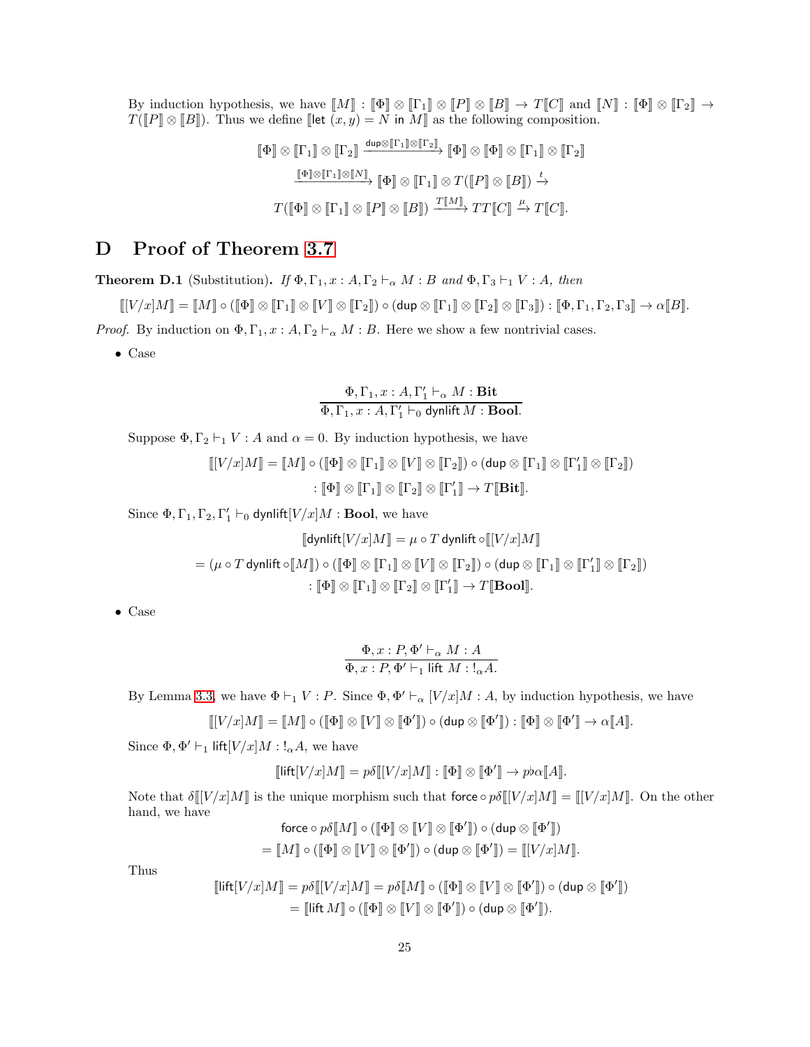By induction hypothesis, we have $\llbracket M \rrbracket : \llbracket \Phi \rrbracket \otimes \llbracket \Gamma_1 \rrbracket \otimes \llbracket P \rrbracket \otimes \llbracket B \rrbracket \to T\llbracket C \rrbracket$ and $\llbracket N \rrbracket : \llbracket \Phi \rrbracket \otimes \llbracket \Gamma_2 \rrbracket \to T(\llbracket P \rrbracket \otimes \llbracket B \rrbracket)$. Thus we define $\llbracket \mathsf{let}\ (x, y) = N\ \mathsf{in}\ M \rrbracket$ as the following composition.

$$
\llbracket \Phi \rrbracket \otimes \llbracket \Gamma_1 \rrbracket \otimes \llbracket \Gamma_2 \rrbracket \xrightarrow{\mathsf{dup} \otimes \llbracket \Gamma_1 \rrbracket \otimes \llbracket \Gamma_2 \rrbracket} \llbracket \Phi \rrbracket \otimes \llbracket \Phi \rrbracket \otimes \llbracket \Gamma_1 \rrbracket \otimes \llbracket \Gamma_2 \rrbracket
$$

$$
\xrightarrow{\llbracket \Phi \rrbracket \otimes \llbracket \Gamma_1 \rrbracket \otimes \llbracket N \rrbracket} \llbracket \Phi \rrbracket \otimes \llbracket \Gamma_1 \rrbracket \otimes T(\llbracket P \rrbracket \otimes \llbracket B \rrbracket) \xrightarrow{t}
$$

$$
T(\llbracket \Phi \rrbracket \otimes \llbracket \Gamma_1 \rrbracket \otimes \llbracket P \rrbracket \otimes \llbracket B \rrbracket) \xrightarrow{T\llbracket M \rrbracket} TT\llbracket C \rrbracket \xrightarrow{\mu} T\llbracket C \rrbracket.
$$

# D Proof of Theorem 3.7

**Theorem D.1** (Substitution)**.** *If $\Phi, \Gamma_1, x : A, \Gamma_2 \vdash_\alpha M : B$ and $\Phi, \Gamma_3 \vdash_1 V : A$, then*

$$
\llbracket [V/x]M \rrbracket = \llbracket M \rrbracket \circ (\llbracket \Phi \rrbracket \otimes \llbracket \Gamma_1 \rrbracket \otimes \llbracket V \rrbracket \otimes \llbracket \Gamma_2 \rrbracket) \circ (\mathsf{dup} \otimes \llbracket \Gamma_1 \rrbracket \otimes \llbracket \Gamma_2 \rrbracket \otimes \llbracket \Gamma_3 \rrbracket) : \llbracket \Phi, \Gamma_1, \Gamma_2, \Gamma_3 \rrbracket \to \alpha\llbracket B \rrbracket.
$$

*Proof.* By induction on $\Phi, \Gamma_1, x : A, \Gamma_2 \vdash_\alpha M : B$. Here we show a few nontrivial cases.

- Case

$$
\frac{\Phi, \Gamma_1, x : A, \Gamma_1' \vdash_\alpha M : \mathbf{Bit}}{\Phi, \Gamma_1, x : A, \Gamma_1' \vdash_0 \mathsf{dynlift}\, M : \mathbf{Bool}.}
$$

  Suppose $\Phi, \Gamma_2 \vdash_1 V : A$ and $\alpha = 0$. By induction hypothesis, we have

$$
\begin{aligned}
\llbracket [V/x]M \rrbracket &= \llbracket M \rrbracket \circ (\llbracket \Phi \rrbracket \otimes \llbracket \Gamma_1 \rrbracket \otimes \llbracket V \rrbracket \otimes \llbracket \Gamma_2 \rrbracket) \circ (\mathsf{dup} \otimes \llbracket \Gamma_1 \rrbracket \otimes \llbracket \Gamma_1' \rrbracket \otimes \llbracket \Gamma_2 \rrbracket) \\
&: \llbracket \Phi \rrbracket \otimes \llbracket \Gamma_1 \rrbracket \otimes \llbracket \Gamma_2 \rrbracket \otimes \llbracket \Gamma_1' \rrbracket \to T\llbracket \mathbf{Bit} \rrbracket.
\end{aligned}
$$

  Since $\Phi, \Gamma_1, \Gamma_2, \Gamma_1' \vdash_0 \mathsf{dynlift}[V/x]M : \mathbf{Bool}$, we have

$$
\begin{aligned}
&\llbracket \mathsf{dynlift}[V/x]M \rrbracket = \mu \circ T\,\mathsf{dynlift} \circ \llbracket [V/x]M \rrbracket \\
&= (\mu \circ T\,\mathsf{dynlift} \circ \llbracket M \rrbracket) \circ (\llbracket \Phi \rrbracket \otimes \llbracket \Gamma_1 \rrbracket \otimes \llbracket V \rrbracket \otimes \llbracket \Gamma_2 \rrbracket) \circ (\mathsf{dup} \otimes \llbracket \Gamma_1 \rrbracket \otimes \llbracket \Gamma_1' \rrbracket \otimes \llbracket \Gamma_2 \rrbracket) \\
&: \llbracket \Phi \rrbracket \otimes \llbracket \Gamma_1 \rrbracket \otimes \llbracket \Gamma_2 \rrbracket \otimes \llbracket \Gamma_1' \rrbracket \to T\llbracket \mathbf{Bool} \rrbracket.
\end{aligned}
$$

- Case

$$
\frac{\Phi, x : P, \Phi' \vdash_\alpha M : A}{\Phi, x : P, \Phi' \vdash_1 \mathsf{lift}\ M : !_\alpha A.}
$$

  By Lemma 3.3, we have $\Phi \vdash_1 V : P$. Since $\Phi, \Phi' \vdash_\alpha [V/x]M : A$, by induction hypothesis, we have

$$
\llbracket [V/x]M \rrbracket = \llbracket M \rrbracket \circ (\llbracket \Phi \rrbracket \otimes \llbracket V \rrbracket \otimes \llbracket \Phi' \rrbracket) \circ (\mathsf{dup} \otimes \llbracket \Phi' \rrbracket) : \llbracket \Phi \rrbracket \otimes \llbracket \Phi' \rrbracket \to \alpha\llbracket A \rrbracket.
$$

  Since $\Phi, \Phi' \vdash_1 \mathsf{lift}[V/x]M : !_\alpha A$, we have

$$
\llbracket \mathsf{lift}[V/x]M \rrbracket = p\delta\llbracket [V/x]M \rrbracket : \llbracket \Phi \rrbracket \otimes \llbracket \Phi' \rrbracket \to p\flat\alpha\llbracket A \rrbracket.
$$

  Note that $\delta\llbracket [V/x]M \rrbracket$ is the unique morphism such that $\mathsf{force} \circ p\delta\llbracket [V/x]M \rrbracket = \llbracket [V/x]M \rrbracket$. On the other hand, we have

$$
\begin{aligned}
&\mathsf{force} \circ p\delta\llbracket M \rrbracket \circ (\llbracket \Phi \rrbracket \otimes \llbracket V \rrbracket \otimes \llbracket \Phi' \rrbracket) \circ (\mathsf{dup} \otimes \llbracket \Phi' \rrbracket) \\
&= \llbracket M \rrbracket \circ (\llbracket \Phi \rrbracket \otimes \llbracket V \rrbracket \otimes \llbracket \Phi' \rrbracket) \circ (\mathsf{dup} \otimes \llbracket \Phi' \rrbracket) = \llbracket [V/x]M \rrbracket.
\end{aligned}
$$

  Thus

$$
\begin{aligned}
\llbracket \mathsf{lift}[V/x]M \rrbracket &= p\delta\llbracket [V/x]M \rrbracket = p\delta\llbracket M \rrbracket \circ (\llbracket \Phi \rrbracket \otimes \llbracket V \rrbracket \otimes \llbracket \Phi' \rrbracket) \circ (\mathsf{dup} \otimes \llbracket \Phi' \rrbracket) \\
&= \llbracket \mathsf{lift}\ M \rrbracket \circ (\llbracket \Phi \rrbracket \otimes \llbracket V \rrbracket \otimes \llbracket \Phi' \rrbracket) \circ (\mathsf{dup} \otimes \llbracket \Phi' \rrbracket).
\end{aligned}
$$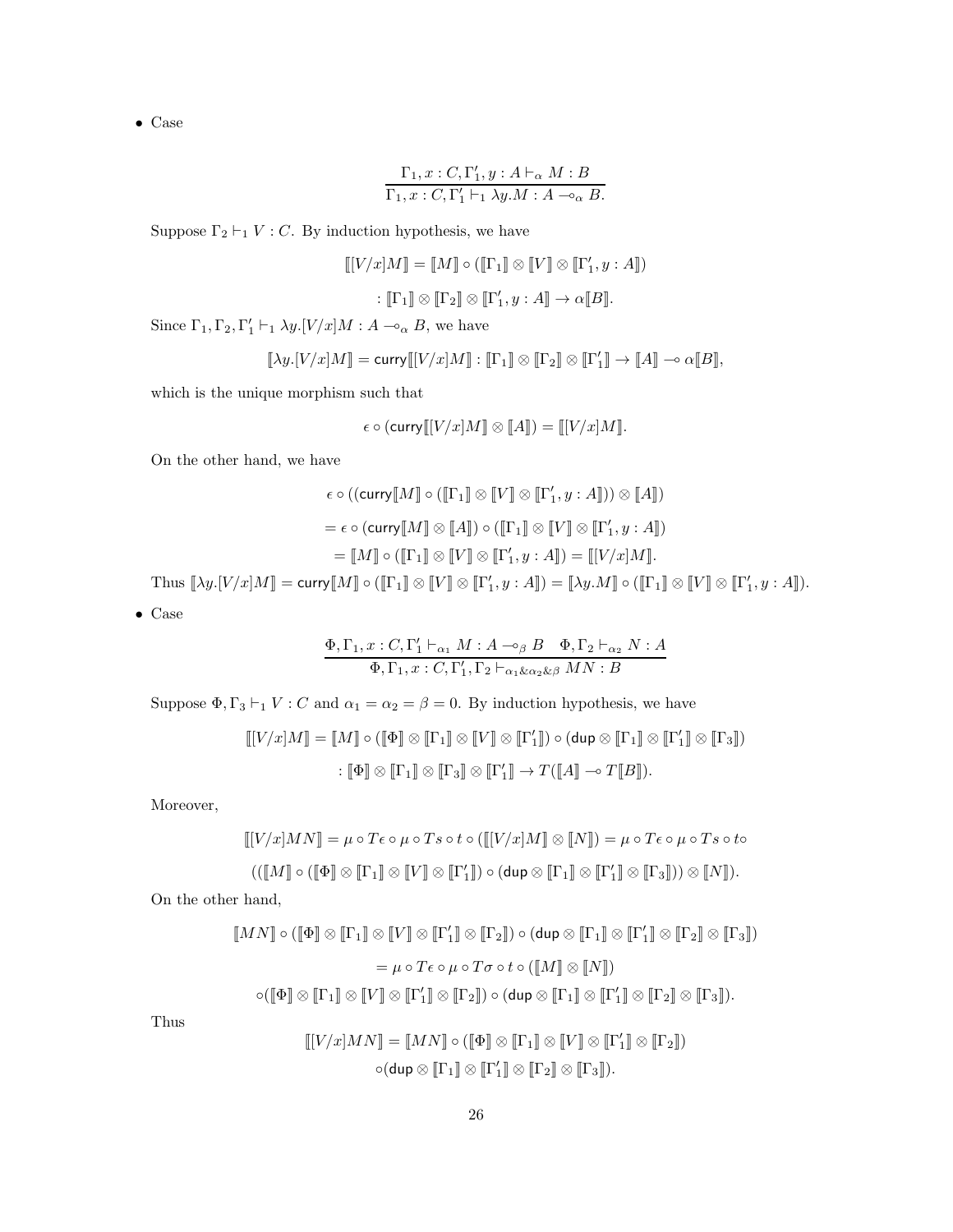- Case

$$\frac{\Gamma_1, x : C, \Gamma_1', y : A \vdash_\alpha M : B}{\Gamma_1, x : C, \Gamma_1' \vdash_1 \lambda y.M : A \multimap_\alpha B.}$$

Suppose $\Gamma_2 \vdash_1 V : C$. By induction hypothesis, we have

$$[\![ [V/x]M ]\!] = [\![M]\!] \circ ([\![\Gamma_1]\!] \otimes [\![V]\!] \otimes [\![\Gamma_1', y : A]\!])$$

$$: [\![\Gamma_1]\!] \otimes [\![\Gamma_2]\!] \otimes [\![\Gamma_1', y : A]\!] \to \alpha[\![B]\!].$$

Since $\Gamma_1, \Gamma_2, \Gamma_1' \vdash_1 \lambda y.[V/x]M : A \multimap_\alpha B$, we have

$$[\![\lambda y.[V/x]M]\!] = \mathsf{curry}[\![ [V/x]M ]\!] : [\![\Gamma_1]\!] \otimes [\![\Gamma_2]\!] \otimes [\![\Gamma_1']\!] \to [\![A]\!] \multimap \alpha[\![B]\!],$$

which is the unique morphism such that

$$\epsilon \circ (\mathsf{curry}[\![ [V/x]M ]\!] \otimes [\![A]\!]) = [\![ [V/x]M ]\!].$$

On the other hand, we have

$$\epsilon \circ ((\mathsf{curry}[\![M]\!] \circ ([\![\Gamma_1]\!] \otimes [\![V]\!] \otimes [\![\Gamma_1', y : A]\!])) \otimes [\![A]\!])$$

$$= \epsilon \circ (\mathsf{curry}[\![M]\!] \otimes [\![A]\!]) \circ ([\![\Gamma_1]\!] \otimes [\![V]\!] \otimes [\![\Gamma_1', y : A]\!])$$

$$= [\![M]\!] \circ ([\![\Gamma_1]\!] \otimes [\![V]\!] \otimes [\![\Gamma_1', y : A]\!]) = [\![ [V/x]M ]\!].$$

Thus $[\![\lambda y.[V/x]M]\!] = \mathsf{curry}[\![M]\!] \circ ([\![\Gamma_1]\!] \otimes [\![V]\!] \otimes [\![\Gamma_1', y : A]\!]) = [\![\lambda y.M]\!] \circ ([\![\Gamma_1]\!] \otimes [\![V]\!] \otimes [\![\Gamma_1', y : A]\!])$.

- Case

$$\frac{\Phi, \Gamma_1, x : C, \Gamma_1' \vdash_{\alpha_1} M : A \multimap_\beta B \quad \Phi, \Gamma_2 \vdash_{\alpha_2} N : A}{\Phi, \Gamma_1, x : C, \Gamma_1', \Gamma_2 \vdash_{\alpha_1 \& \alpha_2 \& \beta} MN : B}$$

Suppose $\Phi, \Gamma_3 \vdash_1 V : C$ and $\alpha_1 = \alpha_2 = \beta = 0$. By induction hypothesis, we have

$$[\![ [V/x]M ]\!] = [\![M]\!] \circ ([\![\Phi]\!] \otimes [\![\Gamma_1]\!] \otimes [\![V]\!] \otimes [\![\Gamma_1']\!]) \circ (\mathsf{dup} \otimes [\![\Gamma_1]\!] \otimes [\![\Gamma_1']\!] \otimes [\![\Gamma_3]\!])$$

$$: [\![\Phi]\!] \otimes [\![\Gamma_1]\!] \otimes [\![\Gamma_3]\!] \otimes [\![\Gamma_1']\!] \to T([\![A]\!] \multimap T[\![B]\!]).$$

Moreover,

$$[\![ [V/x]MN ]\!] = \mu \circ T\epsilon \circ \mu \circ Ts \circ t \circ ([\![ [V/x]M ]\!] \otimes [\![N]\!]) = \mu \circ T\epsilon \circ \mu \circ Ts \circ t \circ$$

$$(([\![M]\!] \circ ([\![\Phi]\!] \otimes [\![\Gamma_1]\!] \otimes [\![V]\!] \otimes [\![\Gamma_1']\!]) \circ (\mathsf{dup} \otimes [\![\Gamma_1]\!] \otimes [\![\Gamma_1']\!] \otimes [\![\Gamma_3]\!])) \otimes [\![N]\!]).$$

On the other hand,

$$[\![MN]\!] \circ ([\![\Phi]\!] \otimes [\![\Gamma_1]\!] \otimes [\![V]\!] \otimes [\![\Gamma_1']\!] \otimes [\![\Gamma_2]\!]) \circ (\mathsf{dup} \otimes [\![\Gamma_1]\!] \otimes [\![\Gamma_1']\!] \otimes [\![\Gamma_2]\!] \otimes [\![\Gamma_3]\!])$$

$$= \mu \circ T\epsilon \circ \mu \circ T\sigma \circ t \circ ([\![M]\!] \otimes [\![N]\!])$$

$$\circ ([\![\Phi]\!] \otimes [\![\Gamma_1]\!] \otimes [\![V]\!] \otimes [\![\Gamma_1']\!] \otimes [\![\Gamma_2]\!]) \circ (\mathsf{dup} \otimes [\![\Gamma_1]\!] \otimes [\![\Gamma_1']\!] \otimes [\![\Gamma_2]\!] \otimes [\![\Gamma_3]\!]).$$

Thus

$$[\![ [V/x]MN ]\!] = [\![MN]\!] \circ ([\![\Phi]\!] \otimes [\![\Gamma_1]\!] \otimes [\![V]\!] \otimes [\![\Gamma_1']\!] \otimes [\![\Gamma_2]\!])$$

$$\circ (\mathsf{dup} \otimes [\![\Gamma_1]\!] \otimes [\![\Gamma_1']\!] \otimes [\![\Gamma_2]\!] \otimes [\![\Gamma_3]\!]).$$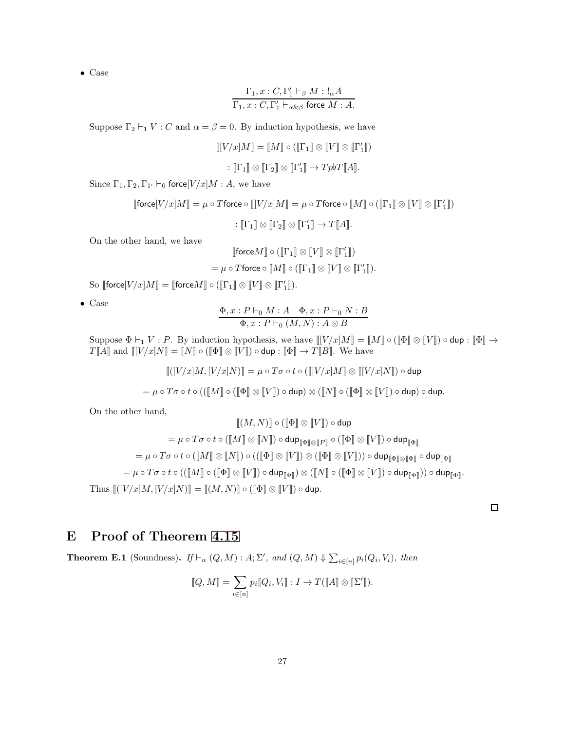- Case

$$\frac{\Gamma_1, x : C, \Gamma_1' \vdash_\beta M : !_\alpha A}{\Gamma_1, x : C, \Gamma_1' \vdash_{\alpha \& \beta} \mathsf{force}\ M : A.}$$

Suppose $\Gamma_2 \vdash_1 V : C$ and $\alpha = \beta = 0$. By induction hypothesis, we have

$$[\![ [V/x]M ]\!] = [\![M]\!] \circ ([\![\Gamma_1]\!] \otimes [\![V]\!] \otimes [\![\Gamma_1']\!])$$

$$: [\![\Gamma_1]\!] \otimes [\![\Gamma_2]\!] \otimes [\![\Gamma_1']\!] \to Tp\flat T[\![A]\!].$$

Since $\Gamma_1, \Gamma_2, \Gamma_{1'} \vdash_0 \mathsf{force}[V/x]M : A$, we have

$$[\![\mathsf{force}[V/x]M]\!] = \mu \circ T\mathsf{force} \circ [\![ [V/x]M ]\!] = \mu \circ T\mathsf{force} \circ [\![M]\!] \circ ([\![\Gamma_1]\!] \otimes [\![V]\!] \otimes [\![\Gamma_1']\!])$$

$$: [\![\Gamma_1]\!] \otimes [\![\Gamma_2]\!] \otimes [\![\Gamma_1']\!] \to T[\![A]\!].$$

On the other hand, we have

$$[\![\mathsf{force} M]\!] \circ ([\![\Gamma_1]\!] \otimes [\![V]\!] \otimes [\![\Gamma_1']\!])$$

$$= \mu \circ T\mathsf{force} \circ [\![M]\!] \circ ([\![\Gamma_1]\!] \otimes [\![V]\!] \otimes [\![\Gamma_1']\!]).$$

So $[\![\mathsf{force}[V/x]M]\!] = [\![\mathsf{force} M]\!] \circ ([\![\Gamma_1]\!] \otimes [\![V]\!] \otimes [\![\Gamma_1']\!])$.

- Case

$$\frac{\Phi, x : P \vdash_0 M : A \quad \Phi, x : P \vdash_0 N : B}{\Phi, x : P \vdash_0 (M, N) : A \otimes B}$$

Suppose $\Phi \vdash_1 V : P$. By induction hypothesis, we have $[\![ [V/x]M ]\!] = [\![M]\!] \circ ([\![\Phi]\!] \otimes [\![V]\!]) \circ \mathsf{dup} : [\![\Phi]\!] \to T[\![A]\!]$ and $[\![ [V/x]N ]\!] = [\![N]\!] \circ ([\![\Phi]\!] \otimes [\![V]\!]) \circ \mathsf{dup} : [\![\Phi]\!] \to T[\![B]\!]$. We have

$$[\![([V/x]M, [V/x]N)]\!] = \mu \circ T\sigma \circ t \circ ([\![ [V/x]M ]\!] \otimes [\![ [V/x]N ]\!]) \circ \mathsf{dup}$$

$$= \mu \circ T\sigma \circ t \circ (([\![M]\!] \circ ([\![\Phi]\!] \otimes [\![V]\!]) \circ \mathsf{dup}) \otimes ([\![N]\!] \circ ([\![\Phi]\!] \otimes [\![V]\!]) \circ \mathsf{dup}) \circ \mathsf{dup}.$$

On the other hand,

$$[\![(M, N)]\!] \circ ([\![\Phi]\!] \otimes [\![V]\!]) \circ \mathsf{dup}$$

$$= \mu \circ T\sigma \circ t \circ ([\![M]\!] \otimes [\![N]\!]) \circ \mathsf{dup}_{[\![\Phi]\!] \otimes [\![P]\!]} \circ ([\![\Phi]\!] \otimes [\![V]\!]) \circ \mathsf{dup}_{[\![\Phi]\!]}$$

$$= \mu \circ T\sigma \circ t \circ ([\![M]\!] \otimes [\![N]\!]) \circ (([\![\Phi]\!] \otimes [\![V]\!]) \otimes ([\![\Phi]\!] \otimes [\![V]\!])) \circ \mathsf{dup}_{[\![\Phi]\!] \otimes [\![\Phi]\!]} \circ \mathsf{dup}_{[\![\Phi]\!]}$$

$$= \mu \circ T\sigma \circ t \circ (([\![M]\!] \circ ([\![\Phi]\!] \otimes [\![V]\!]) \circ \mathsf{dup}_{[\![\Phi]\!]}) \otimes ([\![N]\!] \circ ([\![\Phi]\!] \otimes [\![V]\!]) \circ \mathsf{dup}_{[\![\Phi]\!]})) \circ \mathsf{dup}_{[\![\Phi]\!]}.$$

Thus $[\![([V/x]M, [V/x]N)]\!] = [\![(M, N)]\!] \circ ([\![\Phi]\!] \otimes [\![V]\!]) \circ \mathsf{dup}$.

□

# E Proof of Theorem 4.15

**Theorem E.1** (Soundness)**.** *If $\vdash_\alpha (Q, M) : A; \Sigma'$, and $(Q, M) \Downarrow \sum_{i \in [n]} p_i(Q_i, V_i)$, then*

$$[\![Q, M]\!] = \sum_{i \in [n]} p_i [\![Q_i, V_i]\!] : I \to T([\![A]\!] \otimes [\![\Sigma']\!]).$$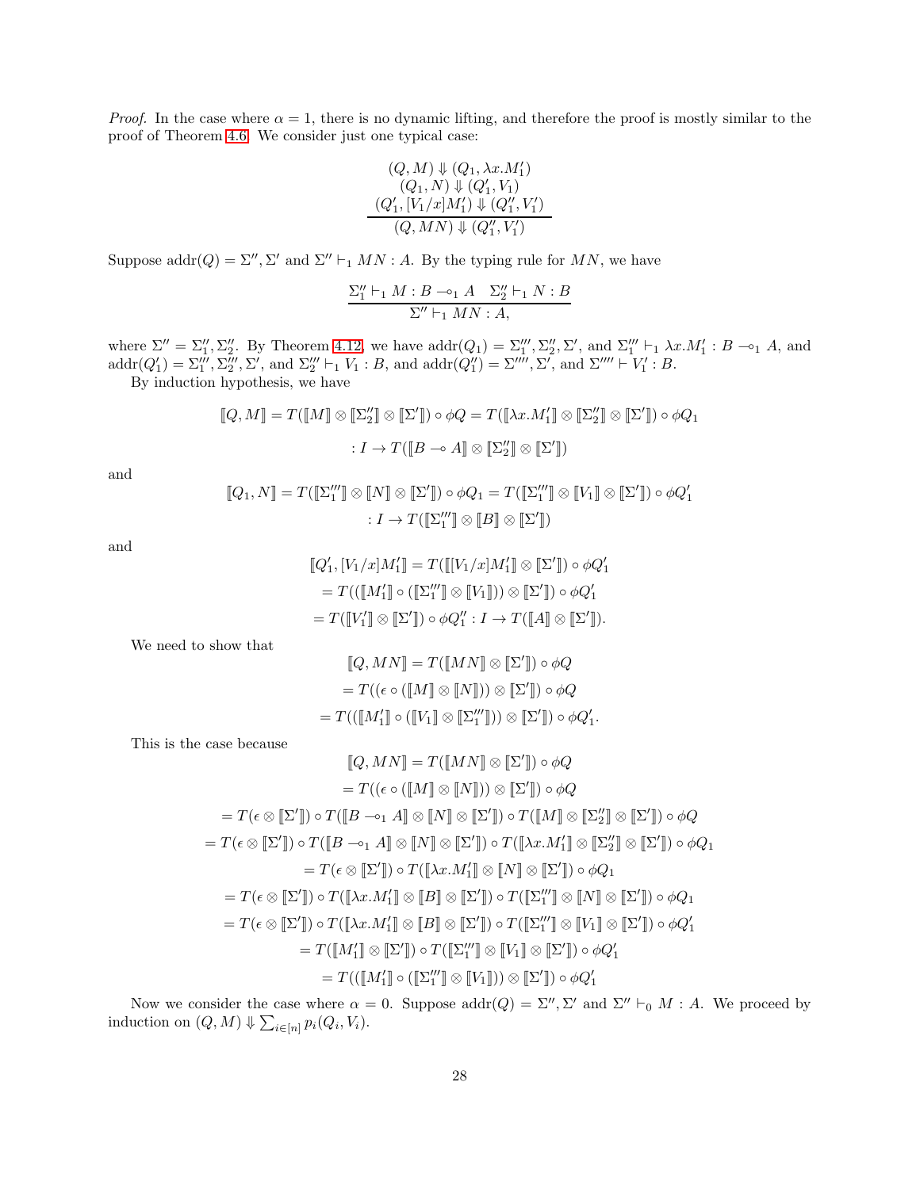*Proof.* In the case where $\alpha = 1$, there is no dynamic lifting, and therefore the proof is mostly similar to the proof of Theorem 4.6. We consider just one typical case:

$$\frac{\begin{array}{c}(Q, M) \Downarrow (Q_1, \lambda x.M_1') \\ (Q_1, N) \Downarrow (Q_1', V_1) \\ (Q_1', [V_1/x]M_1') \Downarrow (Q_1'', V_1')\end{array}}{(Q, MN) \Downarrow (Q_1'', V_1')}$$

Suppose $\mathrm{addr}(Q) = \Sigma'', \Sigma'$ and $\Sigma'' \vdash_1 MN : A$. By the typing rule for $MN$, we have

$$\frac{\Sigma_1'' \vdash_1 M : B \multimap_1 A \quad \Sigma_2'' \vdash_1 N : B}{\Sigma'' \vdash_1 MN : A,}$$

where $\Sigma'' = \Sigma_1'', \Sigma_2''$. By Theorem 4.12, we have $\mathrm{addr}(Q_1) = \Sigma_1''', \Sigma_2'', \Sigma'$, and $\Sigma_1''' \vdash_1 \lambda x.M_1' : B \multimap_1 A$, and $\mathrm{addr}(Q_1') = \Sigma_1''', \Sigma_2''', \Sigma'$, and $\Sigma_2''' \vdash_1 V_1 : B$, and $\mathrm{addr}(Q_1'') = \Sigma'''', \Sigma'$, and $\Sigma'''' \vdash V_1' : B$.

By induction hypothesis, we have

$$[\![Q, M]\!] = T([\![M]\!] \otimes [\![\Sigma_2'']\!] \otimes [\![\Sigma']\!]) \circ \phi Q = T([\![\lambda x.M_1']\!] \otimes [\![\Sigma_2'']\!] \otimes [\![\Sigma']\!]) \circ \phi Q_1$$

$$: I \to T([\![B \multimap A]\!] \otimes [\![\Sigma_2'']\!] \otimes [\![\Sigma']\!])$$

and

$$[\![Q_1, N]\!] = T([\![\Sigma_1''']\!] \otimes [\![N]\!] \otimes [\![\Sigma']\!]) \circ \phi Q_1 = T([\![\Sigma_1''']\!] \otimes [\![V_1]\!] \otimes [\![\Sigma']\!]) \circ \phi Q_1'$$

$$: I \to T([\![\Sigma_1''']\!] \otimes [\![B]\!] \otimes [\![\Sigma']\!])$$

and

$$\begin{aligned}
[\![Q_1', [V_1/x]M_1']\!] &= T([\![[V_1/x]M_1']\!] \otimes [\![\Sigma']\!]) \circ \phi Q_1' \\
&= T(([\![M_1']\!] \circ ([\![\Sigma_1''']\!] \otimes [\![V_1]\!])) \otimes [\![\Sigma']\!]) \circ \phi Q_1' \\
&= T([\![V_1']\!] \otimes [\![\Sigma']\!]) \circ \phi Q_1'' : I \to T([\![A]\!] \otimes [\![\Sigma']\!]).
\end{aligned}$$

We need to show that

$$\begin{aligned}
[\![Q, MN]\!] &= T([\![MN]\!] \otimes [\![\Sigma']\!]) \circ \phi Q \\
&= T((\epsilon \circ ([\![M]\!] \otimes [\![N]\!])) \otimes [\![\Sigma']\!]) \circ \phi Q \\
&= T(([\![M_1']\!] \circ ([\![V_1]\!] \otimes [\![\Sigma_1''']\!])) \otimes [\![\Sigma']\!]) \circ \phi Q_1'.
\end{aligned}$$

This is the case because

$$\begin{aligned}
[\![Q, MN]\!] &= T([\![MN]\!] \otimes [\![\Sigma']\!]) \circ \phi Q \\
&= T((\epsilon \circ ([\![M]\!] \otimes [\![N]\!])) \otimes [\![\Sigma']\!]) \circ \phi Q \\
&= T(\epsilon \otimes [\![\Sigma']\!]) \circ T([\![B \multimap_1 A]\!] \otimes [\![N]\!] \otimes [\![\Sigma']\!]) \circ T([\![M]\!] \otimes [\![\Sigma_2'']\!] \otimes [\![\Sigma']\!]) \circ \phi Q \\
&= T(\epsilon \otimes [\![\Sigma']\!]) \circ T([\![B \multimap_1 A]\!] \otimes [\![N]\!] \otimes [\![\Sigma']\!]) \circ T([\![\lambda x.M_1']\!] \otimes [\![\Sigma_2'']\!] \otimes [\![\Sigma']\!]) \circ \phi Q_1 \\
&= T(\epsilon \otimes [\![\Sigma']\!]) \circ T([\![\lambda x.M_1']\!] \otimes [\![N]\!] \otimes [\![\Sigma']\!]) \circ \phi Q_1 \\
&= T(\epsilon \otimes [\![\Sigma']\!]) \circ T([\![\lambda x.M_1']\!] \otimes [\![B]\!] \otimes [\![\Sigma']\!]) \circ T([\![\Sigma_1''']\!] \otimes [\![N]\!] \otimes [\![\Sigma']\!]) \circ \phi Q_1 \\
&= T(\epsilon \otimes [\![\Sigma']\!]) \circ T([\![\lambda x.M_1']\!] \otimes [\![B]\!] \otimes [\![\Sigma']\!]) \circ T([\![\Sigma_1''']\!] \otimes [\![V_1]\!] \otimes [\![\Sigma']\!]) \circ \phi Q_1' \\
&= T([\![M_1']\!] \otimes [\![\Sigma']\!]) \circ T([\![\Sigma_1''']\!] \otimes [\![V_1]\!] \otimes [\![\Sigma']\!]) \circ \phi Q_1' \\
&= T(([\![M_1']\!] \circ ([\![\Sigma_1''']\!] \otimes [\![V_1]\!])) \otimes [\![\Sigma']\!]) \circ \phi Q_1'
\end{aligned}$$

Now we consider the case where $\alpha = 0$. Suppose $\mathrm{addr}(Q) = \Sigma'', \Sigma'$ and $\Sigma'' \vdash_0 M : A$. We proceed by induction on $(Q, M) \Downarrow \sum_{i \in [n]} p_i(Q_i, V_i)$.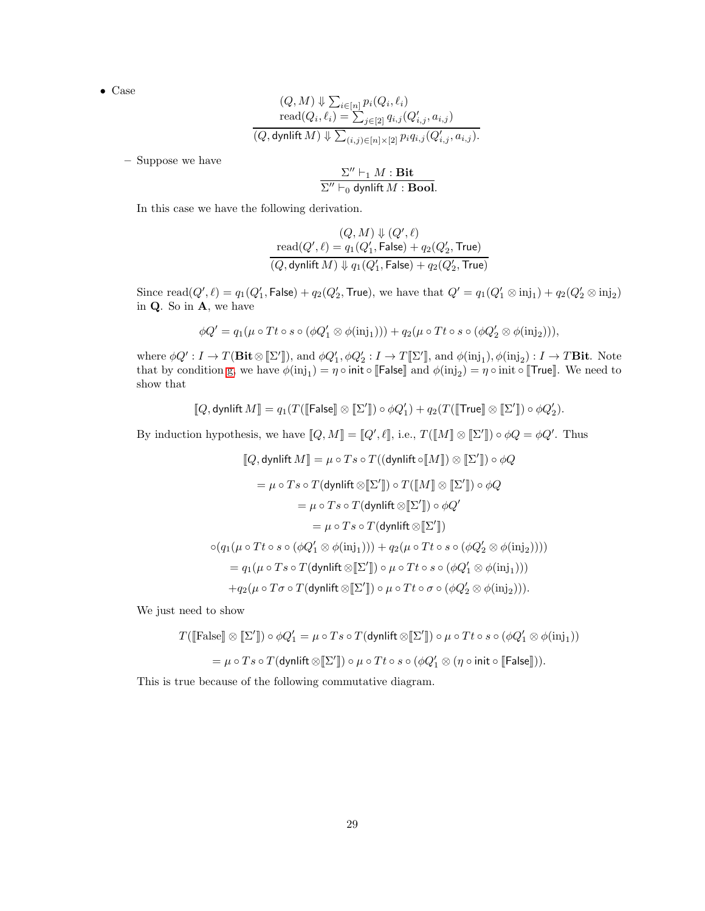- Case

$$\frac{\begin{array}{c}(Q, M) \Downarrow \sum_{i\in[n]} p_i(Q_i, \ell_i) \\ \mathrm{read}(Q_i, \ell_i) = \sum_{j\in[2]} q_{i,j}(Q'_{i,j}, a_{i,j})\end{array}}{(Q, \mathsf{dynlift}\, M) \Downarrow \sum_{(i,j)\in[n]\times[2]} p_i q_{i,j}(Q'_{i,j}, a_{i,j}).}$$

  – Suppose we have

$$\frac{\Sigma'' \vdash_1 M : \mathbf{Bit}}{\Sigma'' \vdash_0 \mathsf{dynlift}\, M : \mathbf{Bool}.}$$

  In this case we have the following derivation.

$$\frac{\begin{array}{c}(Q, M) \Downarrow (Q', \ell) \\ \mathrm{read}(Q', \ell) = q_1(Q'_1, \mathsf{False}) + q_2(Q'_2, \mathsf{True})\end{array}}{(Q, \mathsf{dynlift}\, M) \Downarrow q_1(Q'_1, \mathsf{False}) + q_2(Q'_2, \mathsf{True})}$$

  Since $\mathrm{read}(Q', \ell) = q_1(Q'_1, \mathsf{False}) + q_2(Q'_2, \mathsf{True})$, we have that $Q' = q_1(Q'_1 \otimes \mathrm{inj}_1) + q_2(Q'_2 \otimes \mathrm{inj}_2)$ in $\mathbf{Q}$. So in $\mathbf{A}$, we have

$$\phi Q' = q_1(\mu \circ Tt \circ s \circ (\phi Q'_1 \otimes \phi(\mathrm{inj}_1))) + q_2(\mu \circ Tt \circ s \circ (\phi Q'_2 \otimes \phi(\mathrm{inj}_2))),$$

  where $\phi Q' : I \to T(\mathbf{Bit} \otimes [\![\Sigma']\!])$, and $\phi Q'_1, \phi Q'_2 : I \to T[\![\Sigma']\!]$, and $\phi(\mathrm{inj}_1), \phi(\mathrm{inj}_2) : I \to T\mathbf{Bit}$. Note that by condition g, we have $\phi(\mathrm{inj}_1) = \eta \circ \mathsf{init} \circ [\![\mathsf{False}]\!]$ and $\phi(\mathrm{inj}_2) = \eta \circ \mathsf{init} \circ [\![\mathsf{True}]\!]$. We need to show that

$$[\![Q, \mathsf{dynlift}\, M]\!] = q_1(T([\![\mathsf{False}]\!] \otimes [\![\Sigma']\!]) \circ \phi Q'_1) + q_2(T([\![\mathsf{True}]\!] \otimes [\![\Sigma']\!]) \circ \phi Q'_2).$$

  By induction hypothesis, we have $[\![Q, M]\!] = [\![Q', \ell]\!]$, i.e., $T([\![M]\!] \otimes [\![\Sigma']\!]) \circ \phi Q = \phi Q'$. Thus

$$\begin{aligned}
[\![Q, \mathsf{dynlift}\, M]\!] &= \mu \circ Ts \circ T((\mathsf{dynlift} \circ [\![M]\!]) \otimes [\![\Sigma']\!]) \circ \phi Q \\
&= \mu \circ Ts \circ T(\mathsf{dynlift} \otimes [\![\Sigma']\!]) \circ T([\![M]\!] \otimes [\![\Sigma']\!]) \circ \phi Q \\
&= \mu \circ Ts \circ T(\mathsf{dynlift} \otimes [\![\Sigma']\!]) \circ \phi Q' \\
&= \mu \circ Ts \circ T(\mathsf{dynlift} \otimes [\![\Sigma']\!]) \\
&\circ (q_1(\mu \circ Tt \circ s \circ (\phi Q'_1 \otimes \phi(\mathrm{inj}_1))) + q_2(\mu \circ Tt \circ s \circ (\phi Q'_2 \otimes \phi(\mathrm{inj}_2)))) \\
&= q_1(\mu \circ Ts \circ T(\mathsf{dynlift} \otimes [\![\Sigma']\!]) \circ \mu \circ Tt \circ s \circ (\phi Q'_1 \otimes \phi(\mathrm{inj}_1))) \\
&+ q_2(\mu \circ T\sigma \circ T(\mathsf{dynlift} \otimes [\![\Sigma']\!]) \circ \mu \circ Tt \circ \sigma \circ (\phi Q'_2 \otimes \phi(\mathrm{inj}_2))).
\end{aligned}$$

  We just need to show

$$\begin{aligned}
T([\![\mathsf{False}]\!] \otimes [\![\Sigma']\!]) \circ \phi Q'_1 &= \mu \circ Ts \circ T(\mathsf{dynlift} \otimes [\![\Sigma']\!]) \circ \mu \circ Tt \circ s \circ (\phi Q'_1 \otimes \phi(\mathrm{inj}_1)) \\
&= \mu \circ Ts \circ T(\mathsf{dynlift} \otimes [\![\Sigma']\!]) \circ \mu \circ Tt \circ s \circ (\phi Q'_1 \otimes (\eta \circ \mathsf{init} \circ [\![\mathsf{False}]\!])).
\end{aligned}$$

  This is true because of the following commutative diagram.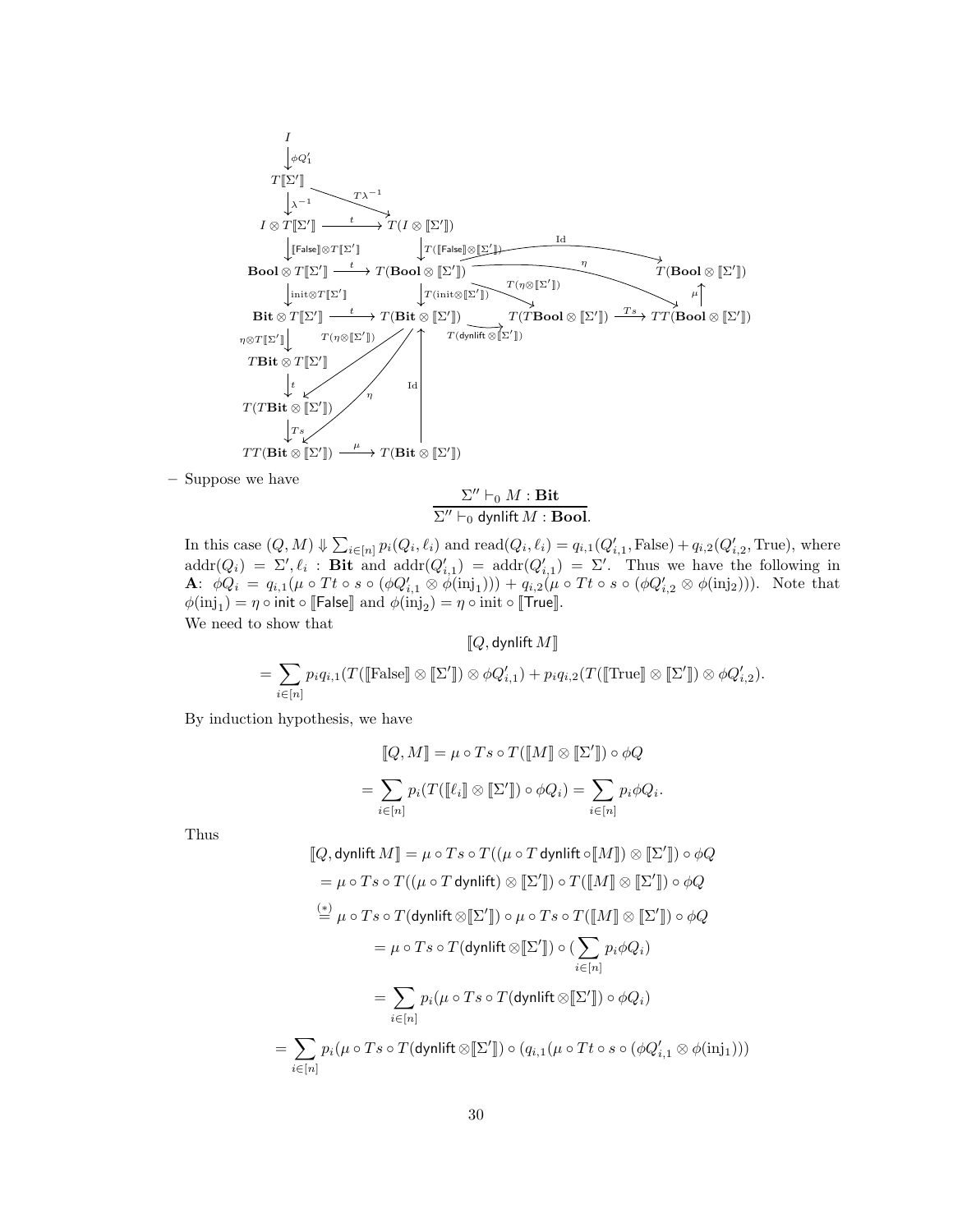$$
\begin{tikzcd}
I \arrow[d, "\phi Q_1'"] & & & \\
T[\![\Sigma']\!] \arrow[d, "\lambda^{-1}"] \arrow[dr, "T\lambda^{-1}"] & & & \\
I \otimes T[\![\Sigma']\!] \arrow[r, "t"] \arrow[d, "{[\![\mathsf{False}]\!] \otimes T[\![\Sigma']\!]}"] & T(I \otimes [\![\Sigma']\!]) \arrow[d, "{T([\![\mathsf{False}]\!] \otimes [\![\Sigma']\!])}"] & & \\
\mathbf{Bool} \otimes T[\![\Sigma']\!] \arrow[r, "t"] \arrow[d, "\mathrm{init} \otimes T[\![\Sigma']\!]"] & T(\mathbf{Bool} \otimes [\![\Sigma']\!]) \arrow[d, "T(\mathrm{init} \otimes [\![\Sigma']\!])"] \arrow[rr, bend left, "\mathrm{Id}"] \arrow[rrd, "\eta"] \arrow[rd, "T(\eta \otimes [\![\Sigma']\!])"] & & T(\mathbf{Bool} \otimes [\![\Sigma']\!]) \\
\mathbf{Bit} \otimes T[\![\Sigma']\!] \arrow[r, "t"] \arrow[d, "\eta \otimes T[\![\Sigma']\!]"] & T(\mathbf{Bit} \otimes [\![\Sigma']\!]) \arrow[r, "T(\mathsf{dynlift} \otimes [\![\Sigma']\!])"] \arrow[ldd, "T(\eta \otimes [\![\Sigma']\!])"] \arrow[lddd, "\eta"] & T(T\mathbf{Bool} \otimes [\![\Sigma']\!]) \arrow[r, "Ts"] & TT(\mathbf{Bool} \otimes [\![\Sigma']\!]) \arrow[u, "\mu"] \\
T\mathbf{Bit} \otimes T[\![\Sigma']\!] \arrow[d, "t"] & & & \\
T(T\mathbf{Bit} \otimes [\![\Sigma']\!]) \arrow[d, "Ts"] & & & \\
TT(\mathbf{Bit} \otimes [\![\Sigma']\!]) \arrow[r, "\mu"] & T(\mathbf{Bit} \otimes [\![\Sigma']\!]) \arrow[uuu, "\mathrm{Id}"] & &
\end{tikzcd}
$$

– Suppose we have

$$
\frac{\Sigma'' \vdash_0 M : \mathbf{Bit}}{\Sigma'' \vdash_0 \mathsf{dynlift}\, M : \mathbf{Bool}}.
$$

In this case $(Q, M) \Downarrow \sum_{i \in [n]} p_i(Q_i, \ell_i)$ and $\mathrm{read}(Q_i, \ell_i) = q_{i,1}(Q'_{i,1}, \mathrm{False}) + q_{i,2}(Q'_{i,2}, \mathrm{True})$, where $\mathrm{addr}(Q_i) = \Sigma', \ell_i : \mathbf{Bit}$ and $\mathrm{addr}(Q'_{i,1}) = \mathrm{addr}(Q'_{i,1}) = \Sigma'$. Thus we have the following in $\mathbf{A}$: $\phi Q_i = q_{i,1}(\mu \circ Tt \circ s \circ (\phi Q'_{i,1} \otimes \phi(\mathrm{inj}_1))) + q_{i,2}(\mu \circ Tt \circ s \circ (\phi Q'_{i,2} \otimes \phi(\mathrm{inj}_2)))$. Note that $\phi(\mathrm{inj}_1) = \eta \circ \mathsf{init} \circ [\![\mathsf{False}]\!]$ and $\phi(\mathrm{inj}_2) = \eta \circ \mathrm{init} \circ [\![\mathsf{True}]\!]$.
We need to show that

$$
[\![Q, \mathsf{dynlift}\, M]\!]
$$

$$
= \sum_{i \in [n]} p_i q_{i,1} (T([\![\mathrm{False}]\!] \otimes [\![\Sigma']\!]) \otimes \phi Q'_{i,1}) + p_i q_{i,2} (T([\![\mathrm{True}]\!] \otimes [\![\Sigma']\!]) \otimes \phi Q'_{i,2}).
$$

By induction hypothesis, we have

$$
[\![Q, M]\!] = \mu \circ Ts \circ T([\![M]\!] \otimes [\![\Sigma']\!]) \circ \phi Q
$$

$$
= \sum_{i \in [n]} p_i (T([\![\ell_i]\!] \otimes [\![\Sigma']\!]) \circ \phi Q_i) = \sum_{i \in [n]} p_i \phi Q_i.
$$

Thus

$$
[\![Q, \mathsf{dynlift}\, M]\!] = \mu \circ Ts \circ T((\mu \circ T\, \mathsf{dynlift} \circ [\![M]\!]) \otimes [\![\Sigma']\!]) \circ \phi Q
$$

$$
= \mu \circ Ts \circ T((\mu \circ T\, \mathsf{dynlift}) \otimes [\![\Sigma']\!]) \circ T([\![M]\!] \otimes [\![\Sigma']\!]) \circ \phi Q
$$

$$
\overset{(*)}{=} \mu \circ Ts \circ T(\mathsf{dynlift} \otimes [\![\Sigma']\!]) \circ \mu \circ Ts \circ T([\![M]\!] \otimes [\![\Sigma']\!]) \circ \phi Q
$$

$$
= \mu \circ Ts \circ T(\mathsf{dynlift} \otimes [\![\Sigma']\!]) \circ (\sum_{i \in [n]} p_i \phi Q_i)
$$

$$
= \sum_{i \in [n]} p_i (\mu \circ Ts \circ T(\mathsf{dynlift} \otimes [\![\Sigma']\!]) \circ \phi Q_i)
$$

$$
= \sum_{i \in [n]} p_i (\mu \circ Ts \circ T(\mathsf{dynlift} \otimes [\![\Sigma']\!]) \circ (q_{i,1}(\mu \circ Tt \circ s \circ (\phi Q'_{i,1} \otimes \phi(\mathrm{inj}_1)))
$$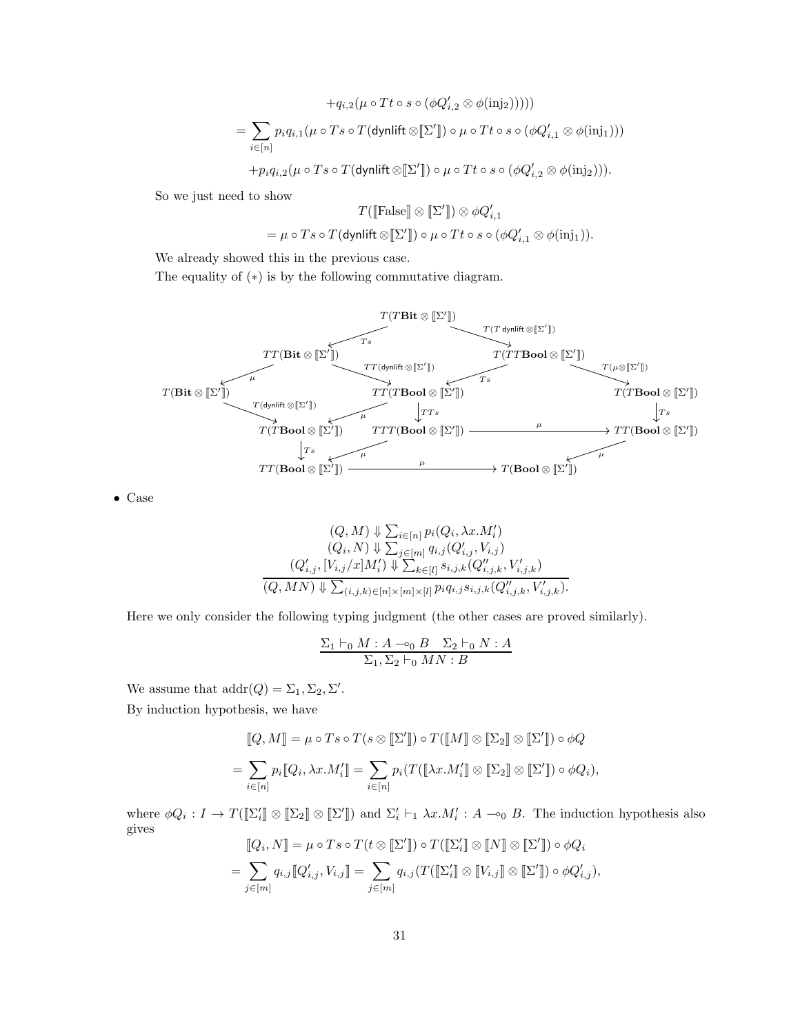$$+q_{i,2}(\mu \circ Tt \circ s \circ (\phi Q'_{i,2} \otimes \phi(\mathrm{inj}_2)))))$$

$$= \sum_{i\in[n]} p_i q_{i,1}(\mu \circ Ts \circ T(\mathsf{dynlift} \otimes [\![\Sigma']\!]) \circ \mu \circ Tt \circ s \circ (\phi Q'_{i,1} \otimes \phi(\mathrm{inj}_1)))$$

$$+p_i q_{i,2}(\mu \circ Ts \circ T(\mathsf{dynlift} \otimes [\![\Sigma']\!]) \circ \mu \circ Tt \circ s \circ (\phi Q'_{i,2} \otimes \phi(\mathrm{inj}_2))).$$

So we just need to show

$$T([\![\mathrm{False}]\!] \otimes [\![\Sigma']\!]) \otimes \phi Q'_{i,1}$$

$$= \mu \circ Ts \circ T(\mathsf{dynlift} \otimes [\![\Sigma']\!]) \circ \mu \circ Tt \circ s \circ (\phi Q'_{i,1} \otimes \phi(\mathrm{inj}_1)).$$

We already showed this in the previous case.

The equality of $(*)$ is by the following commutative diagram.

$$\begin{array}{c}
T(T\mathbf{Bit} \otimes [\![\Sigma']\!]) \xrightarrow{Ts} TT(\mathbf{Bit} \otimes [\![\Sigma']\!]), \quad T(T\mathbf{Bit} \otimes [\![\Sigma']\!]) \xrightarrow{T(T\,\mathsf{dynlift} \otimes [\![\Sigma']\!])} T(TT\mathbf{Bool} \otimes [\![\Sigma']\!]) \\
TT(\mathbf{Bit} \otimes [\![\Sigma']\!]) \xrightarrow{\mu} T(\mathbf{Bit} \otimes [\![\Sigma']\!]), \quad TT(\mathbf{Bit} \otimes [\![\Sigma']\!]) \xrightarrow{TT(\mathsf{dynlift} \otimes [\![\Sigma']\!])} TT(T\mathbf{Bool} \otimes [\![\Sigma']\!]) \\
T(TT\mathbf{Bool} \otimes [\![\Sigma']\!]) \xrightarrow{Ts} TT(T\mathbf{Bool} \otimes [\![\Sigma']\!]), \quad T(TT\mathbf{Bool} \otimes [\![\Sigma']\!]) \xrightarrow{T(\mu \otimes [\![\Sigma']\!])} T(T\mathbf{Bool} \otimes [\![\Sigma']\!]) \\
T(\mathbf{Bit} \otimes [\![\Sigma']\!]) \xrightarrow{T(\mathsf{dynlift} \otimes [\![\Sigma']\!])} T(T\mathbf{Bool} \otimes [\![\Sigma']\!]), \quad TT(T\mathbf{Bool} \otimes [\![\Sigma']\!]) \xrightarrow{\mu} T(T\mathbf{Bool} \otimes [\![\Sigma']\!]) \\
TT(T\mathbf{Bool} \otimes [\![\Sigma']\!]) \xrightarrow{TTs} TTT(\mathbf{Bool} \otimes [\![\Sigma']\!]) \xrightarrow{\mu} TT(\mathbf{Bool} \otimes [\![\Sigma']\!]), \quad T(T\mathbf{Bool} \otimes [\![\Sigma']\!]) \xrightarrow{Ts} TT(\mathbf{Bool} \otimes [\![\Sigma']\!]) \\
T(T\mathbf{Bool} \otimes [\![\Sigma']\!]) \xrightarrow{Ts} TT(\mathbf{Bool} \otimes [\![\Sigma']\!]), \quad TTT(\mathbf{Bool} \otimes [\![\Sigma']\!]) \xrightarrow{\mu} TT(\mathbf{Bool} \otimes [\![\Sigma']\!]) \\
TT(\mathbf{Bool} \otimes [\![\Sigma']\!]) \xrightarrow{\mu} T(\mathbf{Bool} \otimes [\![\Sigma']\!])
\end{array}$$

- Case

$$\frac{\begin{array}{c}(Q, M) \Downarrow \sum_{i\in[n]} p_i(Q_i, \lambda x.M'_i) \\ (Q_i, N) \Downarrow \sum_{j\in[m]} q_{i,j}(Q'_{i,j}, V_{i,j}) \\ (Q'_{i,j}, [V_{i,j}/x]M'_i) \Downarrow \sum_{k\in[l]} s_{i,j,k}(Q''_{i,j,k}, V'_{i,j,k})\end{array}}{(Q, MN) \Downarrow \sum_{(i,j,k)\in[n]\times[m]\times[l]} p_i q_{i,j} s_{i,j,k}(Q''_{i,j,k}, V'_{i,j,k}).}$$

Here we only consider the following typing judgment (the other cases are proved similarly).

$$\frac{\Sigma_1 \vdash_0 M : A \multimap_0 B \quad \Sigma_2 \vdash_0 N : A}{\Sigma_1, \Sigma_2 \vdash_0 MN : B}$$

We assume that $\mathrm{addr}(Q) = \Sigma_1, \Sigma_2, \Sigma'$.

By induction hypothesis, we have

$$[\![Q, M]\!] = \mu \circ Ts \circ T(s \otimes [\![\Sigma']\!]) \circ T([\![M]\!] \otimes [\![\Sigma_2]\!] \otimes [\![\Sigma']\!]) \circ \phi Q$$

$$= \sum_{i\in[n]} p_i [\![Q_i, \lambda x.M'_i]\!] = \sum_{i\in[n]} p_i (T([\![\lambda x.M'_i]\!] \otimes [\![\Sigma_2]\!] \otimes [\![\Sigma']\!]) \circ \phi Q_i),$$

where $\phi Q_i : I \to T([\![\Sigma'_i]\!] \otimes [\![\Sigma_2]\!] \otimes [\![\Sigma']\!])$ and $\Sigma'_i \vdash_1 \lambda x.M'_i : A \multimap_0 B$. The induction hypothesis also gives

$$[\![Q_i, N]\!] = \mu \circ Ts \circ T(t \otimes [\![\Sigma']\!]) \circ T([\![\Sigma'_i]\!] \otimes [\![N]\!] \otimes [\![\Sigma']\!]) \circ \phi Q_i$$

$$= \sum_{j\in[m]} q_{i,j} [\![Q'_{i,j}, V_{i,j}]\!] = \sum_{j\in[m]} q_{i,j} (T([\![\Sigma'_i]\!] \otimes [\![V_{i,j}]\!] \otimes [\![\Sigma']\!]) \circ \phi Q'_{i,j}),$$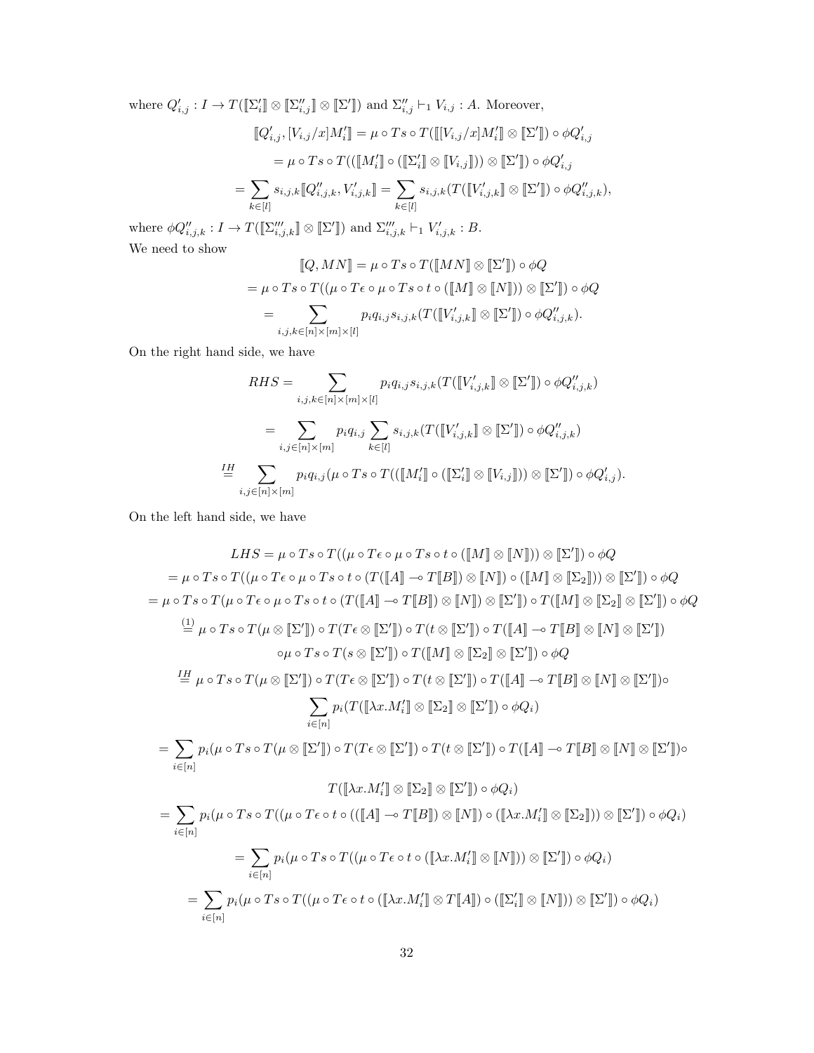where $Q'_{i,j} : I \to T(\llbracket \Sigma'_i \rrbracket \otimes \llbracket \Sigma''_{i,j} \rrbracket \otimes \llbracket \Sigma' \rrbracket)$ and $\Sigma''_{i,j} \vdash_1 V_{i,j} : A$. Moreover,

$$
\begin{aligned}
\llbracket Q'_{i,j}, [V_{i,j}/x]M'_i \rrbracket &= \mu \circ Ts \circ T(\llbracket [V_{i,j}/x]M'_i \rrbracket \otimes \llbracket \Sigma' \rrbracket) \circ \phi Q'_{i,j} \\
&= \mu \circ Ts \circ T((\llbracket M'_i \rrbracket \circ (\llbracket \Sigma'_i \rrbracket \otimes \llbracket V_{i,j} \rrbracket)) \otimes \llbracket \Sigma' \rrbracket) \circ \phi Q'_{i,j} \\
= \sum_{k \in [l]} s_{i,j,k} \llbracket Q''_{i,j,k}, V'_{i,j,k} \rrbracket &= \sum_{k \in [l]} s_{i,j,k} (T(\llbracket V'_{i,j,k} \rrbracket \otimes \llbracket \Sigma' \rrbracket) \circ \phi Q''_{i,j,k}),
\end{aligned}
$$

where $\phi Q''_{i,j,k} : I \to T(\llbracket \Sigma'''_{i,j,k} \rrbracket \otimes \llbracket \Sigma' \rrbracket)$ and $\Sigma'''_{i,j,k} \vdash_1 V'_{i,j,k} : B$.

We need to show

$$
\begin{aligned}
\llbracket Q, MN \rrbracket &= \mu \circ Ts \circ T(\llbracket MN \rrbracket \otimes \llbracket \Sigma' \rrbracket) \circ \phi Q \\
&= \mu \circ Ts \circ T((\mu \circ T\epsilon \circ \mu \circ Ts \circ t \circ (\llbracket M \rrbracket \otimes \llbracket N \rrbracket)) \otimes \llbracket \Sigma' \rrbracket) \circ \phi Q \\
&= \sum_{i,j,k \in [n] \times [m] \times [l]} p_i q_{i,j} s_{i,j,k} (T(\llbracket V'_{i,j,k} \rrbracket \otimes \llbracket \Sigma' \rrbracket) \circ \phi Q''_{i,j,k}).
\end{aligned}
$$

On the right hand side, we have

$$
\begin{aligned}
RHS &= \sum_{i,j,k \in [n] \times [m] \times [l]} p_i q_{i,j} s_{i,j,k} (T(\llbracket V'_{i,j,k} \rrbracket \otimes \llbracket \Sigma' \rrbracket) \circ \phi Q''_{i,j,k}) \\
&= \sum_{i,j \in [n] \times [m]} p_i q_{i,j} \sum_{k \in [l]} s_{i,j,k} (T(\llbracket V'_{i,j,k} \rrbracket \otimes \llbracket \Sigma' \rrbracket) \circ \phi Q''_{i,j,k}) \\
&\overset{IH}{=} \sum_{i,j \in [n] \times [m]} p_i q_{i,j} (\mu \circ Ts \circ T((\llbracket M'_i \rrbracket \circ (\llbracket \Sigma'_i \rrbracket \otimes \llbracket V_{i,j} \rrbracket)) \otimes \llbracket \Sigma' \rrbracket) \circ \phi Q'_{i,j}).
\end{aligned}
$$

On the left hand side, we have

$$
\begin{aligned}
LHS &= \mu \circ Ts \circ T((\mu \circ T\epsilon \circ \mu \circ Ts \circ t \circ (\llbracket M \rrbracket \otimes \llbracket N \rrbracket)) \otimes \llbracket \Sigma' \rrbracket) \circ \phi Q \\
&= \mu \circ Ts \circ T((\mu \circ T\epsilon \circ \mu \circ Ts \circ t \circ (T(\llbracket A \rrbracket \multimap T\llbracket B \rrbracket) \otimes \llbracket N \rrbracket) \circ (\llbracket M \rrbracket \otimes \llbracket \Sigma_2 \rrbracket)) \otimes \llbracket \Sigma' \rrbracket) \circ \phi Q \\
&= \mu \circ Ts \circ T(\mu \circ T\epsilon \circ \mu \circ Ts \circ t \circ (T(\llbracket A \rrbracket \multimap T\llbracket B \rrbracket) \otimes \llbracket N \rrbracket) \otimes \llbracket \Sigma' \rrbracket) \circ T(\llbracket M \rrbracket \otimes \llbracket \Sigma_2 \rrbracket \otimes \llbracket \Sigma' \rrbracket) \circ \phi Q \\
&\overset{(1)}{=} \mu \circ Ts \circ T(\mu \otimes \llbracket \Sigma' \rrbracket) \circ T(T\epsilon \otimes \llbracket \Sigma' \rrbracket) \circ T(t \otimes \llbracket \Sigma' \rrbracket) \circ T(\llbracket A \rrbracket \multimap T\llbracket B \rrbracket \otimes \llbracket N \rrbracket \otimes \llbracket \Sigma' \rrbracket) \\
&\qquad \circ \mu \circ Ts \circ T(s \otimes \llbracket \Sigma' \rrbracket) \circ T(\llbracket M \rrbracket \otimes \llbracket \Sigma_2 \rrbracket \otimes \llbracket \Sigma' \rrbracket) \circ \phi Q \\
&\overset{IH}{=} \mu \circ Ts \circ T(\mu \otimes \llbracket \Sigma' \rrbracket) \circ T(T\epsilon \otimes \llbracket \Sigma' \rrbracket) \circ T(t \otimes \llbracket \Sigma' \rrbracket) \circ T(\llbracket A \rrbracket \multimap T\llbracket B \rrbracket \otimes \llbracket N \rrbracket \otimes \llbracket \Sigma' \rrbracket) \circ \\
&\qquad \sum_{i \in [n]} p_i (T(\llbracket \lambda x.M'_i \rrbracket \otimes \llbracket \Sigma_2 \rrbracket \otimes \llbracket \Sigma' \rrbracket) \circ \phi Q_i) \\
&= \sum_{i \in [n]} p_i (\mu \circ Ts \circ T(\mu \otimes \llbracket \Sigma' \rrbracket) \circ T(T\epsilon \otimes \llbracket \Sigma' \rrbracket) \circ T(t \otimes \llbracket \Sigma' \rrbracket) \circ T(\llbracket A \rrbracket \multimap T\llbracket B \rrbracket \otimes \llbracket N \rrbracket \otimes \llbracket \Sigma' \rrbracket) \circ \\
&\qquad T(\llbracket \lambda x.M'_i \rrbracket \otimes \llbracket \Sigma_2 \rrbracket \otimes \llbracket \Sigma' \rrbracket) \circ \phi Q_i) \\
&= \sum_{i \in [n]} p_i (\mu \circ Ts \circ T((\mu \circ T\epsilon \circ t \circ ((\llbracket A \rrbracket \multimap T\llbracket B \rrbracket) \otimes \llbracket N \rrbracket) \circ (\llbracket \lambda x.M'_i \rrbracket \otimes \llbracket \Sigma_2 \rrbracket)) \otimes \llbracket \Sigma' \rrbracket) \circ \phi Q_i) \\
&= \sum_{i \in [n]} p_i (\mu \circ Ts \circ T((\mu \circ T\epsilon \circ t \circ (\llbracket \lambda x.M'_i \rrbracket \otimes \llbracket N \rrbracket)) \otimes \llbracket \Sigma' \rrbracket) \circ \phi Q_i) \\
&= \sum_{i \in [n]} p_i (\mu \circ Ts \circ T((\mu \circ T\epsilon \circ t \circ (\llbracket \lambda x.M'_i \rrbracket \otimes T\llbracket A \rrbracket) \circ (\llbracket \Sigma'_i \rrbracket \otimes \llbracket N \rrbracket)) \otimes \llbracket \Sigma' \rrbracket) \circ \phi Q_i)
\end{aligned}
$$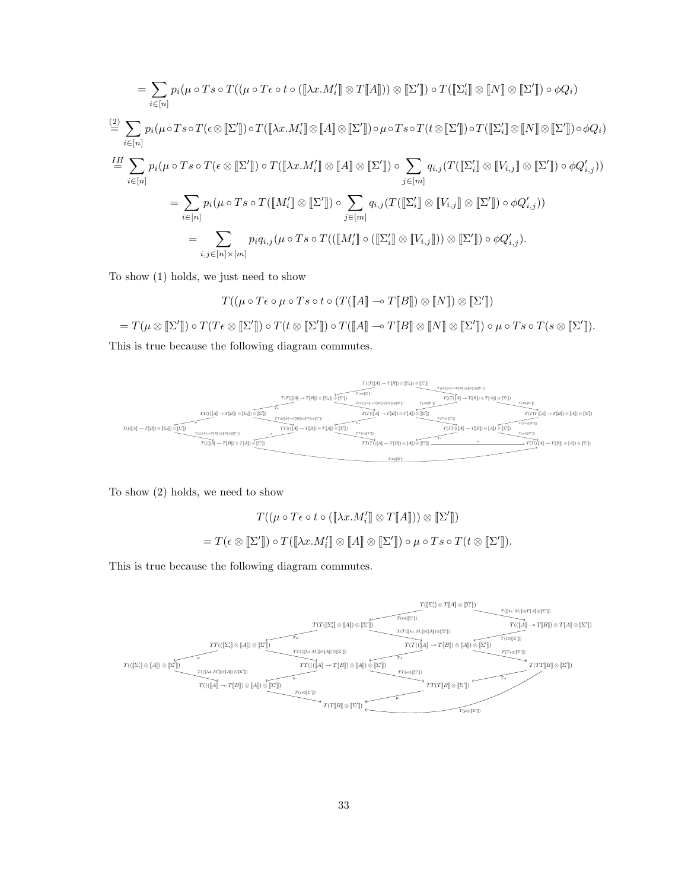$$= \sum_{i\in[n]} p_i(\mu \circ Ts \circ T((\mu \circ T\epsilon \circ t \circ (\llbracket \lambda x.M_i' \rrbracket \otimes T\llbracket A \rrbracket)) \otimes \llbracket \Sigma' \rrbracket) \circ T(\llbracket \Sigma_i' \rrbracket \otimes \llbracket N \rrbracket \otimes \llbracket \Sigma' \rrbracket) \circ \phi Q_i)$$

$$\stackrel{(2)}{=} \sum_{i\in[n]} p_i(\mu \circ Ts \circ T(\epsilon \otimes \llbracket \Sigma' \rrbracket) \circ T(\llbracket \lambda x.M_i' \rrbracket \otimes \llbracket A \rrbracket \otimes \llbracket \Sigma' \rrbracket) \circ \mu \circ Ts \circ T(t \otimes \llbracket \Sigma' \rrbracket) \circ T(\llbracket \Sigma_i' \rrbracket \otimes \llbracket N \rrbracket \otimes \llbracket \Sigma' \rrbracket) \circ \phi Q_i)$$

$$\stackrel{IH}{=} \sum_{i\in[n]} p_i(\mu \circ Ts \circ T(\epsilon \otimes \llbracket \Sigma' \rrbracket) \circ T(\llbracket \lambda x.M_i' \rrbracket \otimes \llbracket A \rrbracket \otimes \llbracket \Sigma' \rrbracket) \circ \sum_{j\in[m]} q_{i,j}(T(\llbracket \Sigma_i' \rrbracket \otimes \llbracket V_{i,j} \rrbracket \otimes \llbracket \Sigma' \rrbracket) \circ \phi Q_{i,j}'))$$

$$= \sum_{i\in[n]} p_i(\mu \circ Ts \circ T(\llbracket M_i' \rrbracket \otimes \llbracket \Sigma' \rrbracket) \circ \sum_{j\in[m]} q_{i,j}(T(\llbracket \Sigma_i' \rrbracket \otimes \llbracket V_{i,j} \rrbracket \otimes \llbracket \Sigma' \rrbracket) \circ \phi Q_{i,j}'))$$

$$= \sum_{i,j\in[n]\times[m]} p_i q_{i,j}(\mu \circ Ts \circ T((\llbracket M_i' \rrbracket \circ (\llbracket \Sigma_i' \rrbracket \otimes \llbracket V_{i,j} \rrbracket)) \otimes \llbracket \Sigma' \rrbracket) \circ \phi Q_{i,j}').$$

To show (1) holds, we just need to show

$$T((\mu \circ T\epsilon \circ \mu \circ Ts \circ t \circ (T(\llbracket A \rrbracket \multimap T\llbracket B \rrbracket) \otimes \llbracket N \rrbracket) \otimes \llbracket \Sigma' \rrbracket)$$

$$= T(\mu \otimes \llbracket \Sigma' \rrbracket) \circ T(T\epsilon \otimes \llbracket \Sigma' \rrbracket) \circ T(t \otimes \llbracket \Sigma' \rrbracket) \circ T(\llbracket A \rrbracket \multimap T\llbracket B \rrbracket \otimes \llbracket N \rrbracket \otimes \llbracket \Sigma' \rrbracket) \circ \mu \circ Ts \circ T(s \otimes \llbracket \Sigma' \rrbracket).$$

This is true because the following diagram commutes.

To show (2) holds, we need to show

$$T((\mu \circ T\epsilon \circ t \circ (\llbracket \lambda x.M_i' \rrbracket \otimes T\llbracket A \rrbracket)) \otimes \llbracket \Sigma' \rrbracket)$$

$$= T(\epsilon \otimes \llbracket \Sigma' \rrbracket) \circ T(\llbracket \lambda x.M_i' \rrbracket \otimes \llbracket A \rrbracket \otimes \llbracket \Sigma' \rrbracket) \circ \mu \circ Ts \circ T(t \otimes \llbracket \Sigma' \rrbracket).$$

This is true because the following diagram commutes.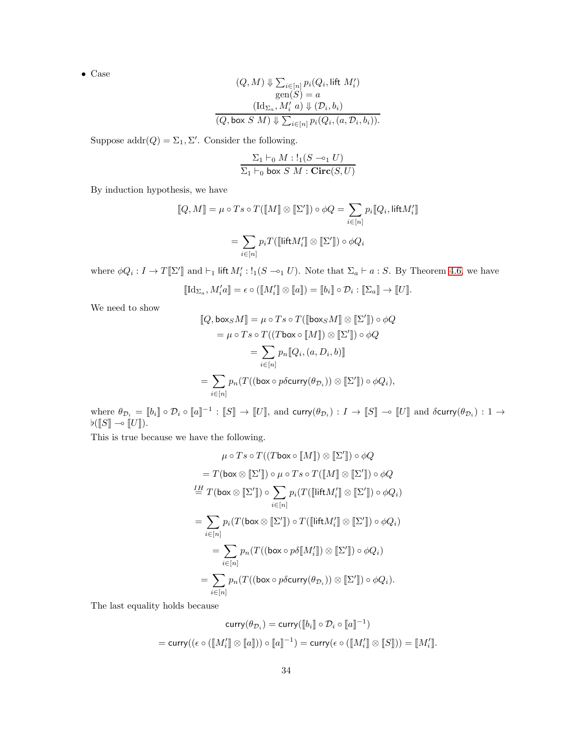- Case

$$\frac{\begin{array}{c}(Q, M) \Downarrow \sum_{i\in[n]} p_i(Q_i, \mathsf{lift}\ M_i') \\ \mathrm{gen}(S) = a \\ (\mathrm{Id}_{\Sigma_a}, M_i'\ a) \Downarrow (\mathcal{D}_i, b_i)\end{array}}{(Q, \mathsf{box}\ S\ M) \Downarrow \sum_{i\in[n]} p_i(Q_i, (a, \mathcal{D}_i, b_i)).}$$

Suppose $\mathrm{addr}(Q) = \Sigma_1, \Sigma'$. Consider the following.

$$\frac{\Sigma_1 \vdash_0 M : !_1(S \multimap_1 U)}{\Sigma_1 \vdash_0 \mathsf{box}\ S\ M : \mathbf{Circ}(S, U)}$$

By induction hypothesis, we have

$$[\![Q, M]\!] = \mu \circ Ts \circ T([\![M]\!] \otimes [\![\Sigma']\!]) \circ \phi Q = \sum_{i\in[n]} p_i [\![Q_i, \mathsf{lift} M_i']\!]$$

$$= \sum_{i\in[n]} p_i T([\![\mathsf{lift} M_i']\!] \otimes [\![\Sigma']\!]) \circ \phi Q_i$$

where $\phi Q_i : I \to T[\![\Sigma']\!]$ and $\vdash_1 \mathsf{lift}\, M_i' : !_1(S \multimap_1 U)$. Note that $\Sigma_a \vdash a : S$. By Theorem 4.6, we have

$$[\![\mathrm{Id}_{\Sigma_a}, M_i' a]\!] = \epsilon \circ ([\![M_i']\!] \otimes [\![a]\!]) = [\![b_i]\!] \circ \mathcal{D}_i : [\![\Sigma_a]\!] \to [\![U]\!].$$

We need to show

$$[\![Q, \mathsf{box}_S M]\!] = \mu \circ Ts \circ T([\![\mathsf{box}_S M]\!] \otimes [\![\Sigma']\!]) \circ \phi Q$$
$$= \mu \circ Ts \circ T((T\mathsf{box} \circ [\![M]\!]) \otimes [\![\Sigma']\!]) \circ \phi Q$$
$$= \sum_{i\in[n]} p_n [\![Q_i, (a, D_i, b)]\!]$$
$$= \sum_{i\in[n]} p_n (T((\mathsf{box} \circ p\delta \mathsf{curry}(\theta_{\mathcal{D}_i})) \otimes [\![\Sigma']\!]) \circ \phi Q_i),$$

where $\theta_{\mathcal{D}_i} = [\![b_i]\!] \circ \mathcal{D}_i \circ [\![a]\!]^{-1} : [\![S]\!] \to [\![U]\!]$, and $\mathsf{curry}(\theta_{\mathcal{D}_i}) : I \to [\![S]\!] \multimap [\![U]\!]$ and $\delta \mathsf{curry}(\theta_{\mathcal{D}_i}) : 1 \to \flat([\![S]\!] \multimap [\![U]\!])$.

This is true because we have the following.

$$\mu \circ Ts \circ T((T\mathsf{box} \circ [\![M]\!]) \otimes [\![\Sigma']\!]) \circ \phi Q$$
$$= T(\mathsf{box} \otimes [\![\Sigma']\!]) \circ \mu \circ Ts \circ T([\![M]\!] \otimes [\![\Sigma']\!]) \circ \phi Q$$
$$\overset{IH}{=} T(\mathsf{box} \otimes [\![\Sigma']\!]) \circ \sum_{i\in[n]} p_i (T([\![\mathsf{lift} M_i']\!] \otimes [\![\Sigma']\!]) \circ \phi Q_i)$$
$$= \sum_{i\in[n]} p_i (T(\mathsf{box} \otimes [\![\Sigma']\!]) \circ T([\![\mathsf{lift} M_i']\!] \otimes [\![\Sigma']\!]) \circ \phi Q_i)$$
$$= \sum_{i\in[n]} p_n (T((\mathsf{box} \circ p\delta [\![M_i']\!]) \otimes [\![\Sigma']\!]) \circ \phi Q_i)$$
$$= \sum_{i\in[n]} p_n (T((\mathsf{box} \circ p\delta \mathsf{curry}(\theta_{\mathcal{D}_i})) \otimes [\![\Sigma']\!]) \circ \phi Q_i).$$

The last equality holds because

$$\mathsf{curry}(\theta_{\mathcal{D}_i}) = \mathsf{curry}([\![b_i]\!] \circ \mathcal{D}_i \circ [\![a]\!]^{-1})$$
$$= \mathsf{curry}((\epsilon \circ ([\![M_i']\!] \otimes [\![a]\!])) \circ [\![a]\!]^{-1}) = \mathsf{curry}(\epsilon \circ ([\![M_i']\!] \otimes [\![S]\!])) = [\![M_i']\!].$$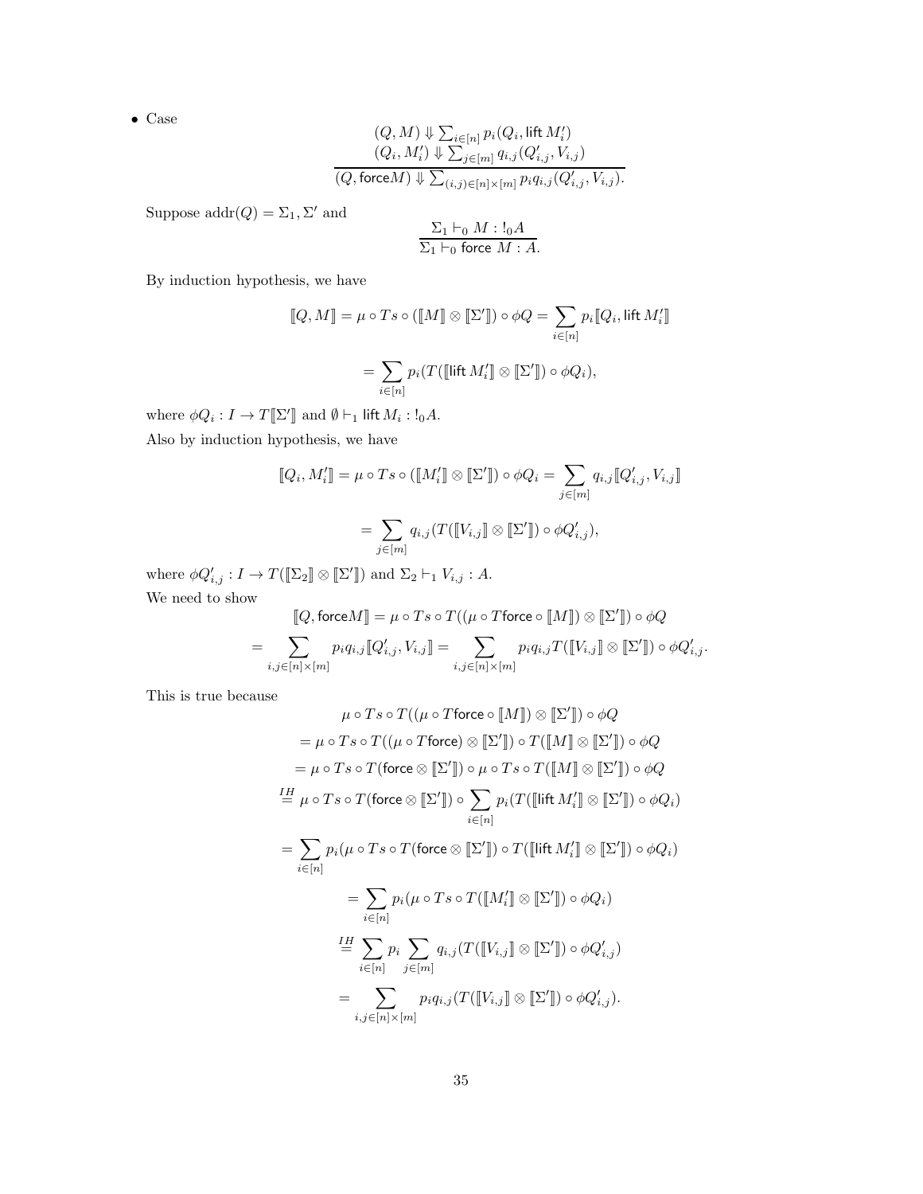- Case

$$\frac{\begin{array}{c}(Q, M) \Downarrow \sum_{i\in[n]} p_i(Q_i, \mathsf{lift}\, M_i') \\ (Q_i, M_i') \Downarrow \sum_{j\in[m]} q_{i,j}(Q'_{i,j}, V_{i,j})\end{array}}{(Q, \mathsf{force} M) \Downarrow \sum_{(i,j)\in[n]\times[m]} p_i q_{i,j}(Q'_{i,j}, V_{i,j}).}$$

Suppose $\mathrm{addr}(Q) = \Sigma_1, \Sigma'$ and

$$\frac{\Sigma_1 \vdash_0 M : !_0 A}{\Sigma_1 \vdash_0 \mathsf{force}\ M : A.}$$

By induction hypothesis, we have

$$[\![Q, M]\!] = \mu \circ Ts \circ ([\![M]\!] \otimes [\![\Sigma']\!]) \circ \phi Q = \sum_{i\in[n]} p_i [\![Q_i, \mathsf{lift}\, M_i']\!]$$

$$= \sum_{i\in[n]} p_i (T([\![\mathsf{lift}\, M_i']\!] \otimes [\![\Sigma']\!]) \circ \phi Q_i),$$

where $\phi Q_i : I \to T[\![\Sigma']\!]$ and $\emptyset \vdash_1 \mathsf{lift}\, M_i : !_0 A$.

Also by induction hypothesis, we have

$$[\![Q_i, M_i']\!] = \mu \circ Ts \circ ([\![M_i']\!] \otimes [\![\Sigma']\!]) \circ \phi Q_i = \sum_{j\in[m]} q_{i,j} [\![Q'_{i,j}, V_{i,j}]\!]$$

$$= \sum_{j\in[m]} q_{i,j} (T([\![V_{i,j}]\!] \otimes [\![\Sigma']\!]) \circ \phi Q'_{i,j}),$$

where $\phi Q'_{i,j} : I \to T([\![\Sigma_2]\!] \otimes [\![\Sigma']\!])$ and $\Sigma_2 \vdash_1 V_{i,j} : A$.

We need to show

$$[\![Q, \mathsf{force} M]\!] = \mu \circ Ts \circ T((\mu \circ T\mathsf{force} \circ [\![M]\!]) \otimes [\![\Sigma']\!]) \circ \phi Q$$

$$= \sum_{i,j\in[n]\times[m]} p_i q_{i,j} [\![Q'_{i,j}, V_{i,j}]\!] = \sum_{i,j\in[n]\times[m]} p_i q_{i,j} T([\![V_{i,j}]\!] \otimes [\![\Sigma']\!]) \circ \phi Q'_{i,j}.$$

This is true because

$$\mu \circ Ts \circ T((\mu \circ T\mathsf{force} \circ [\![M]\!]) \otimes [\![\Sigma']\!]) \circ \phi Q$$

$$= \mu \circ Ts \circ T((\mu \circ T\mathsf{force}) \otimes [\![\Sigma']\!]) \circ T([\![M]\!] \otimes [\![\Sigma']\!]) \circ \phi Q$$

$$= \mu \circ Ts \circ T(\mathsf{force} \otimes [\![\Sigma']\!]) \circ \mu \circ Ts \circ T([\![M]\!] \otimes [\![\Sigma']\!]) \circ \phi Q$$

$$\stackrel{IH}{=} \mu \circ Ts \circ T(\mathsf{force} \otimes [\![\Sigma']\!]) \circ \sum_{i\in[n]} p_i (T([\![\mathsf{lift}\, M_i']\!] \otimes [\![\Sigma']\!]) \circ \phi Q_i)$$

$$= \sum_{i\in[n]} p_i (\mu \circ Ts \circ T(\mathsf{force} \otimes [\![\Sigma']\!]) \circ T([\![\mathsf{lift}\, M_i']\!] \otimes [\![\Sigma']\!]) \circ \phi Q_i)$$

$$= \sum_{i\in[n]} p_i (\mu \circ Ts \circ T([\![M_i']\!] \otimes [\![\Sigma']\!]) \circ \phi Q_i)$$

$$\stackrel{IH}{=} \sum_{i\in[n]} p_i \sum_{j\in[m]} q_{i,j} (T([\![V_{i,j}]\!] \otimes [\![\Sigma']\!]) \circ \phi Q'_{i,j})$$

$$= \sum_{i,j\in[n]\times[m]} p_i q_{i,j} (T([\![V_{i,j}]\!] \otimes [\![\Sigma']\!]) \circ \phi Q'_{i,j}).$$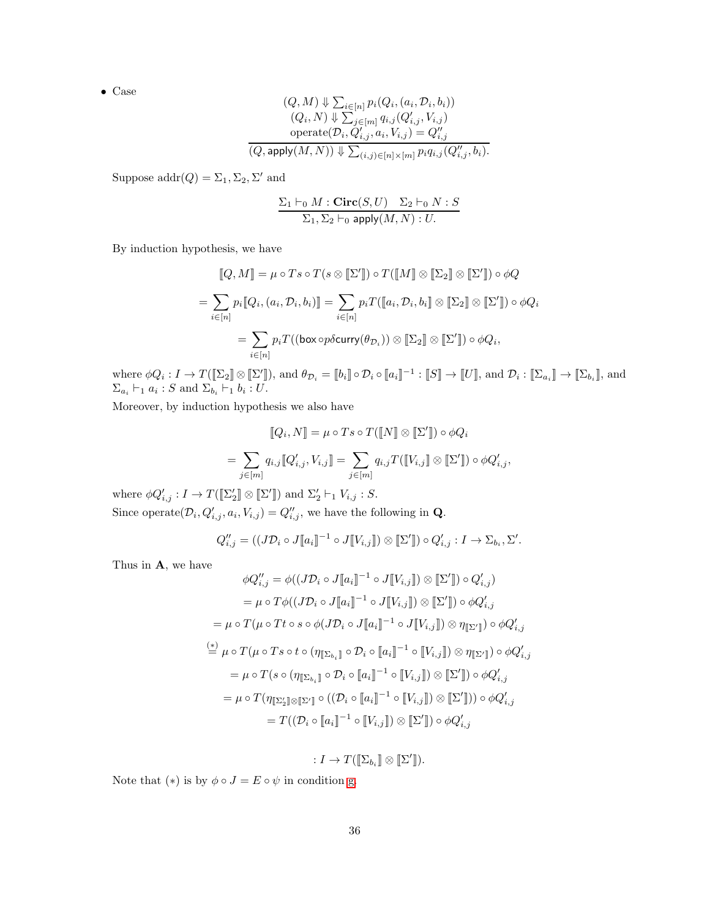- Case

$$\frac{\begin{array}{c}(Q, M) \Downarrow \sum_{i\in[n]} p_i(Q_i, (a_i, \mathcal{D}_i, b_i)) \\ (Q_i, N) \Downarrow \sum_{j\in[m]} q_{i,j}(Q'_{i,j}, V_{i,j}) \\ \text{operate}(\mathcal{D}_i, Q'_{i,j}, a_i, V_{i,j}) = Q''_{i,j}\end{array}}{(Q, \mathsf{apply}(M, N)) \Downarrow \sum_{(i,j)\in[n]\times[m]} p_i q_{i,j}(Q''_{i,j}, b_i).}$$

Suppose $\mathrm{addr}(Q) = \Sigma_1, \Sigma_2, \Sigma'$ and

$$\frac{\Sigma_1 \vdash_0 M : \mathbf{Circ}(S, U) \quad \Sigma_2 \vdash_0 N : S}{\Sigma_1, \Sigma_2 \vdash_0 \mathsf{apply}(M, N) : U.}$$

By induction hypothesis, we have

$$\llbracket Q, M \rrbracket = \mu \circ Ts \circ T(s \otimes \llbracket \Sigma' \rrbracket) \circ T(\llbracket M \rrbracket \otimes \llbracket \Sigma_2 \rrbracket \otimes \llbracket \Sigma' \rrbracket) \circ \phi Q$$

$$= \sum_{i\in[n]} p_i \llbracket Q_i, (a_i, \mathcal{D}_i, b_i) \rrbracket = \sum_{i\in[n]} p_i T(\llbracket a_i, \mathcal{D}_i, b_i \rrbracket \otimes \llbracket \Sigma_2 \rrbracket \otimes \llbracket \Sigma' \rrbracket) \circ \phi Q_i$$

$$= \sum_{i\in[n]} p_i T((\mathsf{box} \circ p\delta\mathsf{curry}(\theta_{\mathcal{D}_i})) \otimes \llbracket \Sigma_2 \rrbracket \otimes \llbracket \Sigma' \rrbracket) \circ \phi Q_i,$$

where $\phi Q_i : I \to T(\llbracket \Sigma_2 \rrbracket \otimes \llbracket \Sigma' \rrbracket)$, and $\theta_{\mathcal{D}_i} = \llbracket b_i \rrbracket \circ \mathcal{D}_i \circ \llbracket a_i \rrbracket^{-1} : \llbracket S \rrbracket \to \llbracket U \rrbracket$, and $\mathcal{D}_i : \llbracket \Sigma_{a_i} \rrbracket \to \llbracket \Sigma_{b_i} \rrbracket$, and $\Sigma_{a_i} \vdash_1 a_i : S$ and $\Sigma_{b_i} \vdash_1 b_i : U$.

Moreover, by induction hypothesis we also have

$$\llbracket Q_i, N \rrbracket = \mu \circ Ts \circ T(\llbracket N \rrbracket \otimes \llbracket \Sigma' \rrbracket) \circ \phi Q_i$$

$$= \sum_{j\in[m]} q_{i,j} \llbracket Q'_{i,j}, V_{i,j} \rrbracket = \sum_{j\in[m]} q_{i,j} T(\llbracket V_{i,j} \rrbracket \otimes \llbracket \Sigma' \rrbracket) \circ \phi Q'_{i,j},$$

where $\phi Q'_{i,j} : I \to T(\llbracket \Sigma'_2 \rrbracket \otimes \llbracket \Sigma' \rrbracket)$ and $\Sigma'_2 \vdash_1 V_{i,j} : S$.

Since $\text{operate}(\mathcal{D}_i, Q'_{i,j}, a_i, V_{i,j}) = Q''_{i,j}$, we have the following in $\mathbf{Q}$.

$$Q''_{i,j} = ((J\mathcal{D}_i \circ J\llbracket a_i \rrbracket^{-1} \circ J\llbracket V_{i,j} \rrbracket) \otimes \llbracket \Sigma' \rrbracket) \circ Q'_{i,j} : I \to \Sigma_{b_i}, \Sigma'.$$

Thus in $\mathbf{A}$, we have

$$\begin{aligned}
\phi Q''_{i,j} &= \phi((J\mathcal{D}_i \circ J\llbracket a_i \rrbracket^{-1} \circ J\llbracket V_{i,j} \rrbracket) \otimes \llbracket \Sigma' \rrbracket) \circ Q'_{i,j}) \\
&= \mu \circ T\phi((J\mathcal{D}_i \circ J\llbracket a_i \rrbracket^{-1} \circ J\llbracket V_{i,j} \rrbracket) \otimes \llbracket \Sigma' \rrbracket) \circ \phi Q'_{i,j} \\
&= \mu \circ T(\mu \circ Tt \circ s \circ \phi(J\mathcal{D}_i \circ J\llbracket a_i \rrbracket^{-1} \circ J\llbracket V_{i,j} \rrbracket) \otimes \eta_{\llbracket \Sigma' \rrbracket}) \circ \phi Q'_{i,j} \\
&\overset{(*)}{=} \mu \circ T(\mu \circ Ts \circ t \circ (\eta_{\llbracket \Sigma_{b_i} \rrbracket} \circ \mathcal{D}_i \circ \llbracket a_i \rrbracket^{-1} \circ \llbracket V_{i,j} \rrbracket) \otimes \eta_{\llbracket \Sigma' \rrbracket}) \circ \phi Q'_{i,j} \\
&= \mu \circ T(s \circ (\eta_{\llbracket \Sigma_{b_i} \rrbracket} \circ \mathcal{D}_i \circ \llbracket a_i \rrbracket^{-1} \circ \llbracket V_{i,j} \rrbracket) \otimes \llbracket \Sigma' \rrbracket) \circ \phi Q'_{i,j} \\
&= \mu \circ T(\eta_{\llbracket \Sigma'_2 \rrbracket \otimes \llbracket \Sigma' \rrbracket} \circ ((\mathcal{D}_i \circ \llbracket a_i \rrbracket^{-1} \circ \llbracket V_{i,j} \rrbracket) \otimes \llbracket \Sigma' \rrbracket)) \circ \phi Q'_{i,j} \\
&= T((\mathcal{D}_i \circ \llbracket a_i \rrbracket^{-1} \circ \llbracket V_{i,j} \rrbracket) \otimes \llbracket \Sigma' \rrbracket) \circ \phi Q'_{i,j}
\end{aligned}$$

$$: I \to T(\llbracket \Sigma_{b_i} \rrbracket \otimes \llbracket \Sigma' \rrbracket).$$

Note that $(*)$ is by $\phi \circ J = E \circ \psi$ in condition 9.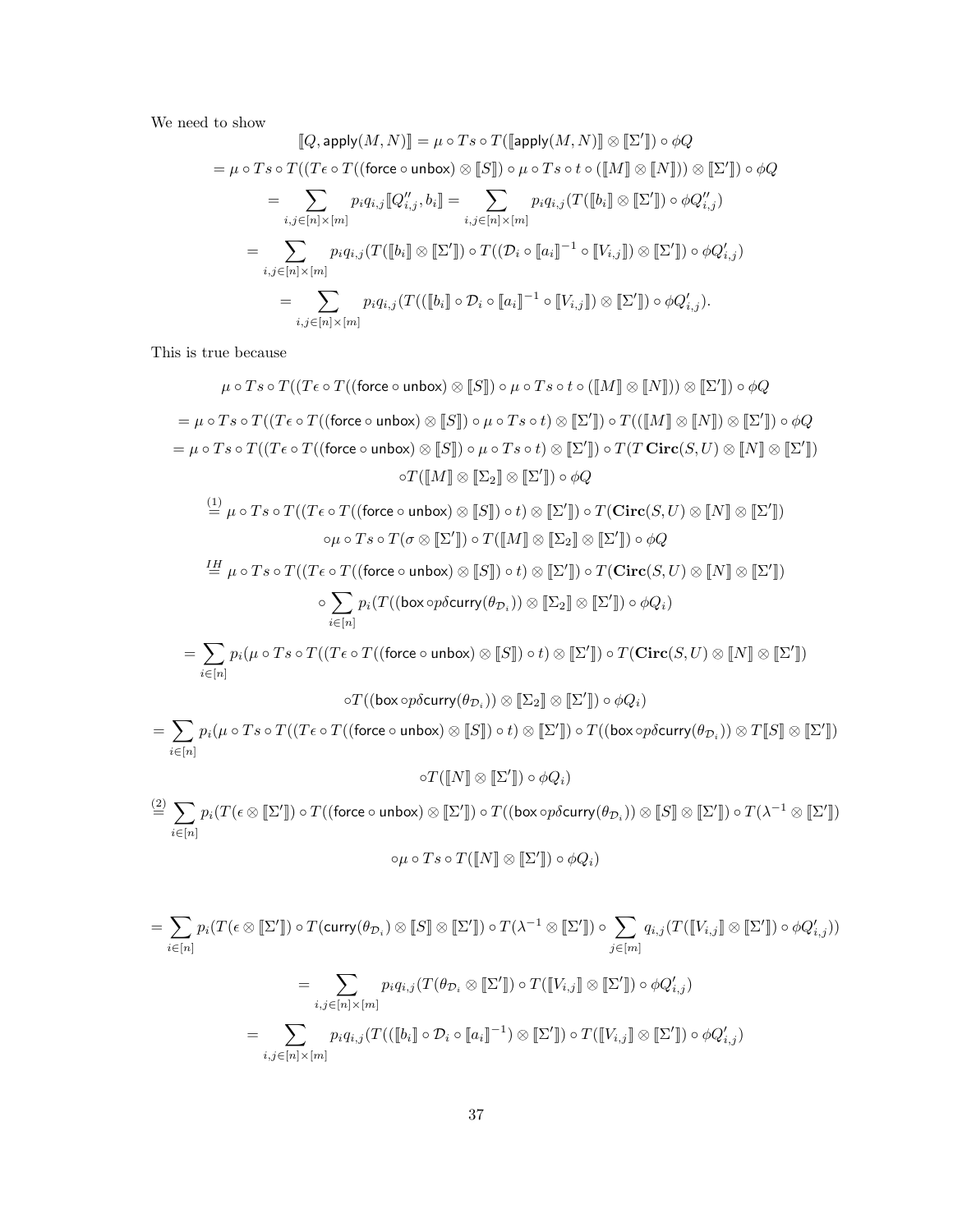We need to show

$$
\begin{aligned}
\llbracket Q, \mathsf{apply}(M,N) \rrbracket &= \mu \circ Ts \circ T(\llbracket \mathsf{apply}(M,N) \rrbracket \otimes \llbracket \Sigma' \rrbracket) \circ \phi Q \\
= \mu \circ Ts \circ T((T\epsilon \circ T((\mathsf{force} \circ \mathsf{unbox}) \otimes \llbracket S \rrbracket) &\circ \mu \circ Ts \circ t \circ (\llbracket M \rrbracket \otimes \llbracket N \rrbracket)) \otimes \llbracket \Sigma' \rrbracket) \circ \phi Q \\
&= \sum_{i,j \in [n]\times[m]} p_i q_{i,j} \llbracket Q''_{i,j}, b_i \rrbracket = \sum_{i,j \in [n]\times[m]} p_i q_{i,j} (T(\llbracket b_i \rrbracket \otimes \llbracket \Sigma' \rrbracket) \circ \phi Q''_{i,j}) \\
&= \sum_{i,j \in [n]\times[m]} p_i q_{i,j} (T(\llbracket b_i \rrbracket \otimes \llbracket \Sigma' \rrbracket) \circ T((\mathcal{D}_i \circ \llbracket a_i \rrbracket^{-1} \circ \llbracket V_{i,j} \rrbracket) \otimes \llbracket \Sigma' \rrbracket) \circ \phi Q'_{i,j}) \\
&= \sum_{i,j \in [n]\times[m]} p_i q_{i,j} (T((\llbracket b_i \rrbracket \circ \mathcal{D}_i \circ \llbracket a_i \rrbracket^{-1} \circ \llbracket V_{i,j} \rrbracket) \otimes \llbracket \Sigma' \rrbracket) \circ \phi Q'_{i,j}).
\end{aligned}
$$

This is true because

$$
\begin{aligned}
&\mu \circ Ts \circ T((T\epsilon \circ T((\mathsf{force} \circ \mathsf{unbox}) \otimes \llbracket S \rrbracket) \circ \mu \circ Ts \circ t \circ (\llbracket M \rrbracket \otimes \llbracket N \rrbracket)) \otimes \llbracket \Sigma' \rrbracket) \circ \phi Q \\
&= \mu \circ Ts \circ T((T\epsilon \circ T((\mathsf{force} \circ \mathsf{unbox}) \otimes \llbracket S \rrbracket) \circ \mu \circ Ts \circ t) \otimes \llbracket \Sigma' \rrbracket) \circ T((\llbracket M \rrbracket \otimes \llbracket N \rrbracket) \otimes \llbracket \Sigma' \rrbracket) \circ \phi Q \\
&= \mu \circ Ts \circ T((T\epsilon \circ T((\mathsf{force} \circ \mathsf{unbox}) \otimes \llbracket S \rrbracket) \circ \mu \circ Ts \circ t) \otimes \llbracket \Sigma' \rrbracket) \circ T(T\,\mathbf{Circ}(S,U) \otimes \llbracket N \rrbracket \otimes \llbracket \Sigma' \rrbracket) \\
&\qquad \circ T(\llbracket M \rrbracket \otimes \llbracket \Sigma_2 \rrbracket \otimes \llbracket \Sigma' \rrbracket) \circ \phi Q \\
&\overset{(1)}{=} \mu \circ Ts \circ T((T\epsilon \circ T((\mathsf{force} \circ \mathsf{unbox}) \otimes \llbracket S \rrbracket) \circ t) \otimes \llbracket \Sigma' \rrbracket) \circ T(\mathbf{Circ}(S,U) \otimes \llbracket N \rrbracket \otimes \llbracket \Sigma' \rrbracket) \\
&\qquad \circ \mu \circ Ts \circ T(\sigma \otimes \llbracket \Sigma' \rrbracket) \circ T(\llbracket M \rrbracket \otimes \llbracket \Sigma_2 \rrbracket \otimes \llbracket \Sigma' \rrbracket) \circ \phi Q \\
&\overset{IH}{=} \mu \circ Ts \circ T((T\epsilon \circ T((\mathsf{force} \circ \mathsf{unbox}) \otimes \llbracket S \rrbracket) \circ t) \otimes \llbracket \Sigma' \rrbracket) \circ T(\mathbf{Circ}(S,U) \otimes \llbracket N \rrbracket \otimes \llbracket \Sigma' \rrbracket) \\
&\qquad \circ \sum_{i \in [n]} p_i (T((\mathsf{box} \circ p\delta\mathsf{curry}(\theta_{\mathcal{D}_i})) \otimes \llbracket \Sigma_2 \rrbracket \otimes \llbracket \Sigma' \rrbracket) \circ \phi Q_i) \\
&= \sum_{i \in [n]} p_i (\mu \circ Ts \circ T((T\epsilon \circ T((\mathsf{force} \circ \mathsf{unbox}) \otimes \llbracket S \rrbracket) \circ t) \otimes \llbracket \Sigma' \rrbracket) \circ T(\mathbf{Circ}(S,U) \otimes \llbracket N \rrbracket \otimes \llbracket \Sigma' \rrbracket) \\
&\qquad \circ T((\mathsf{box} \circ p\delta\mathsf{curry}(\theta_{\mathcal{D}_i})) \otimes \llbracket \Sigma_2 \rrbracket \otimes \llbracket \Sigma' \rrbracket) \circ \phi Q_i) \\
&= \sum_{i \in [n]} p_i (\mu \circ Ts \circ T((T\epsilon \circ T((\mathsf{force} \circ \mathsf{unbox}) \otimes \llbracket S \rrbracket) \circ t) \otimes \llbracket \Sigma' \rrbracket) \circ T((\mathsf{box} \circ p\delta\mathsf{curry}(\theta_{\mathcal{D}_i})) \otimes T\llbracket S \rrbracket \otimes \llbracket \Sigma' \rrbracket) \\
&\qquad \circ T(\llbracket N \rrbracket \otimes \llbracket \Sigma' \rrbracket) \circ \phi Q_i) \\
&\overset{(2)}{=} \sum_{i \in [n]} p_i (T(\epsilon \otimes \llbracket \Sigma' \rrbracket) \circ T((\mathsf{force} \circ \mathsf{unbox}) \otimes \llbracket \Sigma' \rrbracket) \circ T((\mathsf{box} \circ p\delta\mathsf{curry}(\theta_{\mathcal{D}_i})) \otimes \llbracket S \rrbracket \otimes \llbracket \Sigma' \rrbracket) \circ T(\lambda^{-1} \otimes \llbracket \Sigma' \rrbracket) \\
&\qquad \circ \mu \circ Ts \circ T(\llbracket N \rrbracket \otimes \llbracket \Sigma' \rrbracket) \circ \phi Q_i)
\end{aligned}
$$

$$
\begin{aligned}
&= \sum_{i \in [n]} p_i (T(\epsilon \otimes \llbracket \Sigma' \rrbracket) \circ T(\mathsf{curry}(\theta_{\mathcal{D}_i}) \otimes \llbracket S \rrbracket \otimes \llbracket \Sigma' \rrbracket) \circ T(\lambda^{-1} \otimes \llbracket \Sigma' \rrbracket) \circ \sum_{j \in [m]} q_{i,j} (T(\llbracket V_{i,j} \rrbracket \otimes \llbracket \Sigma' \rrbracket) \circ \phi Q'_{i,j})) \\
&= \sum_{i,j \in [n]\times[m]} p_i q_{i,j} (T(\theta_{\mathcal{D}_i} \otimes \llbracket \Sigma' \rrbracket) \circ T(\llbracket V_{i,j} \rrbracket \otimes \llbracket \Sigma' \rrbracket) \circ \phi Q'_{i,j}) \\
&= \sum_{i,j \in [n]\times[m]} p_i q_{i,j} (T((\llbracket b_i \rrbracket \circ \mathcal{D}_i \circ \llbracket a_i \rrbracket^{-1}) \otimes \llbracket \Sigma' \rrbracket) \circ T(\llbracket V_{i,j} \rrbracket \otimes \llbracket \Sigma' \rrbracket) \circ \phi Q'_{i,j})
\end{aligned}
$$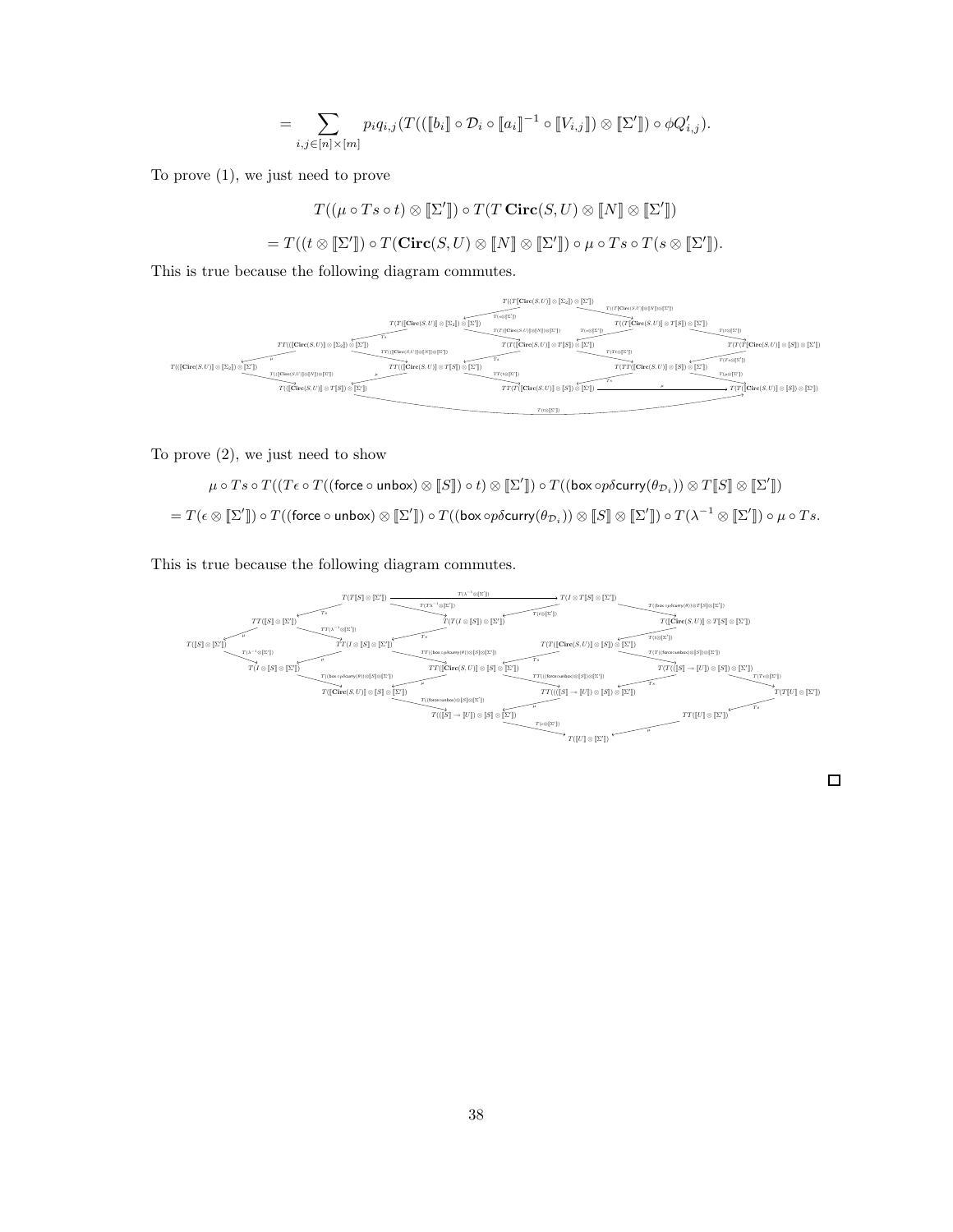$$= \sum_{i,j \in [n] \times [m]} p_i q_{i,j} (T((\llbracket b_i \rrbracket \circ \mathcal{D}_i \circ \llbracket a_i \rrbracket^{-1} \circ \llbracket V_{i,j} \rrbracket) \otimes \llbracket \Sigma' \rrbracket) \circ \phi Q'_{i,j}).$$

To prove (1), we just need to prove

$$T((\mu \circ Ts \circ t) \otimes \llbracket \Sigma' \rrbracket) \circ T(T\, \mathbf{Circ}(S,U) \otimes \llbracket N \rrbracket \otimes \llbracket \Sigma' \rrbracket)$$

$$= T((t \otimes \llbracket \Sigma' \rrbracket) \circ T(\mathbf{Circ}(S,U) \otimes \llbracket N \rrbracket \otimes \llbracket \Sigma' \rrbracket) \circ \mu \circ Ts \circ T(s \otimes \llbracket \Sigma' \rrbracket).$$

This is true because the following diagram commutes.

To prove (2), we just need to show

$$\mu \circ Ts \circ T((T\epsilon \circ T((\mathsf{force} \circ \mathsf{unbox}) \otimes \llbracket S \rrbracket) \circ t) \otimes \llbracket \Sigma' \rrbracket) \circ T((\mathsf{box} \circ p\delta\mathsf{curry}(\theta_{\mathcal{D}_i})) \otimes T\llbracket S \rrbracket \otimes \llbracket \Sigma' \rrbracket)$$

$$= T(\epsilon \otimes \llbracket \Sigma' \rrbracket) \circ T((\mathsf{force} \circ \mathsf{unbox}) \otimes \llbracket \Sigma' \rrbracket) \circ T((\mathsf{box} \circ p\delta\mathsf{curry}(\theta_{\mathcal{D}_i})) \otimes \llbracket S \rrbracket \otimes \llbracket \Sigma' \rrbracket) \circ T(\lambda^{-1} \otimes \llbracket \Sigma' \rrbracket) \circ \mu \circ Ts.$$

This is true because the following diagram commutes.

□